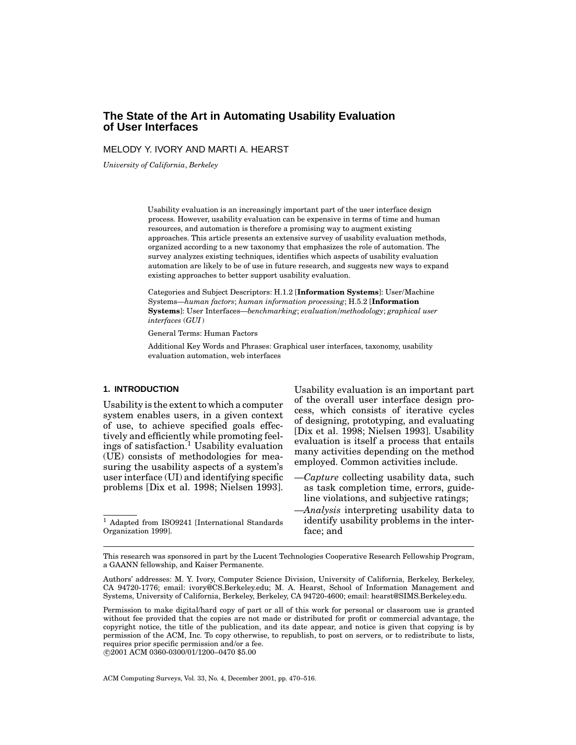# The State of the Art in Automating Usability Evaluation of User Interfaces

MELODY Y. IVORY AND MARTI A. HEARST

*University of California, Berkeley*

Usability evaluation is an increasingly important part of the user interface design process. However, usability evaluation can be expensive in terms of time and human resources, and automation is therefore a promising way to augment existing approaches. This article presents an extensive survey of usability evaluation methods, organized according to a new taxonomy that emphasizes the role of automation. The survey analyzes existing techniques, identifies which aspects of usability evaluation automation are likely to be of use in future research, and suggests new ways to expand existing approaches to better support usability evaluation.

Categories and Subject Descriptors: H.1.2 [**Information Systems**]: User/Machine Systems—*human factors*; *human information processing*; H.5.2 [**Information Systems**]: User Interfaces—*benchmarking*; *evaluation/methodology*; *graphical user interfaces (GUI)*

General Terms: Human Factors

Additional Key Words and Phrases: Graphical user interfaces, taxonomy, usability evaluation automation, web interfaces

## 1. INTRODUCTION

Usability is the extent to which a computer system enables users, in a given context of use, to achieve specified goals effectively and efficiently while promoting feelings of satisfaction.[1] Usability evaluation (UE) consists of methodologies for measuring the usability aspects of a system's user interface (UI) and identifying specific problems [Dix et al. 1998; Nielsen 1993]. Usability evaluation is an important part of the overall user interface design process, which consists of iterative cycles of designing, prototyping, and evaluating [Dix et al. 1998; Nielsen 1993]. Usability evaluation is itself a process that entails many activities depending on the method employed. Common activities include.

—*Capture* collecting usability data, such as task completion time, errors, guideline violations, and subjective ratings;

—*Analysis* interpreting usability data to identify usability problems in the interface; and

[1] Adapted from ISO9241 [International Standards Organization 1999].

This research was sponsored in part by the Lucent Technologies Cooperative Research Fellowship Program, a GAANN fellowship, and Kaiser Permanente.

Authors' addresses: M. Y. Ivory, Computer Science Division, University of California, Berkeley, Berkeley, CA 94720-1776; email: ivory@CS.Berkeley.edu; M. A. Hearst, School of Information Management and Systems, University of California, Berkeley, Berkeley, CA 94720-4600; email: hearst@SIMS.Berkeley.edu.

Permission to make digital/hard copy of part or all of this work for personal or classroom use is granted without fee provided that the copies are not made or distributed for profit or commercial advantage, the copyright notice, the title of the publication, and its date appear, and notice is given that copying is by permission of the ACM, Inc. To copy otherwise, to republish, to post on servers, or to redistribute to lists, requires prior specific permission and/or a fee.
©2001 ACM 0360-0300/01/1200–0470 $5.00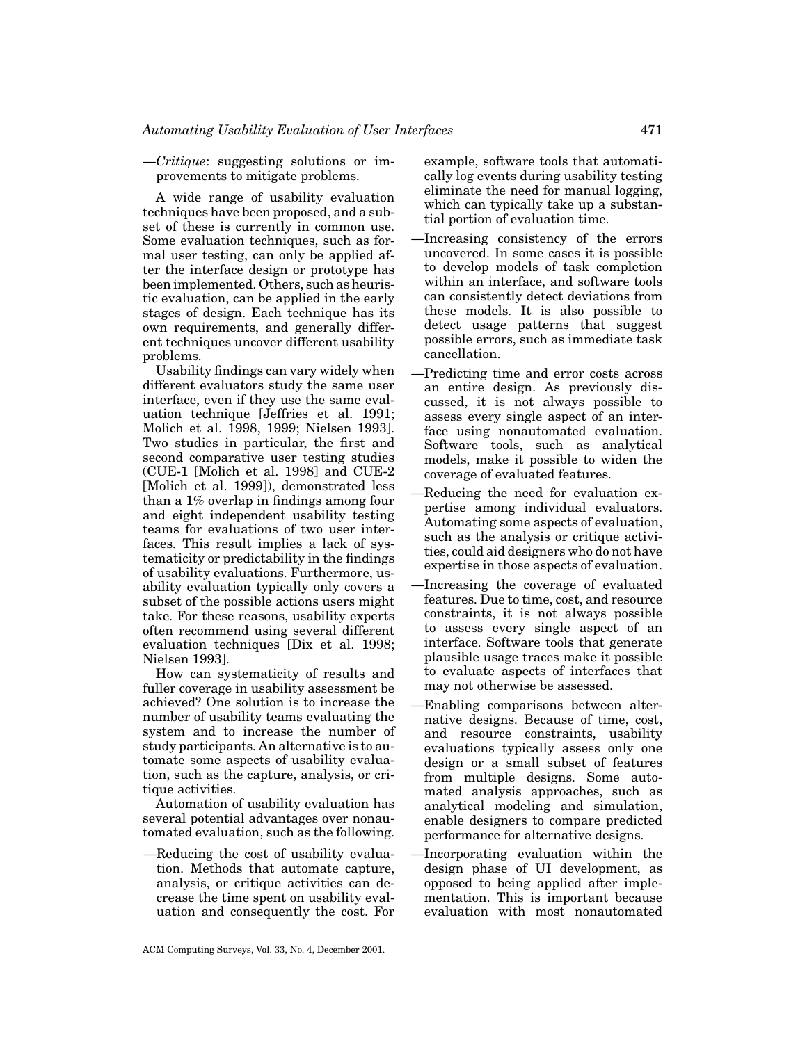—*Critique*: suggesting solutions or improvements to mitigate problems.

A wide range of usability evaluation techniques have been proposed, and a subset of these is currently in common use. Some evaluation techniques, such as formal user testing, can only be applied after the interface design or prototype has been implemented. Others, such as heuristic evaluation, can be applied in the early stages of design. Each technique has its own requirements, and generally different techniques uncover different usability problems.

Usability findings can vary widely when different evaluators study the same user interface, even if they use the same evaluation technique [Jeffries et al. 1991; Molich et al. 1998, 1999; Nielsen 1993]. Two studies in particular, the first and second comparative user testing studies (CUE-1 [Molich et al. 1998] and CUE-2 [Molich et al. 1999]), demonstrated less than a 1% overlap in findings among four and eight independent usability testing teams for evaluations of two user interfaces. This result implies a lack of systematicity or predictability in the findings of usability evaluations. Furthermore, usability evaluation typically only covers a subset of the possible actions users might take. For these reasons, usability experts often recommend using several different evaluation techniques [Dix et al. 1998; Nielsen 1993].

How can systematicity of results and fuller coverage in usability assessment be achieved? One solution is to increase the number of usability teams evaluating the system and to increase the number of study participants. An alternative is to automate some aspects of usability evaluation, such as the capture, analysis, or critique activities.

Automation of usability evaluation has several potential advantages over nonautomated evaluation, such as the following.

—Reducing the cost of usability evaluation. Methods that automate capture, analysis, or critique activities can decrease the time spent on usability evaluation and consequently the cost. For example, software tools that automatically log events during usability testing eliminate the need for manual logging, which can typically take up a substantial portion of evaluation time.

—Increasing consistency of the errors uncovered. In some cases it is possible to develop models of task completion within an interface, and software tools can consistently detect deviations from these models. It is also possible to detect usage patterns that suggest possible errors, such as immediate task cancellation.

—Predicting time and error costs across an entire design. As previously discussed, it is not always possible to assess every single aspect of an interface using nonautomated evaluation. Software tools, such as analytical models, make it possible to widen the coverage of evaluated features.

—Reducing the need for evaluation expertise among individual evaluators. Automating some aspects of evaluation, such as the analysis or critique activities, could aid designers who do not have expertise in those aspects of evaluation.

—Increasing the coverage of evaluated features. Due to time, cost, and resource constraints, it is not always possible to assess every single aspect of an interface. Software tools that generate plausible usage traces make it possible to evaluate aspects of interfaces that may not otherwise be assessed.

—Enabling comparisons between alternative designs. Because of time, cost, and resource constraints, usability evaluations typically assess only one design or a small subset of features from multiple designs. Some automated analysis approaches, such as analytical modeling and simulation, enable designers to compare predicted performance for alternative designs.

—Incorporating evaluation within the design phase of UI development, as opposed to being applied after implementation. This is important because evaluation with most nonautomated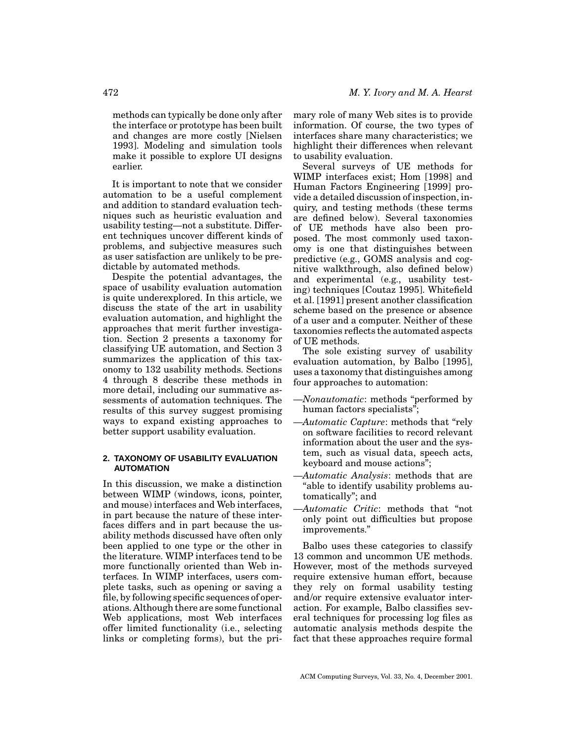methods can typically be done only after the interface or prototype has been built and changes are more costly [Nielsen 1993]. Modeling and simulation tools make it possible to explore UI designs earlier.

It is important to note that we consider automation to be a useful complement and addition to standard evaluation techniques such as heuristic evaluation and usability testing—not a substitute. Different techniques uncover different kinds of problems, and subjective measures such as user satisfaction are unlikely to be predictable by automated methods.

Despite the potential advantages, the space of usability evaluation automation is quite underexplored. In this article, we discuss the state of the art in usability evaluation automation, and highlight the approaches that merit further investigation. Section 2 presents a taxonomy for classifying UE automation, and Section 3 summarizes the application of this taxonomy to 132 usability methods. Sections 4 through 8 describe these methods in more detail, including our summative assessments of automation techniques. The results of this survey suggest promising ways to expand existing approaches to better support usability evaluation.

## 2. TAXONOMY OF USABILITY EVALUATION AUTOMATION

In this discussion, we make a distinction between WIMP (windows, icons, pointer, and mouse) interfaces and Web interfaces, in part because the nature of these interfaces differs and in part because the usability methods discussed have often only been applied to one type or the other in the literature. WIMP interfaces tend to be more functionally oriented than Web interfaces. In WIMP interfaces, users complete tasks, such as opening or saving a file, by following specific sequences of operations. Although there are some functional Web applications, most Web interfaces offer limited functionality (i.e., selecting links or completing forms), but the primary role of many Web sites is to provide information. Of course, the two types of interfaces share many characteristics; we highlight their differences when relevant to usability evaluation.

Several surveys of UE methods for WIMP interfaces exist; Hom [1998] and Human Factors Engineering [1999] provide a detailed discussion of inspection, inquiry, and testing methods (these terms are defined below). Several taxonomies of UE methods have also been proposed. The most commonly used taxonomy is one that distinguishes between predictive (e.g., GOMS analysis and cognitive walkthrough, also defined below) and experimental (e.g., usability testing) techniques [Coutaz 1995]. Whitefield et al. [1991] present another classification scheme based on the presence or absence of a user and a computer. Neither of these taxonomies reflects the automated aspects of UE methods.

The sole existing survey of usability evaluation automation, by Balbo [1995], uses a taxonomy that distinguishes among four approaches to automation:

—*Nonautomatic*: methods "performed by human factors specialists";

—*Automatic Capture*: methods that "rely on software facilities to record relevant information about the user and the system, such as visual data, speech acts, keyboard and mouse actions";

—*Automatic Analysis*: methods that are "able to identify usability problems automatically"; and

—*Automatic Critic*: methods that "not only point out difficulties but propose improvements."

Balbo uses these categories to classify 13 common and uncommon UE methods. However, most of the methods surveyed require extensive human effort, because they rely on formal usability testing and/or require extensive evaluator interaction. For example, Balbo classifies several techniques for processing log files as automatic analysis methods despite the fact that these approaches require formal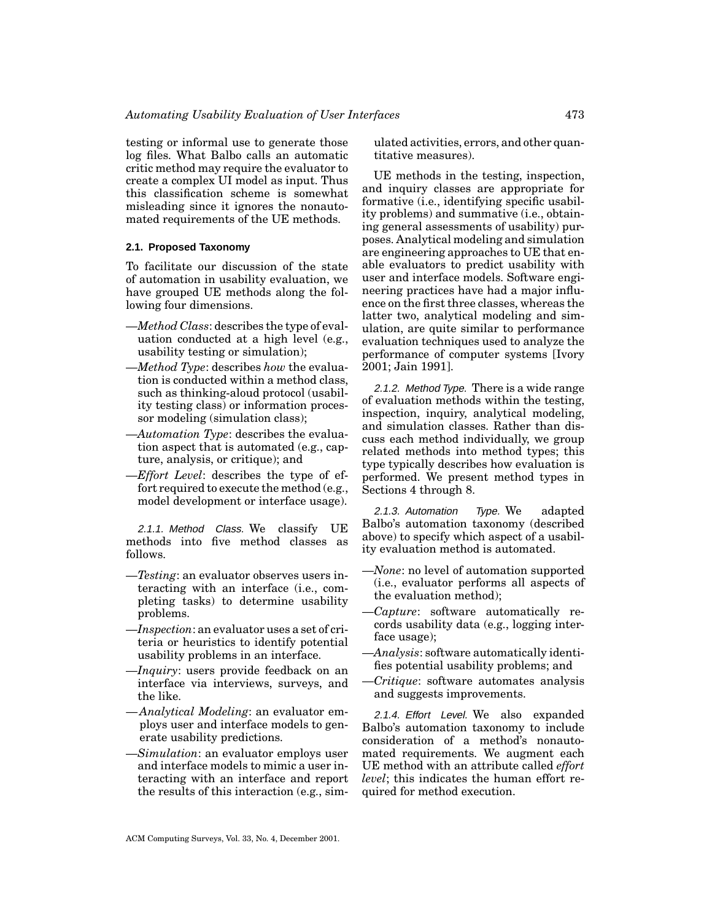testing or informal use to generate those log files. What Balbo calls an automatic critic method may require the evaluator to create a complex UI model as input. Thus this classification scheme is somewhat misleading since it ignores the nonautomated requirements of the UE methods.

### 2.1. Proposed Taxonomy

To facilitate our discussion of the state of automation in usability evaluation, we have grouped UE methods along the following four dimensions.

- —*Method Class*: describes the type of evaluation conducted at a high level (e.g., usability testing or simulation);
- —*Method Type*: describes *how* the evaluation is conducted within a method class, such as thinking-aloud protocol (usability testing class) or information processor modeling (simulation class);
- —*Automation Type*: describes the evaluation aspect that is automated (e.g., capture, analysis, or critique); and
- —*Effort Level*: describes the type of effort required to execute the method (e.g., model development or interface usage).

*2.1.1. Method Class.* We classify UE methods into five method classes as follows.

- —*Testing*: an evaluator observes users interacting with an interface (i.e., completing tasks) to determine usability problems.
- —*Inspection*: an evaluator uses a set of criteria or heuristics to identify potential usability problems in an interface.
- —*Inquiry*: users provide feedback on an interface via interviews, surveys, and the like.
- —*Analytical Modeling*: an evaluator employs user and interface models to generate usability predictions.
- —*Simulation*: an evaluator employs user and interface models to mimic a user interacting with an interface and report the results of this interaction (e.g., simulated activities, errors, and other quantitative measures).

UE methods in the testing, inspection, and inquiry classes are appropriate for formative (i.e., identifying specific usability problems) and summative (i.e., obtaining general assessments of usability) purposes. Analytical modeling and simulation are engineering approaches to UE that enable evaluators to predict usability with user and interface models. Software engineering practices have had a major influence on the first three classes, whereas the latter two, analytical modeling and simulation, are quite similar to performance evaluation techniques used to analyze the performance of computer systems [Ivory 2001; Jain 1991].

*2.1.2. Method Type.* There is a wide range of evaluation methods within the testing, inspection, inquiry, analytical modeling, and simulation classes. Rather than discuss each method individually, we group related methods into method types; this type typically describes how evaluation is performed. We present method types in Sections 4 through 8.

*2.1.3. Automation Type.* We adapted Balbo's automation taxonomy (described above) to specify which aspect of a usability evaluation method is automated.

- —*None*: no level of automation supported (i.e., evaluator performs all aspects of the evaluation method);
- —*Capture*: software automatically records usability data (e.g., logging interface usage);
- —*Analysis*: software automatically identifies potential usability problems; and
- —*Critique*: software automates analysis and suggests improvements.

*2.1.4. Effort Level.* We also expanded Balbo's automation taxonomy to include consideration of a method's nonautomated requirements. We augment each UE method with an attribute called *effort level*; this indicates the human effort required for method execution.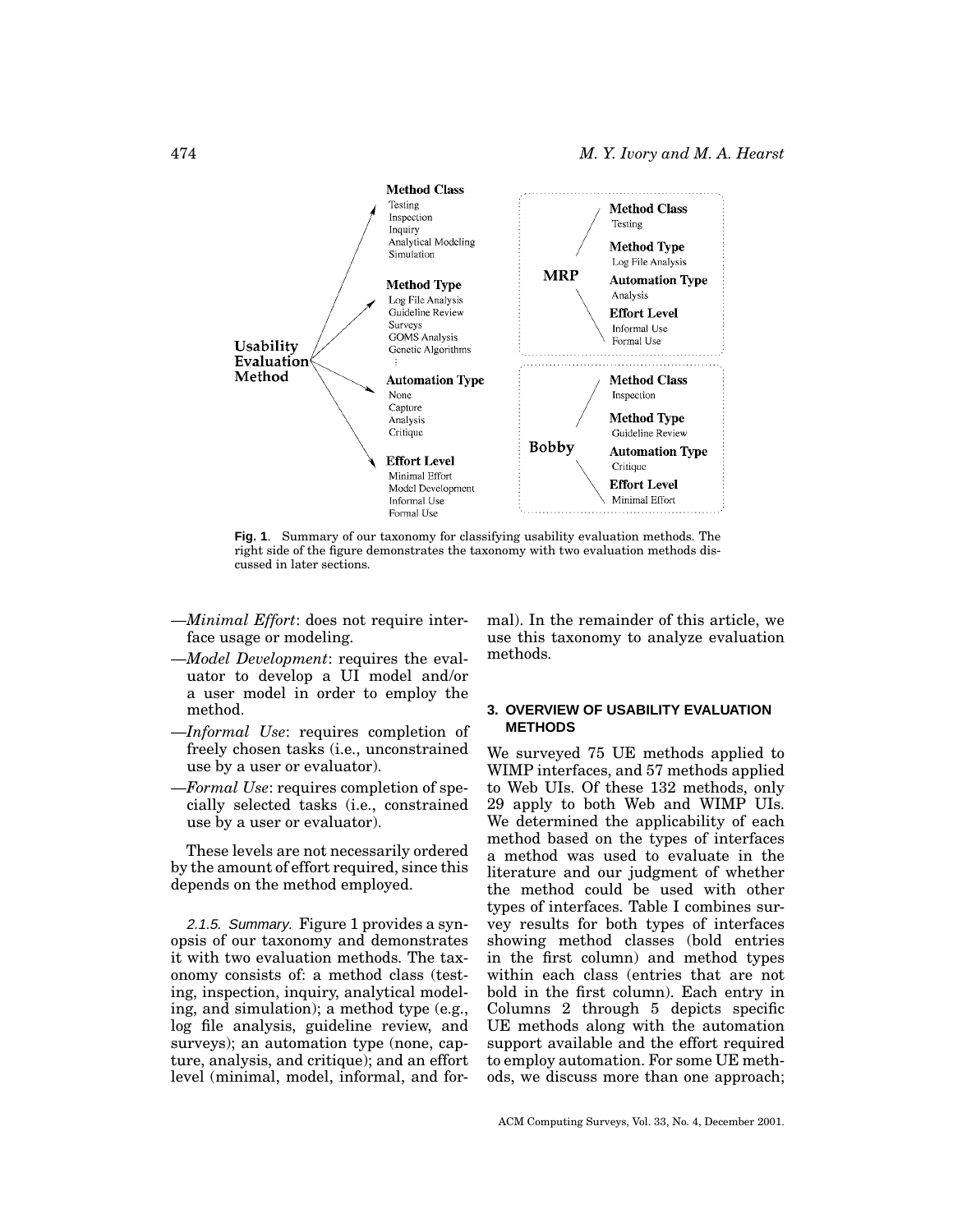**Fig. 1**. Summary of our taxonomy for classifying usability evaluation methods. The right side of the figure demonstrates the taxonomy with two evaluation methods discussed in later sections.

—*Minimal Effort*: does not require interface usage or modeling.

—*Model Development*: requires the evaluator to develop a UI model and/or a user model in order to employ the method.

—*Informal Use*: requires completion of freely chosen tasks (i.e., unconstrained use by a user or evaluator).

—*Formal Use*: requires completion of specially selected tasks (i.e., constrained use by a user or evaluator).

These levels are not necessarily ordered by the amount of effort required, since this depends on the method employed.

*2.1.5. Summary.* Figure 1 provides a synopsis of our taxonomy and demonstrates it with two evaluation methods. The taxonomy consists of: a method class (testing, inspection, inquiry, analytical modeling, and simulation); a method type (e.g., log file analysis, guideline review, and surveys); an automation type (none, capture, analysis, and critique); and an effort level (minimal, model, informal, and formal). In the remainder of this article, we use this taxonomy to analyze evaluation methods.

### 3. OVERVIEW OF USABILITY EVALUATION METHODS

We surveyed 75 UE methods applied to WIMP interfaces, and 57 methods applied to Web UIs. Of these 132 methods, only 29 apply to both Web and WIMP UIs. We determined the applicability of each method based on the types of interfaces a method was used to evaluate in the literature and our judgment of whether the method could be used with other types of interfaces. Table I combines survey results for both types of interfaces showing method classes (bold entries in the first column) and method types within each class (entries that are not bold in the first column). Each entry in Columns 2 through 5 depicts specific UE methods along with the automation support available and the effort required to employ automation. For some UE methods, we discuss more than one approach;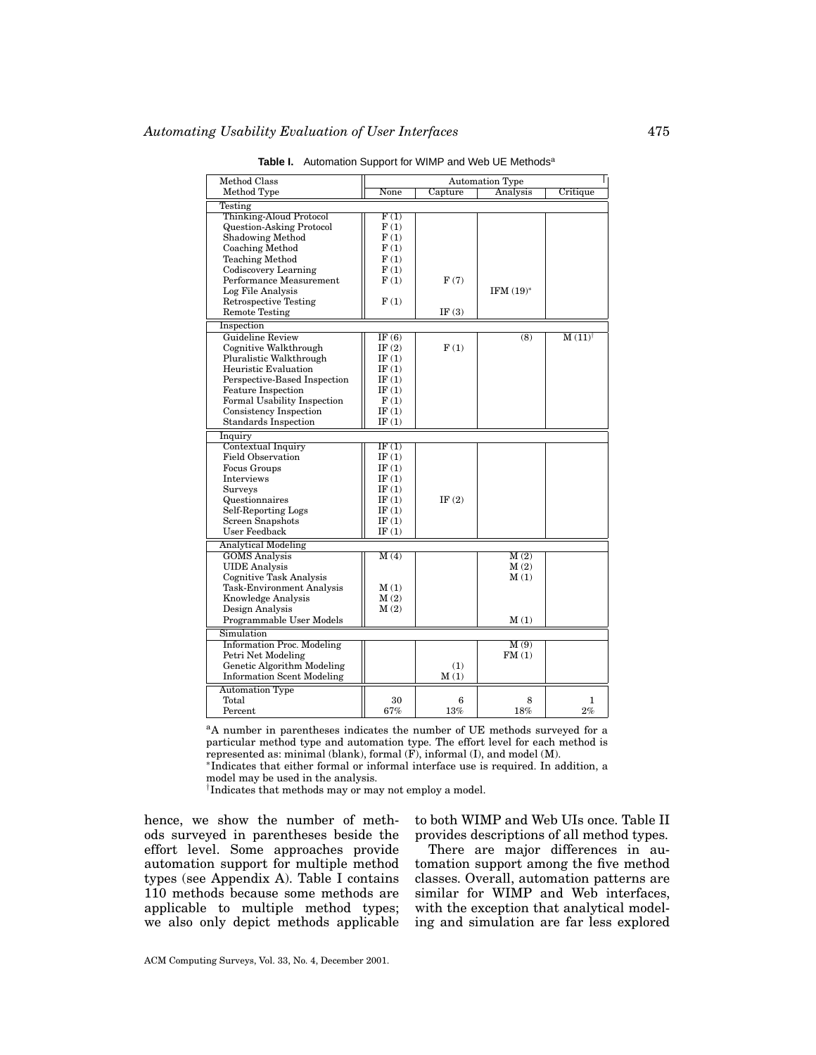**Table I.** Automation Support for WIMP and Web UE Methods[a]

| Method Class | Automation Type | | | |
|---|---|---|---|---|
| Method Type | None | Capture | Analysis | Critique |
| **Testing** | | | | |
| Thinking-Aloud Protocol | F (1) | | | |
| Question-Asking Protocol | F (1) | | | |
| Shadowing Method | F (1) | | | |
| Coaching Method | F (1) | | | |
| Teaching Method | F (1) | | | |
| Codiscovery Learning | F (1) | | | |
| Performance Measurement | F (1) | F (7) | | |
| Log File Analysis | | | IFM (19)* | |
| Retrospective Testing | F (1) | | | |
| Remote Testing | | IF (3) | | |
| **Inspection** | | | | |
| Guideline Review | IF (6) | | (8) | M (11)† |
| Cognitive Walkthrough | IF (2) | F (1) | | |
| Pluralistic Walkthrough | IF (1) | | | |
| Heuristic Evaluation | IF (1) | | | |
| Perspective-Based Inspection | IF (1) | | | |
| Feature Inspection | IF (1) | | | |
| Formal Usability Inspection | F (1) | | | |
| Consistency Inspection | IF (1) | | | |
| Standards Inspection | IF (1) | | | |
| **Inquiry** | | | | |
| Contextual Inquiry | IF (1) | | | |
| Field Observation | IF (1) | | | |
| Focus Groups | IF (1) | | | |
| Interviews | IF (1) | | | |
| Surveys | IF (1) | | | |
| Questionnaires | IF (1) | IF (2) | | |
| Self-Reporting Logs | IF (1) | | | |
| Screen Snapshots | IF (1) | | | |
| User Feedback | IF (1) | | | |
| **Analytical Modeling** | | | | |
| GOMS Analysis | M (4) | | M (2) | |
| UIDE Analysis | | | M (2) | |
| Cognitive Task Analysis | | | M (1) | |
| Task-Environment Analysis | M (1) | | | |
| Knowledge Analysis | M (2) | | | |
| Design Analysis | M (2) | | | |
| Programmable User Models | | | M (1) | |
| **Simulation** | | | | |
| Information Proc. Modeling | | | M (9) | |
| Petri Net Modeling | | | FM (1) | |
| Genetic Algorithm Modeling | | (1) | | |
| Information Scent Modeling | | M (1) | | |
| **Automation Type** | | | | |
| Total | 30 | 6 | 8 | 1 |
| Percent | 67% | 13% | 18% | 2% |

[a]A number in parentheses indicates the number of UE methods surveyed for a particular method type and automation type. The effort level for each method is represented as: minimal (blank), formal (F), informal (I), and model (M).
*Indicates that either formal or informal interface use is required. In addition, a model may be used in the analysis.
†Indicates that methods may or may not employ a model.

hence, we show the number of methods surveyed in parentheses beside the effort level. Some approaches provide automation support for multiple method types (see Appendix A). Table I contains 110 methods because some methods are applicable to multiple method types; we also only depict methods applicable to both WIMP and Web UIs once. Table II provides descriptions of all method types.

There are major differences in automation support among the five method classes. Overall, automation patterns are similar for WIMP and Web interfaces, with the exception that analytical modeling and simulation are far less explored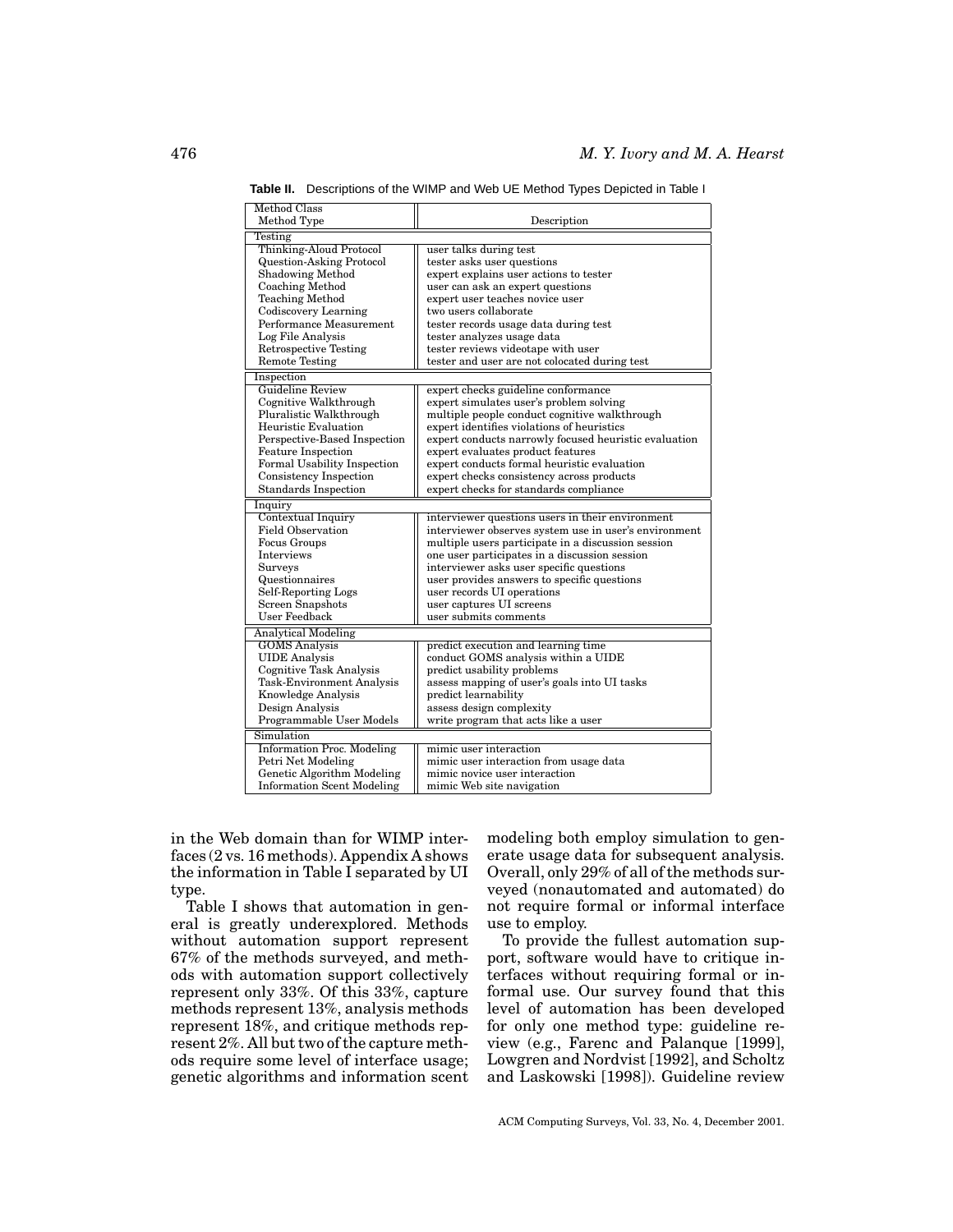**Table II.** Descriptions of the WIMP and Web UE Method Types Depicted in Table I

| Method Class<br>Method Type | Description |
|---|---|
| **Testing** | |
| Thinking-Aloud Protocol | user talks during test |
| Question-Asking Protocol | tester asks user questions |
| Shadowing Method | expert explains user actions to tester |
| Coaching Method | user can ask an expert questions |
| Teaching Method | expert user teaches novice user |
| Codiscovery Learning | two users collaborate |
| Performance Measurement | tester records usage data during test |
| Log File Analysis | tester analyzes usage data |
| Retrospective Testing | tester reviews videotape with user |
| Remote Testing | tester and user are not colocated during test |
| **Inspection** | |
| Guideline Review | expert checks guideline conformance |
| Cognitive Walkthrough | expert simulates user's problem solving |
| Pluralistic Walkthrough | multiple people conduct cognitive walkthrough |
| Heuristic Evaluation | expert identifies violations of heuristics |
| Perspective-Based Inspection | expert conducts narrowly focused heuristic evaluation |
| Feature Inspection | expert evaluates product features |
| Formal Usability Inspection | expert conducts formal heuristic evaluation |
| Consistency Inspection | expert checks consistency across products |
| Standards Inspection | expert checks for standards compliance |
| **Inquiry** | |
| Contextual Inquiry | interviewer questions users in their environment |
| Field Observation | interviewer observes system use in user's environment |
| Focus Groups | multiple users participate in a discussion session |
| Interviews | one user participates in a discussion session |
| Surveys | interviewer asks user specific questions |
| Questionnaires | user provides answers to specific questions |
| Self-Reporting Logs | user records UI operations |
| Screen Snapshots | user captures UI screens |
| User Feedback | user submits comments |
| **Analytical Modeling** | |
| GOMS Analysis | predict execution and learning time |
| UIDE Analysis | conduct GOMS analysis within a UIDE |
| Cognitive Task Analysis | predict usability problems |
| Task-Environment Analysis | assess mapping of user's goals into UI tasks |
| Knowledge Analysis | predict learnability |
| Design Analysis | assess design complexity |
| Programmable User Models | write program that acts like a user |
| **Simulation** | |
| Information Proc. Modeling | mimic user interaction |
| Petri Net Modeling | mimic user interaction from usage data |
| Genetic Algorithm Modeling | mimic novice user interaction |
| Information Scent Modeling | mimic Web site navigation |

in the Web domain than for WIMP interfaces (2 vs. 16 methods). Appendix A shows the information in Table I separated by UI type.

Table I shows that automation in general is greatly underexplored. Methods without automation support represent 67% of the methods surveyed, and methods with automation support collectively represent only 33%. Of this 33%, capture methods represent 13%, analysis methods represent 18%, and critique methods represent 2%. All but two of the capture methods require some level of interface usage; genetic algorithms and information scent modeling both employ simulation to generate usage data for subsequent analysis. Overall, only 29% of all of the methods surveyed (nonautomated and automated) do not require formal or informal interface use to employ.

To provide the fullest automation support, software would have to critique interfaces without requiring formal or informal use. Our survey found that this level of automation has been developed for only one method type: guideline review (e.g., Farenc and Palanque [1999], Lowgren and Nordvist [1992], and Scholtz and Laskowski [1998]). Guideline review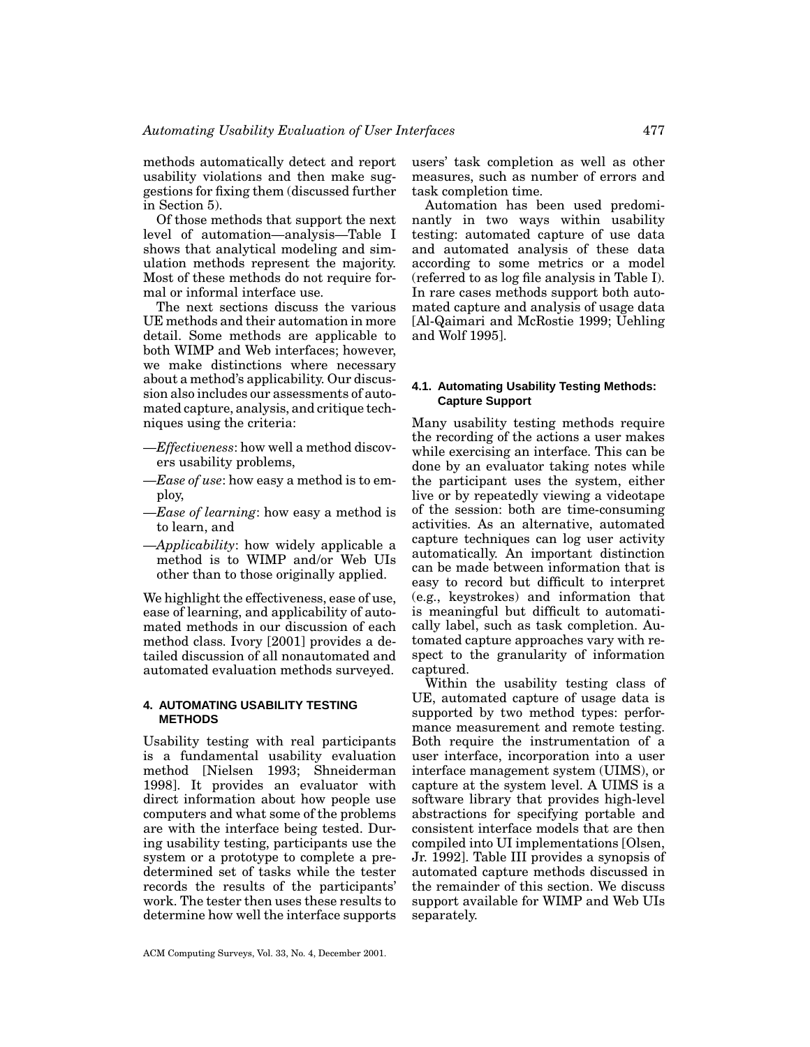methods automatically detect and report usability violations and then make suggestions for fixing them (discussed further in Section 5).

Of those methods that support the next level of automation—analysis—Table I shows that analytical modeling and simulation methods represent the majority. Most of these methods do not require formal or informal interface use.

The next sections discuss the various UE methods and their automation in more detail. Some methods are applicable to both WIMP and Web interfaces; however, we make distinctions where necessary about a method's applicability. Our discussion also includes our assessments of automated capture, analysis, and critique techniques using the criteria:

—*Effectiveness*: how well a method discovers usability problems,

—*Ease of use*: how easy a method is to employ,

—*Ease of learning*: how easy a method is to learn, and

—*Applicability*: how widely applicable a method is to WIMP and/or Web UIs other than to those originally applied.

We highlight the effectiveness, ease of use, ease of learning, and applicability of automated methods in our discussion of each method class. Ivory [2001] provides a detailed discussion of all nonautomated and automated evaluation methods surveyed.

## 4. AUTOMATING USABILITY TESTING METHODS

Usability testing with real participants is a fundamental usability evaluation method [Nielsen 1993; Shneiderman 1998]. It provides an evaluator with direct information about how people use computers and what some of the problems are with the interface being tested. During usability testing, participants use the system or a prototype to complete a predetermined set of tasks while the tester records the results of the participants' work. The tester then uses these results to determine how well the interface supports users' task completion as well as other measures, such as number of errors and task completion time.

Automation has been used predominantly in two ways within usability testing: automated capture of use data and automated analysis of these data according to some metrics or a model (referred to as log file analysis in Table I). In rare cases methods support both automated capture and analysis of usage data [Al-Qaimari and McRostie 1999; Uehling and Wolf 1995].

### 4.1. Automating Usability Testing Methods: Capture Support

Many usability testing methods require the recording of the actions a user makes while exercising an interface. This can be done by an evaluator taking notes while the participant uses the system, either live or by repeatedly viewing a videotape of the session: both are time-consuming activities. As an alternative, automated capture techniques can log user activity automatically. An important distinction can be made between information that is easy to record but difficult to interpret (e.g., keystrokes) and information that is meaningful but difficult to automatically label, such as task completion. Automated capture approaches vary with respect to the granularity of information captured.

Within the usability testing class of UE, automated capture of usage data is supported by two method types: performance measurement and remote testing. Both require the instrumentation of a user interface, incorporation into a user interface management system (UIMS), or capture at the system level. A UIMS is a software library that provides high-level abstractions for specifying portable and consistent interface models that are then compiled into UI implementations [Olsen, Jr. 1992]. Table III provides a synopsis of automated capture methods discussed in the remainder of this section. We discuss support available for WIMP and Web UIs separately.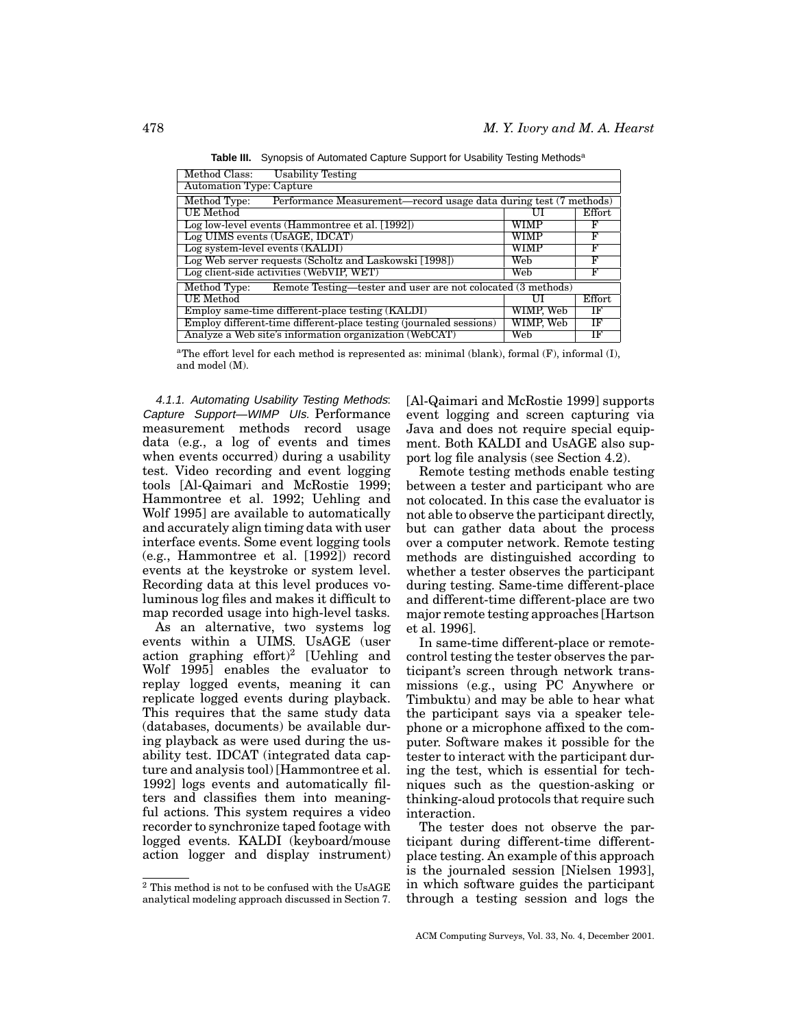**Table III.** Synopsis of Automated Capture Support for Usability Testing Methods[a]

| Method Class: Usability Testing | | |
|---|---|---|
| Automation Type: Capture | | |
| Method Type: Performance Measurement—record usage data during test (7 methods) | | |
| UE Method | UI | Effort |
| Log low-level events (Hammontree et al. [1992]) | WIMP | F |
| Log UIMS events (UsAGE, IDCAT) | WIMP | F |
| Log system-level events (KALDI) | WIMP | F |
| Log Web server requests (Scholtz and Laskowski [1998]) | Web | F |
| Log client-side activities (WebVIP, WET) | Web | F |
| Method Type: Remote Testing—tester and user are not colocated (3 methods) | | |
| UE Method | UI | Effort |
| Employ same-time different-place testing (KALDI) | WIMP, Web | IF |
| Employ different-time different-place testing (journaled sessions) | WIMP, Web | IF |
| Analyze a Web site's information organization (WebCAT) | Web | IF |

[a]The effort level for each method is represented as: minimal (blank), formal (F), informal (I), and model (M).

*4.1.1. Automating Usability Testing Methods: Capture Support—WIMP UIs.* Performance measurement methods record usage data (e.g., a log of events and times when events occurred) during a usability test. Video recording and event logging tools [Al-Qaimari and McRostie 1999; Hammontree et al. 1992; Uehling and Wolf 1995] are available to automatically and accurately align timing data with user interface events. Some event logging tools (e.g., Hammontree et al. [1992]) record events at the keystroke or system level. Recording data at this level produces voluminous log files and makes it difficult to map recorded usage into high-level tasks.

As an alternative, two systems log events within a UIMS. UsAGE (user action graphing effort)[2] [Uehling and Wolf 1995] enables the evaluator to replay logged events, meaning it can replicate logged events during playback. This requires that the same study data (databases, documents) be available during playback as were used during the usability test. IDCAT (integrated data capture and analysis tool) [Hammontree et al. 1992] logs events and automatically filters and classifies them into meaningful actions. This system requires a video recorder to synchronize taped footage with logged events. KALDI (keyboard/mouse action logger and display instrument) [Al-Qaimari and McRostie 1999] supports event logging and screen capturing via Java and does not require special equipment. Both KALDI and UsAGE also support log file analysis (see Section 4.2).

Remote testing methods enable testing between a tester and participant who are not colocated. In this case the evaluator is not able to observe the participant directly, but can gather data about the process over a computer network. Remote testing methods are distinguished according to whether a tester observes the participant during testing. Same-time different-place and different-time different-place are two major remote testing approaches [Hartson et al. 1996].

In same-time different-place or remote-control testing the tester observes the participant's screen through network transmissions (e.g., using PC Anywhere or Timbuktu) and may be able to hear what the participant says via a speaker telephone or a microphone affixed to the computer. Software makes it possible for the tester to interact with the participant during the test, which is essential for techniques such as the question-asking or thinking-aloud protocols that require such interaction.

The tester does not observe the participant during different-time different-place testing. An example of this approach is the journaled session [Nielsen 1993], in which software guides the participant through a testing session and logs the

[2] This method is not to be confused with the UsAGE analytical modeling approach discussed in Section 7.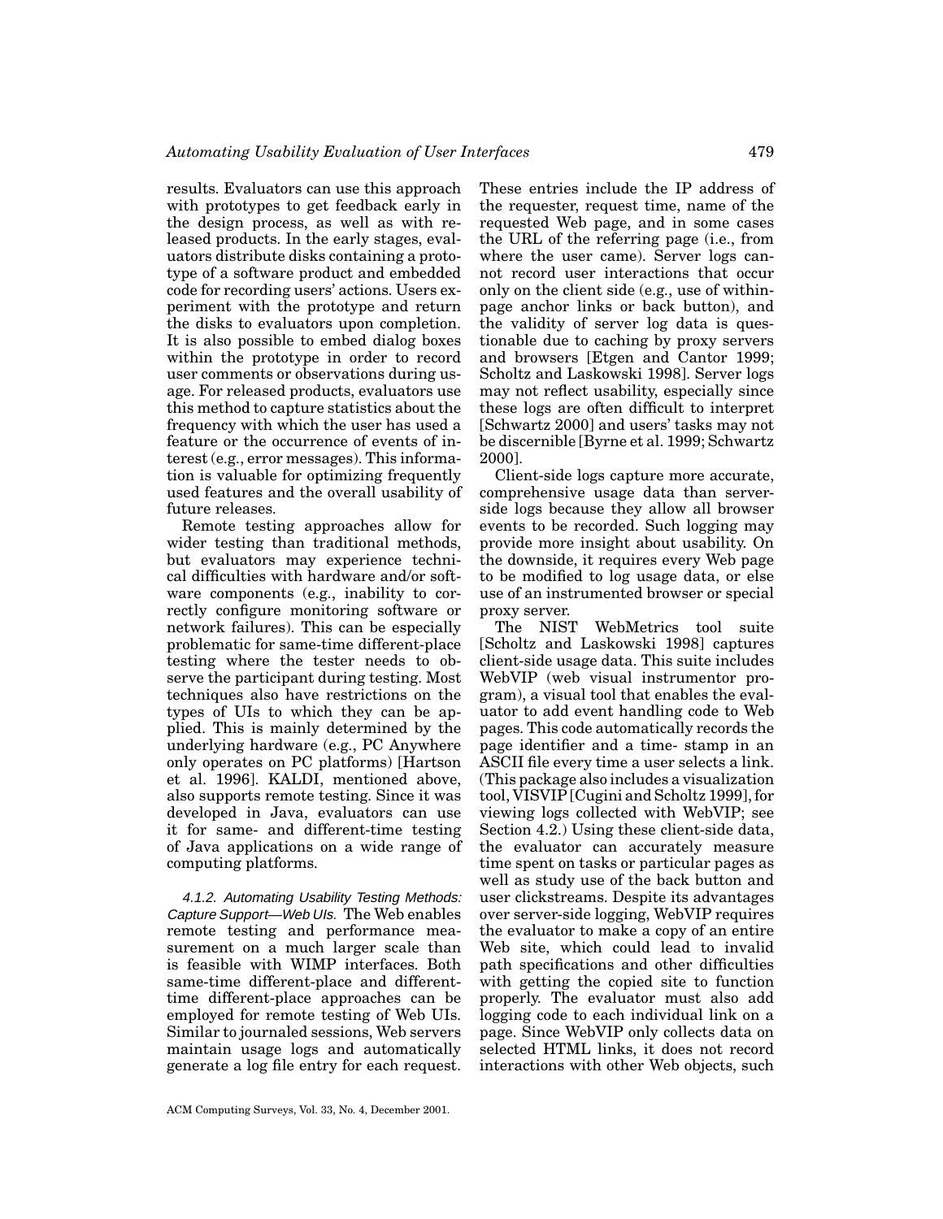results. Evaluators can use this approach with prototypes to get feedback early in the design process, as well as with released products. In the early stages, evaluators distribute disks containing a prototype of a software product and embedded code for recording users' actions. Users experiment with the prototype and return the disks to evaluators upon completion. It is also possible to embed dialog boxes within the prototype in order to record user comments or observations during usage. For released products, evaluators use this method to capture statistics about the frequency with which the user has used a feature or the occurrence of events of interest (e.g., error messages). This information is valuable for optimizing frequently used features and the overall usability of future releases.

Remote testing approaches allow for wider testing than traditional methods, but evaluators may experience technical difficulties with hardware and/or software components (e.g., inability to correctly configure monitoring software or network failures). This can be especially problematic for same-time different-place testing where the tester needs to observe the participant during testing. Most techniques also have restrictions on the types of UIs to which they can be applied. This is mainly determined by the underlying hardware (e.g., PC Anywhere only operates on PC platforms) [Hartson et al. 1996]. KALDI, mentioned above, also supports remote testing. Since it was developed in Java, evaluators can use it for same- and different-time testing of Java applications on a wide range of computing platforms.

*4.1.2. Automating Usability Testing Methods: Capture Support—Web UIs.* The Web enables remote testing and performance measurement on a much larger scale than is feasible with WIMP interfaces. Both same-time different-place and different-time different-place approaches can be employed for remote testing of Web UIs. Similar to journaled sessions, Web servers maintain usage logs and automatically generate a log file entry for each request. These entries include the IP address of the requester, request time, name of the requested Web page, and in some cases the URL of the referring page (i.e., from where the user came). Server logs cannot record user interactions that occur only on the client side (e.g., use of within-page anchor links or back button), and the validity of server log data is questionable due to caching by proxy servers and browsers [Etgen and Cantor 1999; Scholtz and Laskowski 1998]. Server logs may not reflect usability, especially since these logs are often difficult to interpret [Schwartz 2000] and users' tasks may not be discernible [Byrne et al. 1999; Schwartz 2000].

Client-side logs capture more accurate, comprehensive usage data than server-side logs because they allow all browser events to be recorded. Such logging may provide more insight about usability. On the downside, it requires every Web page to be modified to log usage data, or else use of an instrumented browser or special proxy server.

The NIST WebMetrics tool suite [Scholtz and Laskowski 1998] captures client-side usage data. This suite includes WebVIP (web visual instrumentor program), a visual tool that enables the evaluator to add event handling code to Web pages. This code automatically records the page identifier and a time- stamp in an ASCII file every time a user selects a link. (This package also includes a visualization tool, VISVIP [Cugini and Scholtz 1999], for viewing logs collected with WebVIP; see Section 4.2.) Using these client-side data, the evaluator can accurately measure time spent on tasks or particular pages as well as study use of the back button and user clickstreams. Despite its advantages over server-side logging, WebVIP requires the evaluator to make a copy of an entire Web site, which could lead to invalid path specifications and other difficulties with getting the copied site to function properly. The evaluator must also add logging code to each individual link on a page. Since WebVIP only collects data on selected HTML links, it does not record interactions with other Web objects, such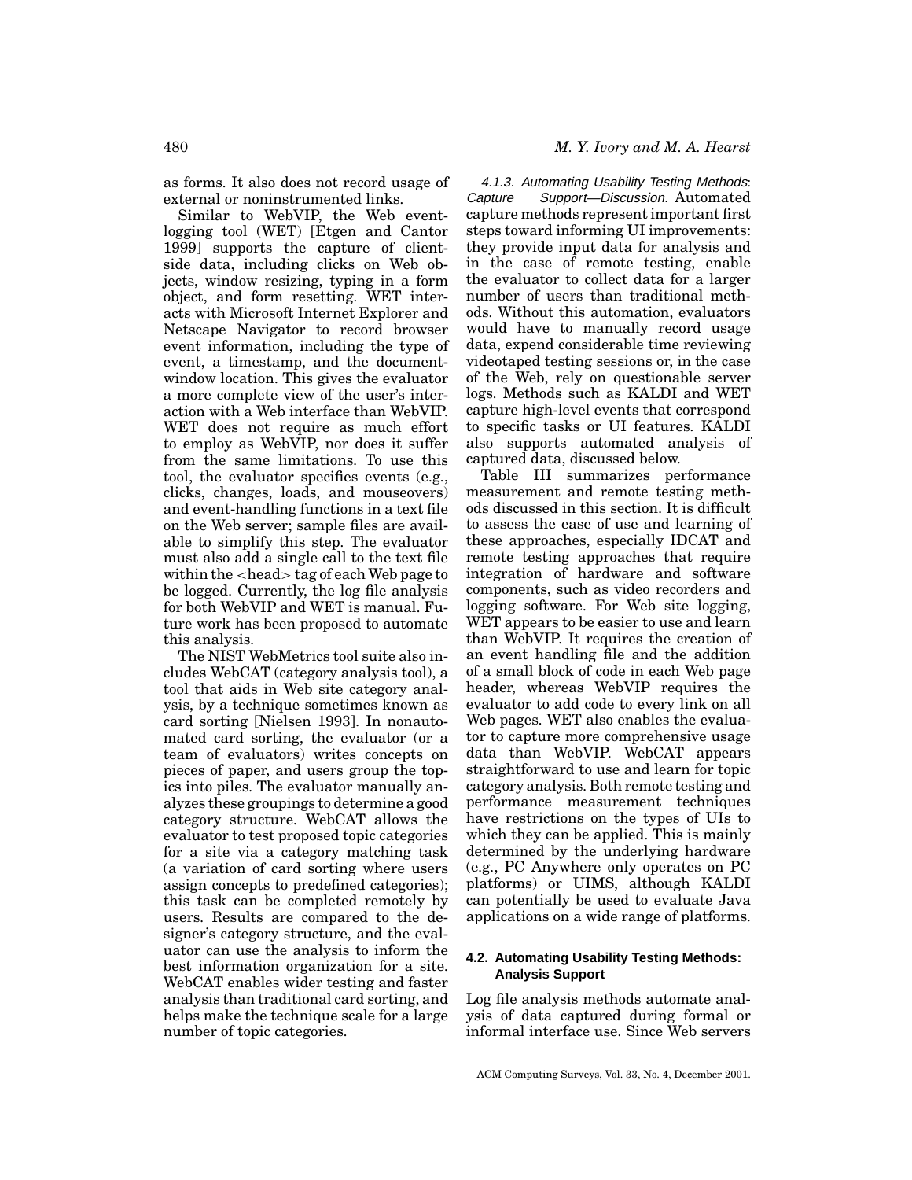as forms. It also does not record usage of external or noninstrumented links.

Similar to WebVIP, the Web event-logging tool (WET) [Etgen and Cantor 1999] supports the capture of client-side data, including clicks on Web objects, window resizing, typing in a form object, and form resetting. WET interacts with Microsoft Internet Explorer and Netscape Navigator to record browser event information, including the type of event, a timestamp, and the document-window location. This gives the evaluator a more complete view of the user's interaction with a Web interface than WebVIP. WET does not require as much effort to employ as WebVIP, nor does it suffer from the same limitations. To use this tool, the evaluator specifies events (e.g., clicks, changes, loads, and mouseovers) and event-handling functions in a text file on the Web server; sample files are available to simplify this step. The evaluator must also add a single call to the text file within the <head> tag of each Web page to be logged. Currently, the log file analysis for both WebVIP and WET is manual. Future work has been proposed to automate this analysis.

The NIST WebMetrics tool suite also includes WebCAT (category analysis tool), a tool that aids in Web site category analysis, by a technique sometimes known as card sorting [Nielsen 1993]. In nonautomated card sorting, the evaluator (or a team of evaluators) writes concepts on pieces of paper, and users group the topics into piles. The evaluator manually analyzes these groupings to determine a good category structure. WebCAT allows the evaluator to test proposed topic categories for a site via a category matching task (a variation of card sorting where users assign concepts to predefined categories); this task can be completed remotely by users. Results are compared to the designer's category structure, and the evaluator can use the analysis to inform the best information organization for a site. WebCAT enables wider testing and faster analysis than traditional card sorting, and helps make the technique scale for a large number of topic categories.

*4.1.3. Automating Usability Testing Methods: Capture Support—Discussion.* Automated capture methods represent important first steps toward informing UI improvements: they provide input data for analysis and in the case of remote testing, enable the evaluator to collect data for a larger number of users than traditional methods. Without this automation, evaluators would have to manually record usage data, expend considerable time reviewing videotaped testing sessions or, in the case of the Web, rely on questionable server logs. Methods such as KALDI and WET capture high-level events that correspond to specific tasks or UI features. KALDI also supports automated analysis of captured data, discussed below.

Table III summarizes performance measurement and remote testing methods discussed in this section. It is difficult to assess the ease of use and learning of these approaches, especially IDCAT and remote testing approaches that require integration of hardware and software components, such as video recorders and logging software. For Web site logging, WET appears to be easier to use and learn than WebVIP. It requires the creation of an event handling file and the addition of a small block of code in each Web page header, whereas WebVIP requires the evaluator to add code to every link on all Web pages. WET also enables the evaluator to capture more comprehensive usage data than WebVIP. WebCAT appears straightforward to use and learn for topic category analysis. Both remote testing and performance measurement techniques have restrictions on the types of UIs to which they can be applied. This is mainly determined by the underlying hardware (e.g., PC Anywhere only operates on PC platforms) or UIMS, although KALDI can potentially be used to evaluate Java applications on a wide range of platforms.

### 4.2. Automating Usability Testing Methods: Analysis Support

Log file analysis methods automate analysis of data captured during formal or informal interface use. Since Web servers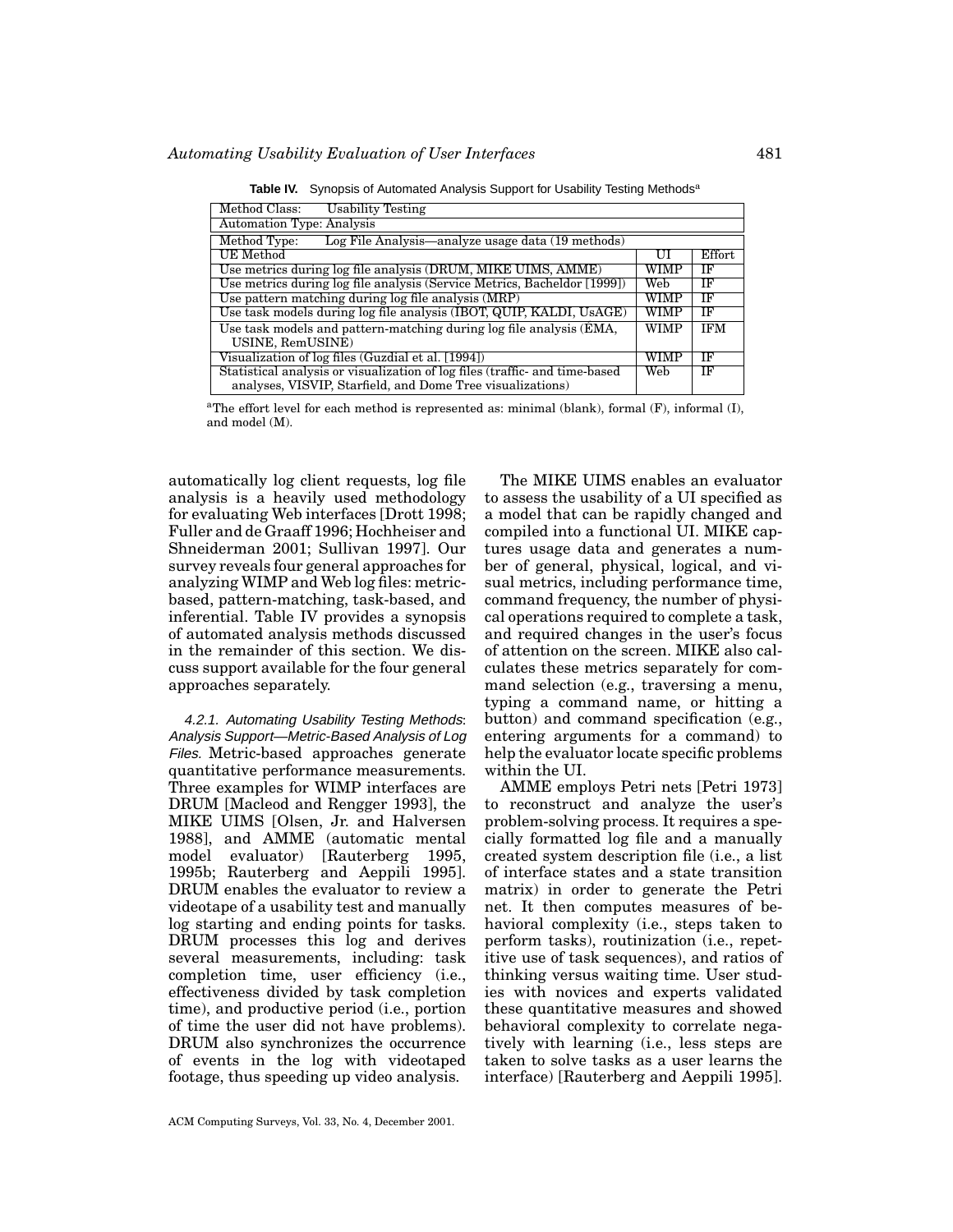**Table IV.** Synopsis of Automated Analysis Support for Usability Testing Methods[a]

| Method Class: Usability Testing | | |
|---|---|---|
| Automation Type: Analysis | | |
| Method Type: Log File Analysis—analyze usage data (19 methods) | | |
| UE Method | UI | Effort |
| Use metrics during log file analysis (DRUM, MIKE UIMS, AMME) | WIMP | IF |
| Use metrics during log file analysis (Service Metrics, Bacheldor [1999]) | Web | IF |
| Use pattern matching during log file analysis (MRP) | WIMP | IF |
| Use task models during log file analysis (IBOT, QUIP, KALDI, UsAGE) | WIMP | IF |
| Use task models and pattern-matching during log file analysis (ÉMA, USINE, RemUSINE) | WIMP | IFM |
| Visualization of log files (Guzdial et al. [1994]) | WIMP | IF |
| Statistical analysis or visualization of log files (traffic- and time-based analyses, VISVIP, Starfield, and Dome Tree visualizations) | Web | IF |

[a]The effort level for each method is represented as: minimal (blank), formal (F), informal (I), and model (M).

automatically log client requests, log file analysis is a heavily used methodology for evaluating Web interfaces [Drott 1998; Fuller and de Graaff 1996; Hochheiser and Shneiderman 2001; Sullivan 1997]. Our survey reveals four general approaches for analyzing WIMP and Web log files: metric-based, pattern-matching, task-based, and inferential. Table IV provides a synopsis of automated analysis methods discussed in the remainder of this section. We discuss support available for the four general approaches separately.

*4.2.1. Automating Usability Testing Methods: Analysis Support—Metric-Based Analysis of Log Files.* Metric-based approaches generate quantitative performance measurements. Three examples for WIMP interfaces are DRUM [Macleod and Rengger 1993], the MIKE UIMS [Olsen, Jr. and Halversen 1988], and AMME (automatic mental model evaluator) [Rauterberg 1995, 1995b; Rauterberg and Aeppili 1995]. DRUM enables the evaluator to review a videotape of a usability test and manually log starting and ending points for tasks. DRUM processes this log and derives several measurements, including: task completion time, user efficiency (i.e., effectiveness divided by task completion time), and productive period (i.e., portion of time the user did not have problems). DRUM also synchronizes the occurrence of events in the log with videotaped footage, thus speeding up video analysis.

The MIKE UIMS enables an evaluator to assess the usability of a UI specified as a model that can be rapidly changed and compiled into a functional UI. MIKE captures usage data and generates a number of general, physical, logical, and visual metrics, including performance time, command frequency, the number of physical operations required to complete a task, and required changes in the user's focus of attention on the screen. MIKE also calculates these metrics separately for command selection (e.g., traversing a menu, typing a command name, or hitting a button) and command specification (e.g., entering arguments for a command) to help the evaluator locate specific problems within the UI.

AMME employs Petri nets [Petri 1973] to reconstruct and analyze the user's problem-solving process. It requires a specially formatted log file and a manually created system description file (i.e., a list of interface states and a state transition matrix) in order to generate the Petri net. It then computes measures of behavioral complexity (i.e., steps taken to perform tasks), routinization (i.e., repetitive use of task sequences), and ratios of thinking versus waiting time. User studies with novices and experts validated these quantitative measures and showed behavioral complexity to correlate negatively with learning (i.e., less steps are taken to solve tasks as a user learns the interface) [Rauterberg and Aeppili 1995].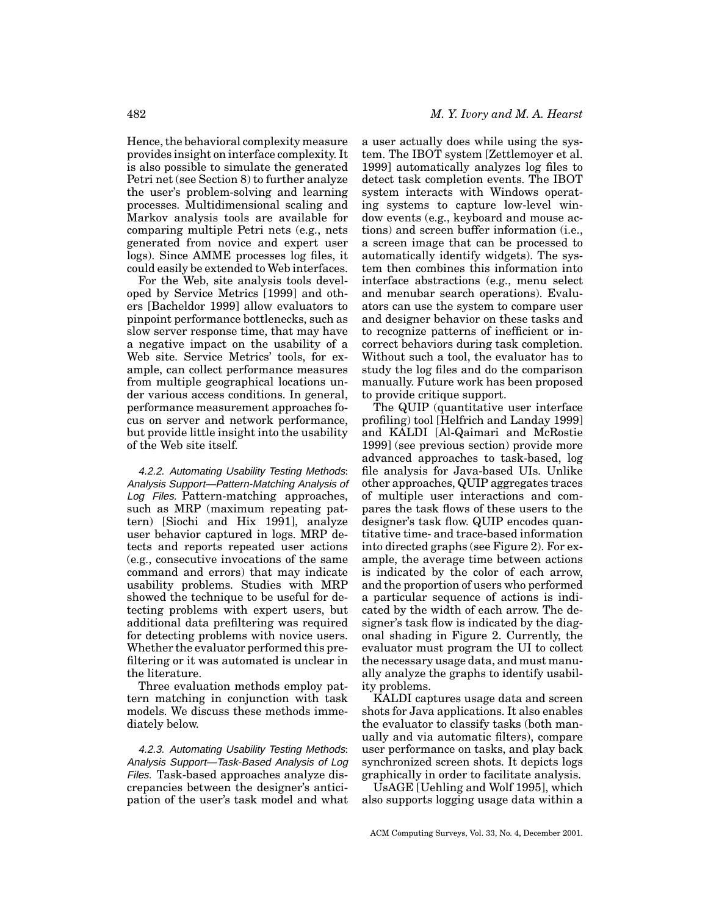Hence, the behavioral complexity measure provides insight on interface complexity. It is also possible to simulate the generated Petri net (see Section 8) to further analyze the user's problem-solving and learning processes. Multidimensional scaling and Markov analysis tools are available for comparing multiple Petri nets (e.g., nets generated from novice and expert user logs). Since AMME processes log files, it could easily be extended to Web interfaces.

For the Web, site analysis tools developed by Service Metrics [1999] and others [Bacheldor 1999] allow evaluators to pinpoint performance bottlenecks, such as slow server response time, that may have a negative impact on the usability of a Web site. Service Metrics' tools, for example, can collect performance measures from multiple geographical locations under various access conditions. In general, performance measurement approaches focus on server and network performance, but provide little insight into the usability of the Web site itself.

#### *4.2.2. Automating Usability Testing Methods: Analysis Support—Pattern-Matching Analysis of Log Files.*

Pattern-matching approaches, such as MRP (maximum repeating pattern) [Siochi and Hix 1991], analyze user behavior captured in logs. MRP detects and reports repeated user actions (e.g., consecutive invocations of the same command and errors) that may indicate usability problems. Studies with MRP showed the technique to be useful for detecting problems with expert users, but additional data prefiltering was required for detecting problems with novice users. Whether the evaluator performed this prefiltering or it was automated is unclear in the literature.

Three evaluation methods employ pattern matching in conjunction with task models. We discuss these methods immediately below.

#### *4.2.3. Automating Usability Testing Methods: Analysis Support—Task-Based Analysis of Log Files.*

Task-based approaches analyze discrepancies between the designer's anticipation of the user's task model and what a user actually does while using the system. The IBOT system [Zettlemoyer et al. 1999] automatically analyzes log files to detect task completion events. The IBOT system interacts with Windows operating systems to capture low-level window events (e.g., keyboard and mouse actions) and screen buffer information (i.e., a screen image that can be processed to automatically identify widgets). The system then combines this information into interface abstractions (e.g., menu select and menubar search operations). Evaluators can use the system to compare user and designer behavior on these tasks and to recognize patterns of inefficient or incorrect behaviors during task completion. Without such a tool, the evaluator has to study the log files and do the comparison manually. Future work has been proposed to provide critique support.

The QUIP (quantitative user interface profiling) tool [Helfrich and Landay 1999] and KALDI [Al-Qaimari and McRostie 1999] (see previous section) provide more advanced approaches to task-based, log file analysis for Java-based UIs. Unlike other approaches, QUIP aggregates traces of multiple user interactions and compares the task flows of these users to the designer's task flow. QUIP encodes quantitative time- and trace-based information into directed graphs (see Figure 2). For example, the average time between actions is indicated by the color of each arrow, and the proportion of users who performed a particular sequence of actions is indicated by the width of each arrow. The designer's task flow is indicated by the diagonal shading in Figure 2. Currently, the evaluator must program the UI to collect the necessary usage data, and must manually analyze the graphs to identify usability problems.

KALDI captures usage data and screen shots for Java applications. It also enables the evaluator to classify tasks (both manually and via automatic filters), compare user performance on tasks, and play back synchronized screen shots. It depicts logs graphically in order to facilitate analysis.

UsAGE [Uehling and Wolf 1995], which also supports logging usage data within a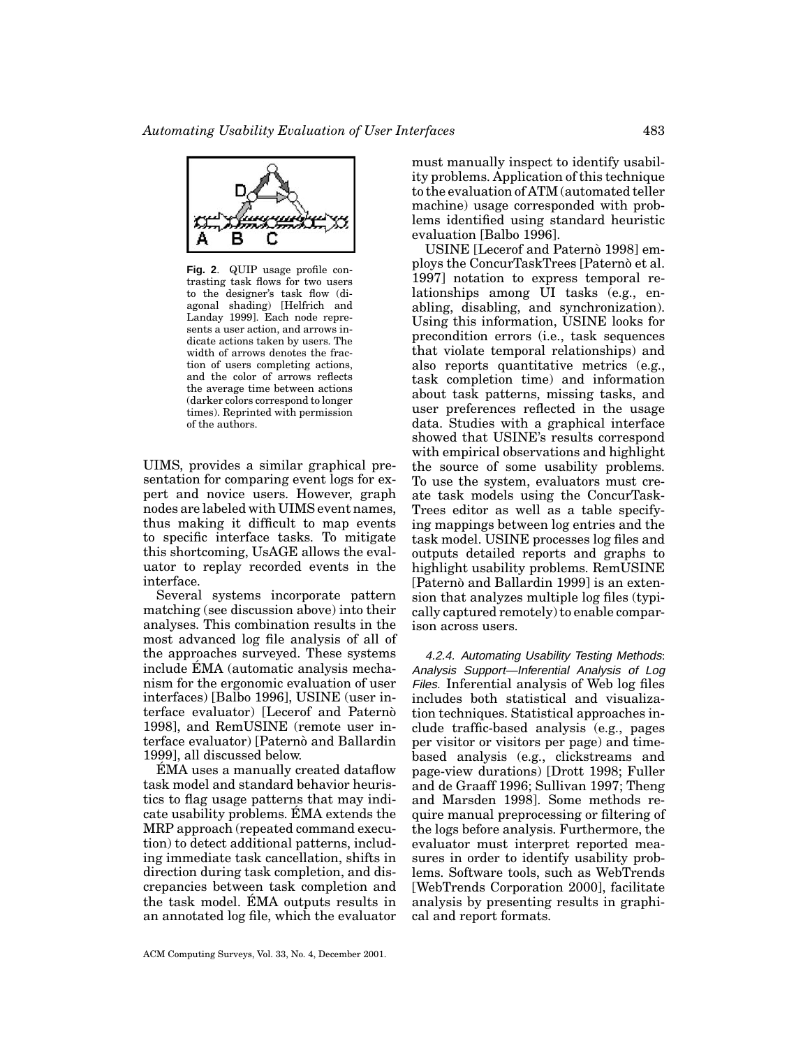**Fig. 2**. QUIP usage profile contrasting task flows for two users to the designer's task flow (diagonal shading) [Helfrich and Landay 1999]. Each node represents a user action, and arrows indicate actions taken by users. The width of arrows denotes the fraction of users completing actions, and the color of arrows reflects the average time between actions (darker colors correspond to longer times). Reprinted with permission of the authors.

UIMS, provides a similar graphical presentation for comparing event logs for expert and novice users. However, graph nodes are labeled with UIMS event names, thus making it difficult to map events to specific interface tasks. To mitigate this shortcoming, UsAGE allows the evaluator to replay recorded events in the interface.

Several systems incorporate pattern matching (see discussion above) into their analyses. This combination results in the most advanced log file analysis of all of the approaches surveyed. These systems include ÉMA (automatic analysis mechanism for the ergonomic evaluation of user interfaces) [Balbo 1996], USINE (user interface evaluator) [Lecerof and Paternò 1998], and RemUSINE (remote user interface evaluator) [Paternò and Ballardin 1999], all discussed below.

ÉMA uses a manually created dataflow task model and standard behavior heuristics to flag usage patterns that may indicate usability problems. ÉMA extends the MRP approach (repeated command execution) to detect additional patterns, including immediate task cancellation, shifts in direction during task completion, and discrepancies between task completion and the task model. ÉMA outputs results in an annotated log file, which the evaluator must manually inspect to identify usability problems. Application of this technique to the evaluation of ATM (automated teller machine) usage corresponded with problems identified using standard heuristic evaluation [Balbo 1996].

USINE [Lecerof and Paternò 1998] employs the ConcurTaskTrees [Paternò et al. 1997] notation to express temporal relationships among UI tasks (e.g., enabling, disabling, and synchronization). Using this information, USINE looks for precondition errors (i.e., task sequences that violate temporal relationships) and also reports quantitative metrics (e.g., task completion time) and information about task patterns, missing tasks, and user preferences reflected in the usage data. Studies with a graphical interface showed that USINE's results correspond with empirical observations and highlight the source of some usability problems. To use the system, evaluators must create task models using the ConcurTaskTrees editor as well as a table specifying mappings between log entries and the task model. USINE processes log files and outputs detailed reports and graphs to highlight usability problems. RemUSINE [Paternò and Ballardin 1999] is an extension that analyzes multiple log files (typically captured remotely) to enable comparison across users.

#### 4.2.4. Automating Usability Testing Methods: *Analysis Support—Inferential Analysis of Log Files.*

Inferential analysis of Web log files includes both statistical and visualization techniques. Statistical approaches include traffic-based analysis (e.g., pages per visitor or visitors per page) and time-based analysis (e.g., clickstreams and page-view durations) [Drott 1998; Fuller and de Graaff 1996; Sullivan 1997; Theng and Marsden 1998]. Some methods require manual preprocessing or filtering of the logs before analysis. Furthermore, the evaluator must interpret reported measures in order to identify usability problems. Software tools, such as WebTrends [WebTrends Corporation 2000], facilitate analysis by presenting results in graphical and report formats.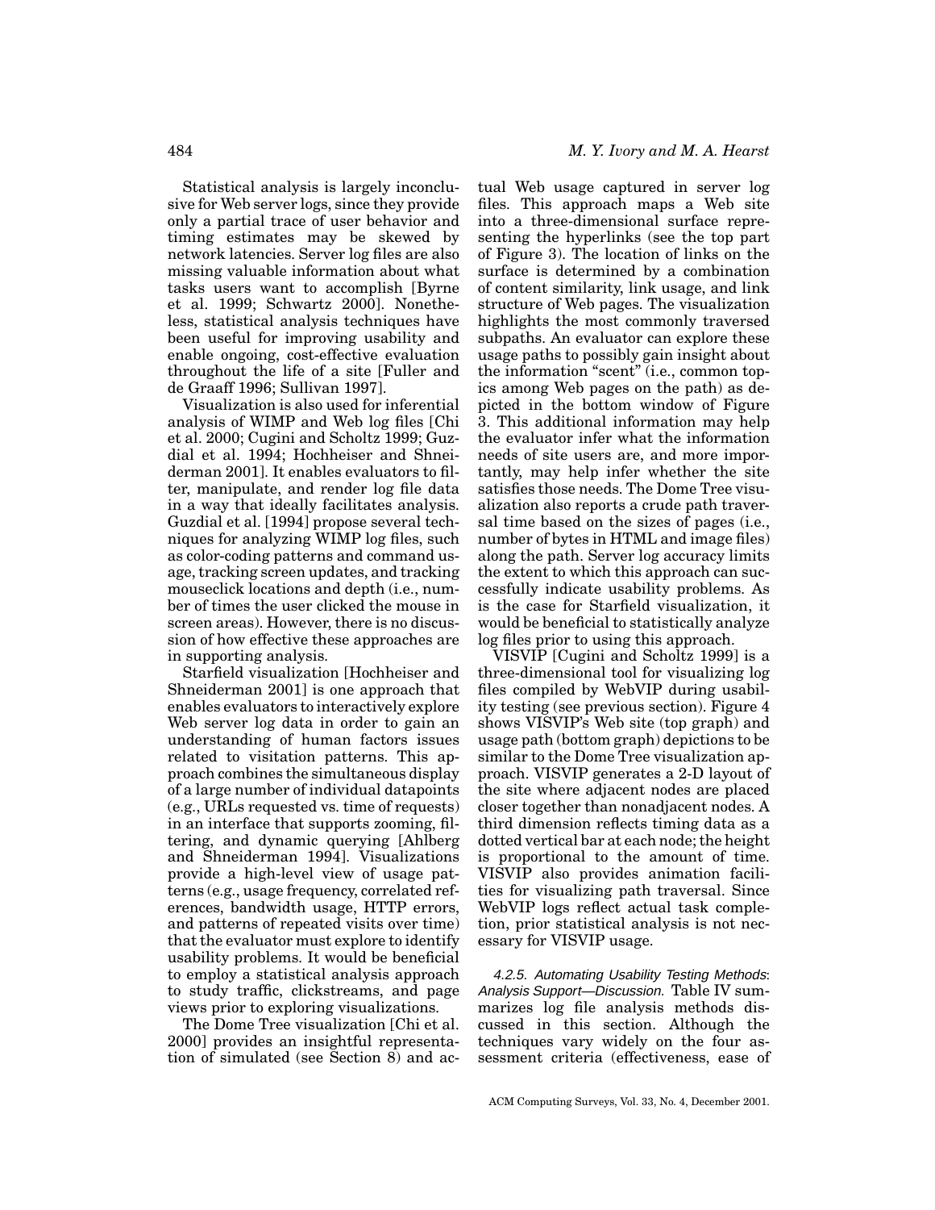Statistical analysis is largely inconclusive for Web server logs, since they provide only a partial trace of user behavior and timing estimates may be skewed by network latencies. Server log files are also missing valuable information about what tasks users want to accomplish [Byrne et al. 1999; Schwartz 2000]. Nonetheless, statistical analysis techniques have been useful for improving usability and enable ongoing, cost-effective evaluation throughout the life of a site [Fuller and de Graaff 1996; Sullivan 1997].

Visualization is also used for inferential analysis of WIMP and Web log files [Chi et al. 2000; Cugini and Scholtz 1999; Guzdial et al. 1994; Hochheiser and Shneiderman 2001]. It enables evaluators to filter, manipulate, and render log file data in a way that ideally facilitates analysis. Guzdial et al. [1994] propose several techniques for analyzing WIMP log files, such as color-coding patterns and command usage, tracking screen updates, and tracking mouseclick locations and depth (i.e., number of times the user clicked the mouse in screen areas). However, there is no discussion of how effective these approaches are in supporting analysis.

Starfield visualization [Hochheiser and Shneiderman 2001] is one approach that enables evaluators to interactively explore Web server log data in order to gain an understanding of human factors issues related to visitation patterns. This approach combines the simultaneous display of a large number of individual datapoints (e.g., URLs requested vs. time of requests) in an interface that supports zooming, filtering, and dynamic querying [Ahlberg and Shneiderman 1994]. Visualizations provide a high-level view of usage patterns (e.g., usage frequency, correlated references, bandwidth usage, HTTP errors, and patterns of repeated visits over time) that the evaluator must explore to identify usability problems. It would be beneficial to employ a statistical analysis approach to study traffic, clickstreams, and page views prior to exploring visualizations.

The Dome Tree visualization [Chi et al. 2000] provides an insightful representation of simulated (see Section 8) and actual Web usage captured in server log files. This approach maps a Web site into a three-dimensional surface representing the hyperlinks (see the top part of Figure 3). The location of links on the surface is determined by a combination of content similarity, link usage, and link structure of Web pages. The visualization highlights the most commonly traversed subpaths. An evaluator can explore these usage paths to possibly gain insight about the information "scent" (i.e., common topics among Web pages on the path) as depicted in the bottom window of Figure 3. This additional information may help the evaluator infer what the information needs of site users are, and more importantly, may help infer whether the site satisfies those needs. The Dome Tree visualization also reports a crude path traversal time based on the sizes of pages (i.e., number of bytes in HTML and image files) along the path. Server log accuracy limits the extent to which this approach can successfully indicate usability problems. As is the case for Starfield visualization, it would be beneficial to statistically analyze log files prior to using this approach.

VISVIP [Cugini and Scholtz 1999] is a three-dimensional tool for visualizing log files compiled by WebVIP during usability testing (see previous section). Figure 4 shows VISVIP's Web site (top graph) and usage path (bottom graph) depictions to be similar to the Dome Tree visualization approach. VISVIP generates a 2-D layout of the site where adjacent nodes are placed closer together than nonadjacent nodes. A third dimension reflects timing data as a dotted vertical bar at each node; the height is proportional to the amount of time. VISVIP also provides animation facilities for visualizing path traversal. Since WebVIP logs reflect actual task completion, prior statistical analysis is not necessary for VISVIP usage.

*4.2.5. Automating Usability Testing Methods: Analysis Support—Discussion.* Table IV summarizes log file analysis methods discussed in this section. Although the techniques vary widely on the four assessment criteria (effectiveness, ease of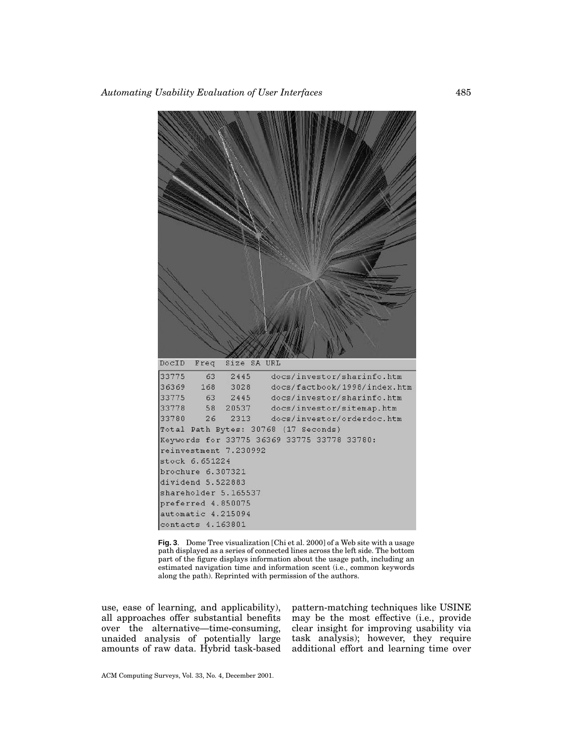**Fig. 3**. Dome Tree visualization [Chi et al. 2000] of a Web site with a usage path displayed as a series of connected lines across the left side. The bottom part of the figure displays information about the usage path, including an estimated navigation time and information scent (i.e., common keywords along the path). Reprinted with permission of the authors.

use, ease of learning, and applicability), all approaches offer substantial benefits over the alternative—time-consuming, unaided analysis of potentially large amounts of raw data. Hybrid task-based pattern-matching techniques like USINE may be the most effective (i.e., provide clear insight for improving usability via task analysis); however, they require additional effort and learning time over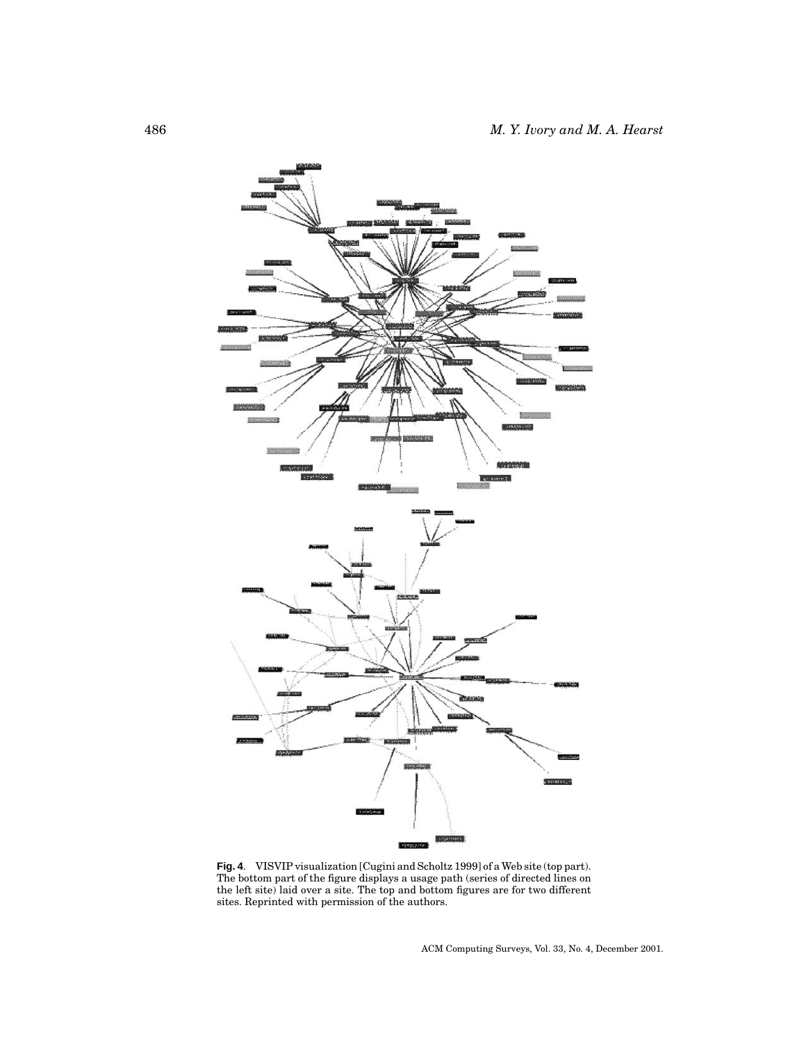**Fig. 4**. VISVIP visualization [Cugini and Scholtz 1999] of a Web site (top part). The bottom part of the figure displays a usage path (series of directed lines on the left site) laid over a site. The top and bottom figures are for two different sites. Reprinted with permission of the authors.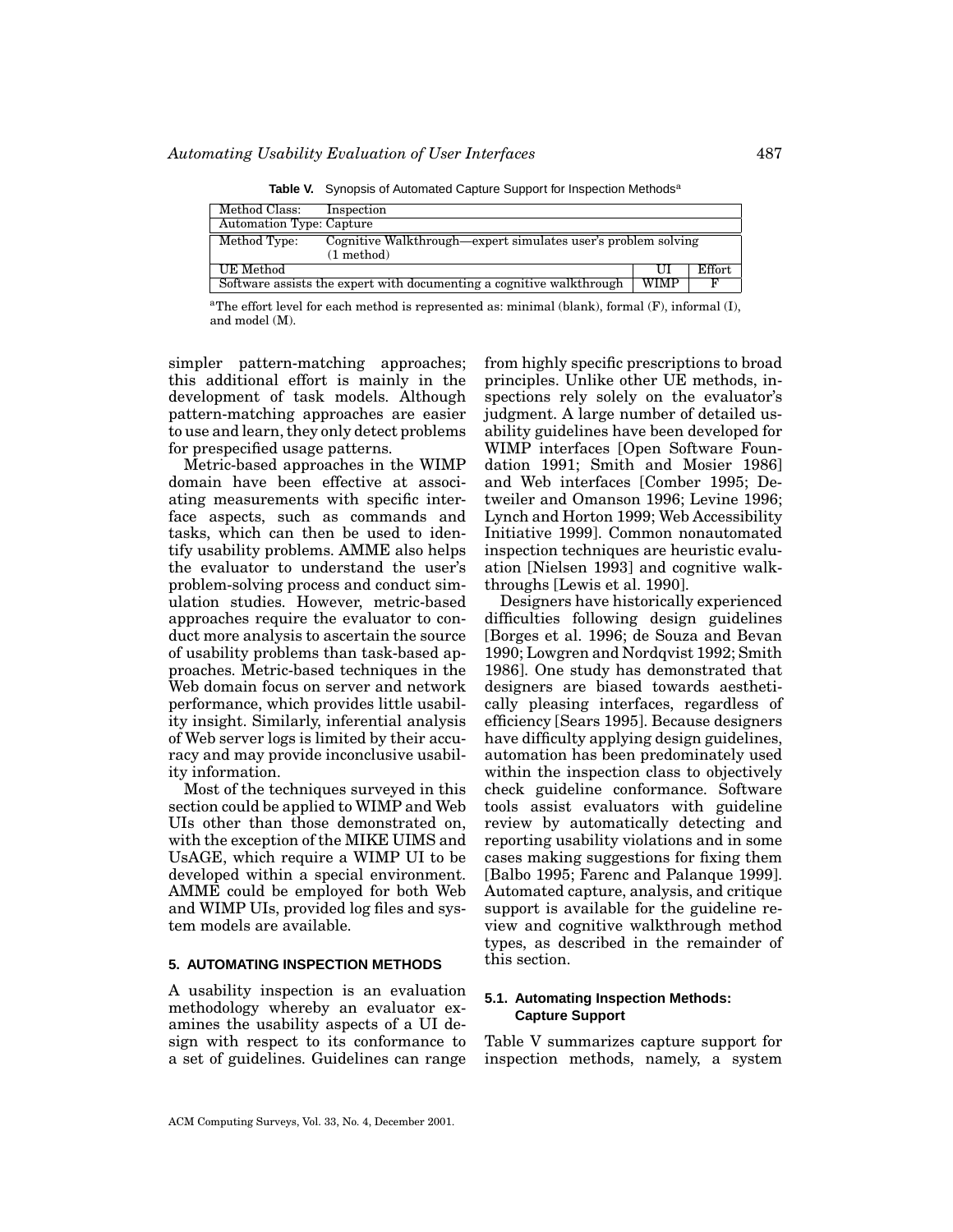**Table V.** Synopsis of Automated Capture Support for Inspection Methods[a]

| Method Class: Inspection | | |
|---|---|---|
| Automation Type: Capture | | |
| Method Type: Cognitive Walkthrough—expert simulates user's problem solving (1 method) | | |
| UE Method | UI | Effort |
| Software assists the expert with documenting a cognitive walkthrough | WIMP | F |

[a]The effort level for each method is represented as: minimal (blank), formal (F), informal (I), and model (M).

simpler pattern-matching approaches; this additional effort is mainly in the development of task models. Although pattern-matching approaches are easier to use and learn, they only detect problems for prespecified usage patterns.

Metric-based approaches in the WIMP domain have been effective at associating measurements with specific interface aspects, such as commands and tasks, which can then be used to identify usability problems. AMME also helps the evaluator to understand the user's problem-solving process and conduct simulation studies. However, metric-based approaches require the evaluator to conduct more analysis to ascertain the source of usability problems than task-based approaches. Metric-based techniques in the Web domain focus on server and network performance, which provides little usability insight. Similarly, inferential analysis of Web server logs is limited by their accuracy and may provide inconclusive usability information.

Most of the techniques surveyed in this section could be applied to WIMP and Web UIs other than those demonstrated on, with the exception of the MIKE UIMS and UsAGE, which require a WIMP UI to be developed within a special environment. AMME could be employed for both Web and WIMP UIs, provided log files and system models are available.

## 5. AUTOMATING INSPECTION METHODS

A usability inspection is an evaluation methodology whereby an evaluator examines the usability aspects of a UI design with respect to its conformance to a set of guidelines. Guidelines can range from highly specific prescriptions to broad principles. Unlike other UE methods, inspections rely solely on the evaluator's judgment. A large number of detailed usability guidelines have been developed for WIMP interfaces [Open Software Foundation 1991; Smith and Mosier 1986] and Web interfaces [Comber 1995; Detweiler and Omanson 1996; Levine 1996; Lynch and Horton 1999; Web Accessibility Initiative 1999]. Common nonautomated inspection techniques are heuristic evaluation [Nielsen 1993] and cognitive walkthroughs [Lewis et al. 1990].

Designers have historically experienced difficulties following design guidelines [Borges et al. 1996; de Souza and Bevan 1990; Lowgren and Nordqvist 1992; Smith 1986]. One study has demonstrated that designers are biased towards aesthetically pleasing interfaces, regardless of efficiency [Sears 1995]. Because designers have difficulty applying design guidelines, automation has been predominately used within the inspection class to objectively check guideline conformance. Software tools assist evaluators with guideline review by automatically detecting and reporting usability violations and in some cases making suggestions for fixing them [Balbo 1995; Farenc and Palanque 1999]. Automated capture, analysis, and critique support is available for the guideline review and cognitive walkthrough method types, as described in the remainder of this section.

### 5.1. Automating Inspection Methods: Capture Support

Table V summarizes capture support for inspection methods, namely, a system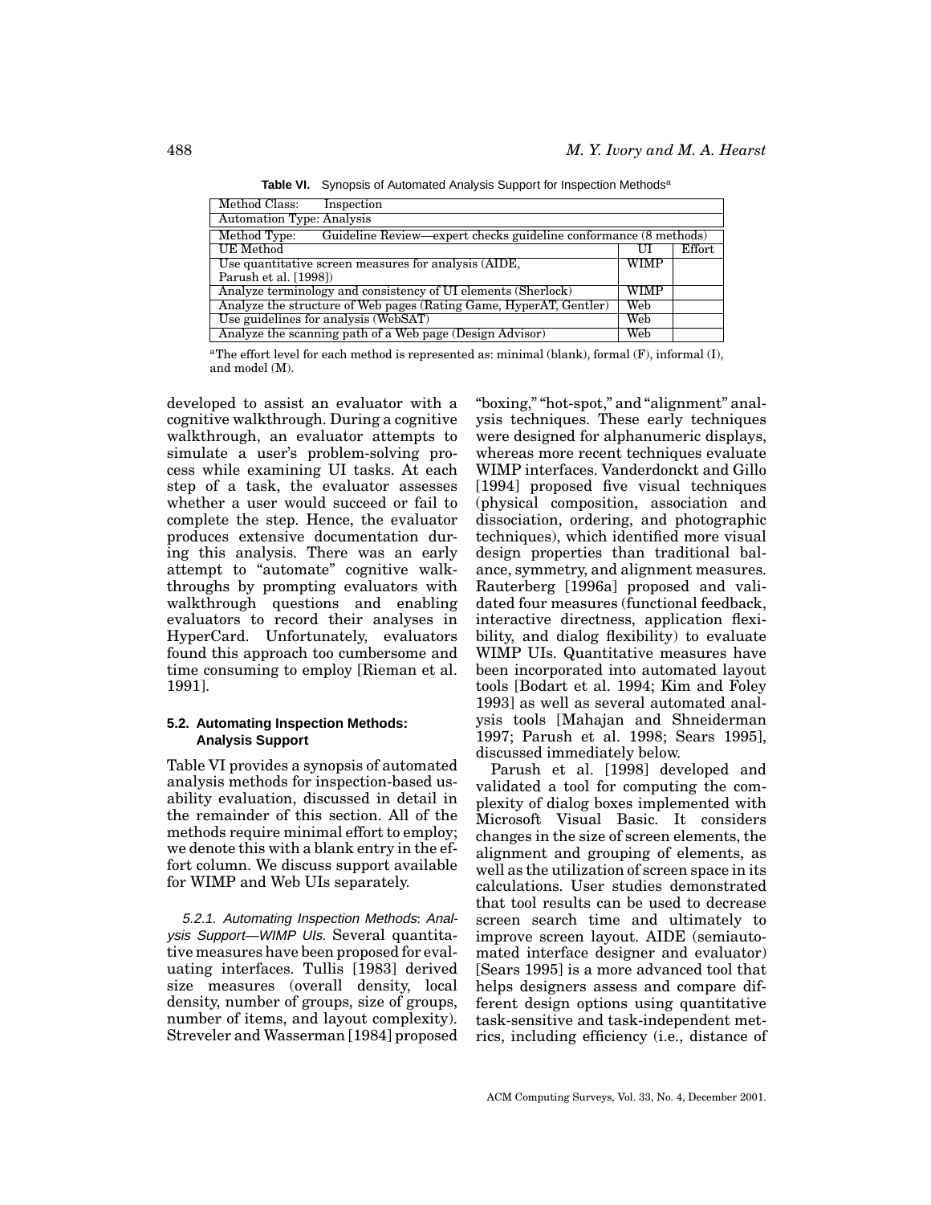**Table VI.** Synopsis of Automated Analysis Support for Inspection Methods[a]

| Method Class: Inspection | | |
|---|---|---|
| Automation Type: Analysis | | |
| Method Type: Guideline Review—expert checks guideline conformance (8 methods) | | |
| UE Method | UI | Effort |
| Use quantitative screen measures for analysis (AIDE, Parush et al. [1998]) | WIMP | |
| Analyze terminology and consistency of UI elements (Sherlock) | WIMP | |
| Analyze the structure of Web pages (Rating Game, HyperAT, Gentler) | Web | |
| Use guidelines for analysis (WebSAT) | Web | |
| Analyze the scanning path of a Web page (Design Advisor) | Web | |

[a]The effort level for each method is represented as: minimal (blank), formal (F), informal (I), and model (M).

developed to assist an evaluator with a cognitive walkthrough. During a cognitive walkthrough, an evaluator attempts to simulate a user's problem-solving process while examining UI tasks. At each step of a task, the evaluator assesses whether a user would succeed or fail to complete the step. Hence, the evaluator produces extensive documentation during this analysis. There was an early attempt to "automate" cognitive walkthroughs by prompting evaluators with walkthrough questions and enabling evaluators to record their analyses in HyperCard. Unfortunately, evaluators found this approach too cumbersome and time consuming to employ [Rieman et al. 1991].

### 5.2. Automating Inspection Methods: Analysis Support

Table VI provides a synopsis of automated analysis methods for inspection-based usability evaluation, discussed in detail in the remainder of this section. All of the methods require minimal effort to employ; we denote this with a blank entry in the effort column. We discuss support available for WIMP and Web UIs separately.

*5.2.1. Automating Inspection Methods: Analysis Support—WIMP UIs.* Several quantitative measures have been proposed for evaluating interfaces. Tullis [1983] derived size measures (overall density, local density, number of groups, size of groups, number of items, and layout complexity). Streveler and Wasserman [1984] proposed "boxing," "hot-spot," and "alignment" analysis techniques. These early techniques were designed for alphanumeric displays, whereas more recent techniques evaluate WIMP interfaces. Vanderdonckt and Gillo [1994] proposed five visual techniques (physical composition, association and dissociation, ordering, and photographic techniques), which identified more visual design properties than traditional balance, symmetry, and alignment measures. Rauterberg [1996a] proposed and validated four measures (functional feedback, interactive directness, application flexibility, and dialog flexibility) to evaluate WIMP UIs. Quantitative measures have been incorporated into automated layout tools [Bodart et al. 1994; Kim and Foley 1993] as well as several automated analysis tools [Mahajan and Shneiderman 1997; Parush et al. 1998; Sears 1995], discussed immediately below.

Parush et al. [1998] developed and validated a tool for computing the complexity of dialog boxes implemented with Microsoft Visual Basic. It considers changes in the size of screen elements, the alignment and grouping of elements, as well as the utilization of screen space in its calculations. User studies demonstrated that tool results can be used to decrease screen search time and ultimately to improve screen layout. AIDE (semiautomated interface designer and evaluator) [Sears 1995] is a more advanced tool that helps designers assess and compare different design options using quantitative task-sensitive and task-independent metrics, including efficiency (i.e., distance of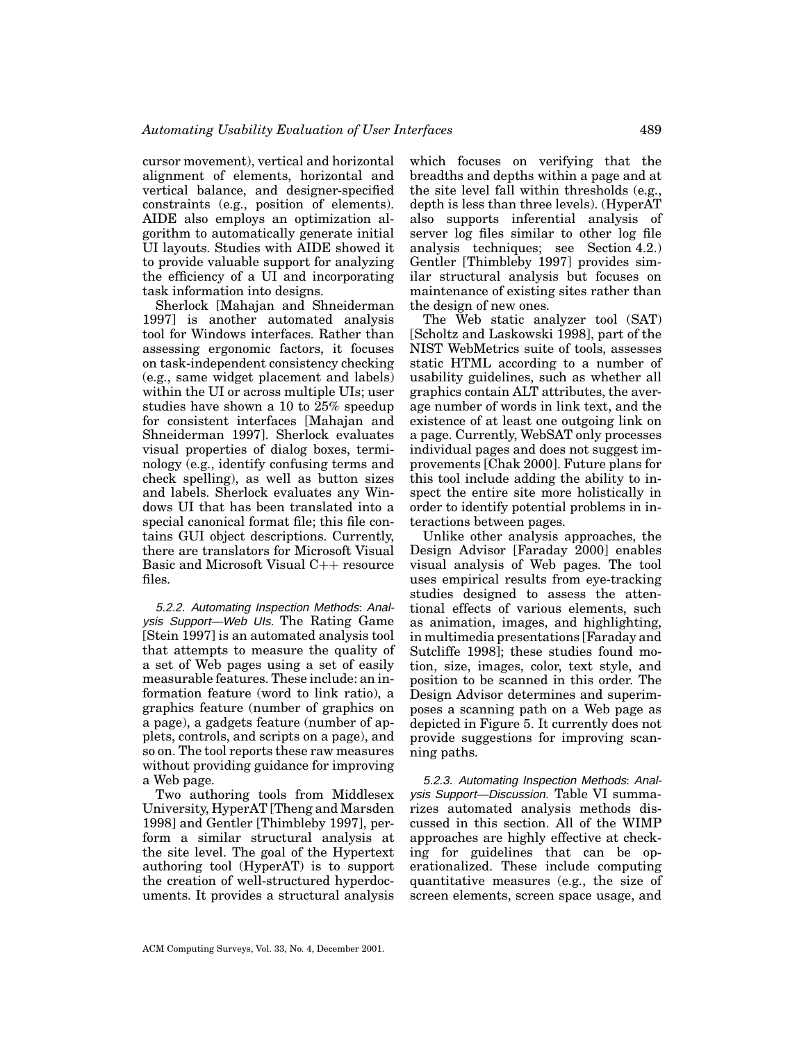cursor movement), vertical and horizontal alignment of elements, horizontal and vertical balance, and designer-specified constraints (e.g., position of elements). AIDE also employs an optimization algorithm to automatically generate initial UI layouts. Studies with AIDE showed it to provide valuable support for analyzing the efficiency of a UI and incorporating task information into designs.

Sherlock [Mahajan and Shneiderman 1997] is another automated analysis tool for Windows interfaces. Rather than assessing ergonomic factors, it focuses on task-independent consistency checking (e.g., same widget placement and labels) within the UI or across multiple UIs; user studies have shown a 10 to 25% speedup for consistent interfaces [Mahajan and Shneiderman 1997]. Sherlock evaluates visual properties of dialog boxes, terminology (e.g., identify confusing terms and check spelling), as well as button sizes and labels. Sherlock evaluates any Windows UI that has been translated into a special canonical format file; this file contains GUI object descriptions. Currently, there are translators for Microsoft Visual Basic and Microsoft Visual C++ resource files.

*5.2.2. Automating Inspection Methods: Analysis Support—Web UIs.* The Rating Game [Stein 1997] is an automated analysis tool that attempts to measure the quality of a set of Web pages using a set of easily measurable features. These include: an information feature (word to link ratio), a graphics feature (number of graphics on a page), a gadgets feature (number of applets, controls, and scripts on a page), and so on. The tool reports these raw measures without providing guidance for improving a Web page.

Two authoring tools from Middlesex University, HyperAT [Theng and Marsden 1998] and Gentler [Thimbleby 1997], perform a similar structural analysis at the site level. The goal of the Hypertext authoring tool (HyperAT) is to support the creation of well-structured hyperdocuments. It provides a structural analysis which focuses on verifying that the breadths and depths within a page and at the site level fall within thresholds (e.g., depth is less than three levels). (HyperAT also supports inferential analysis of server log files similar to other log file analysis techniques; see Section 4.2.) Gentler [Thimbleby 1997] provides similar structural analysis but focuses on maintenance of existing sites rather than the design of new ones.

The Web static analyzer tool (SAT) [Scholtz and Laskowski 1998], part of the NIST WebMetrics suite of tools, assesses static HTML according to a number of usability guidelines, such as whether all graphics contain ALT attributes, the average number of words in link text, and the existence of at least one outgoing link on a page. Currently, WebSAT only processes individual pages and does not suggest improvements [Chak 2000]. Future plans for this tool include adding the ability to inspect the entire site more holistically in order to identify potential problems in interactions between pages.

Unlike other analysis approaches, the Design Advisor [Faraday 2000] enables visual analysis of Web pages. The tool uses empirical results from eye-tracking studies designed to assess the attentional effects of various elements, such as animation, images, and highlighting, in multimedia presentations [Faraday and Sutcliffe 1998]; these studies found motion, size, images, color, text style, and position to be scanned in this order. The Design Advisor determines and superimposes a scanning path on a Web page as depicted in Figure 5. It currently does not provide suggestions for improving scanning paths.

*5.2.3. Automating Inspection Methods: Analysis Support—Discussion.* Table VI summarizes automated analysis methods discussed in this section. All of the WIMP approaches are highly effective at checking for guidelines that can be operationalized. These include computing quantitative measures (e.g., the size of screen elements, screen space usage, and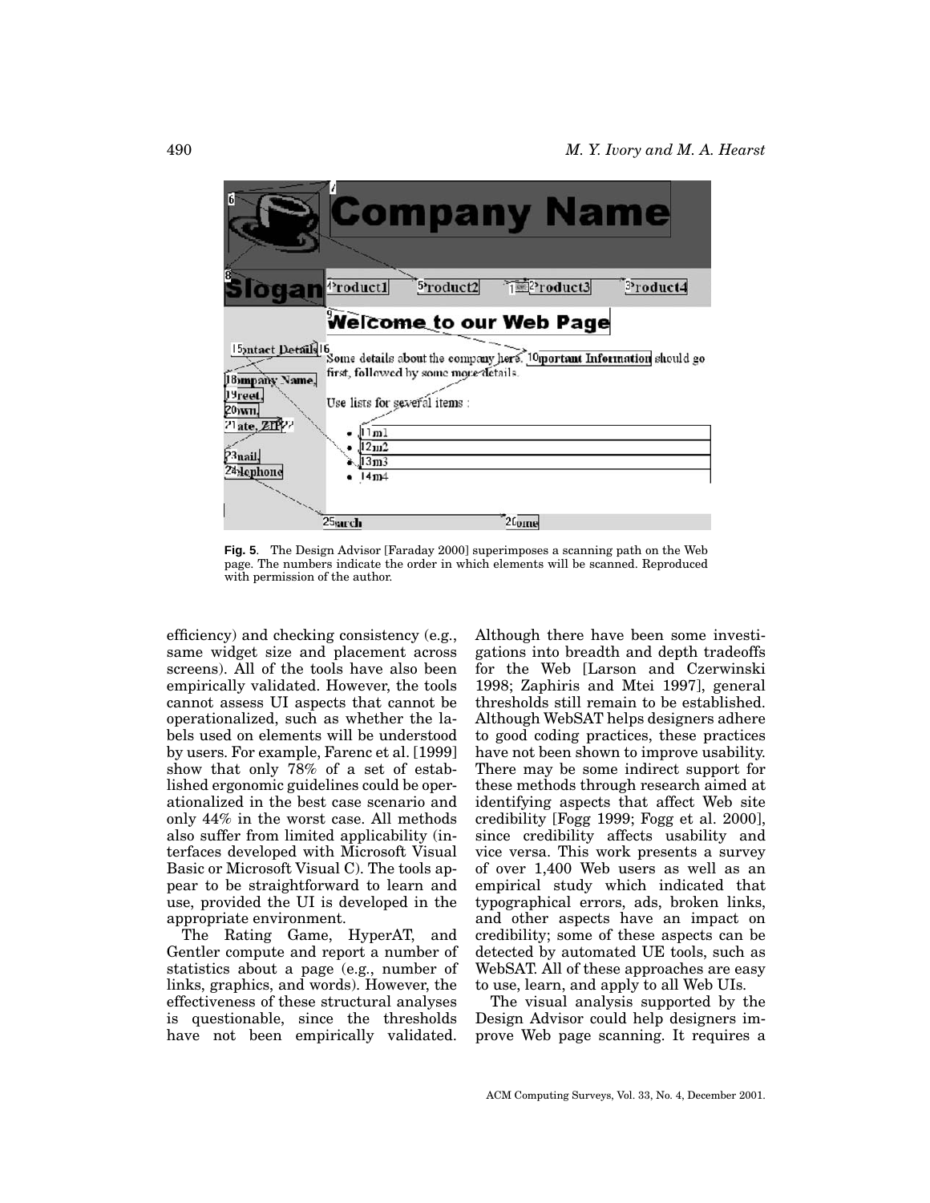**Fig. 5**. The Design Advisor [Faraday 2000] superimposes a scanning path on the Web page. The numbers indicate the order in which elements will be scanned. Reproduced with permission of the author.

efficiency) and checking consistency (e.g., same widget size and placement across screens). All of the tools have also been empirically validated. However, the tools cannot assess UI aspects that cannot be operationalized, such as whether the labels used on elements will be understood by users. For example, Farenc et al. [1999] show that only 78% of a set of established ergonomic guidelines could be operationalized in the best case scenario and only 44% in the worst case. All methods also suffer from limited applicability (interfaces developed with Microsoft Visual Basic or Microsoft Visual C). The tools appear to be straightforward to learn and use, provided the UI is developed in the appropriate environment.

The Rating Game, HyperAT, and Gentler compute and report a number of statistics about a page (e.g., number of links, graphics, and words). However, the effectiveness of these structural analyses is questionable, since the thresholds have not been empirically validated. Although there have been some investigations into breadth and depth tradeoffs for the Web [Larson and Czerwinski 1998; Zaphiris and Mtei 1997], general thresholds still remain to be established. Although WebSAT helps designers adhere to good coding practices, these practices have not been shown to improve usability. There may be some indirect support for these methods through research aimed at identifying aspects that affect Web site credibility [Fogg 1999; Fogg et al. 2000], since credibility affects usability and vice versa. This work presents a survey of over 1,400 Web users as well as an empirical study which indicated that typographical errors, ads, broken links, and other aspects have an impact on credibility; some of these aspects can be detected by automated UE tools, such as WebSAT. All of these approaches are easy to use, learn, and apply to all Web UIs.

The visual analysis supported by the Design Advisor could help designers improve Web page scanning. It requires a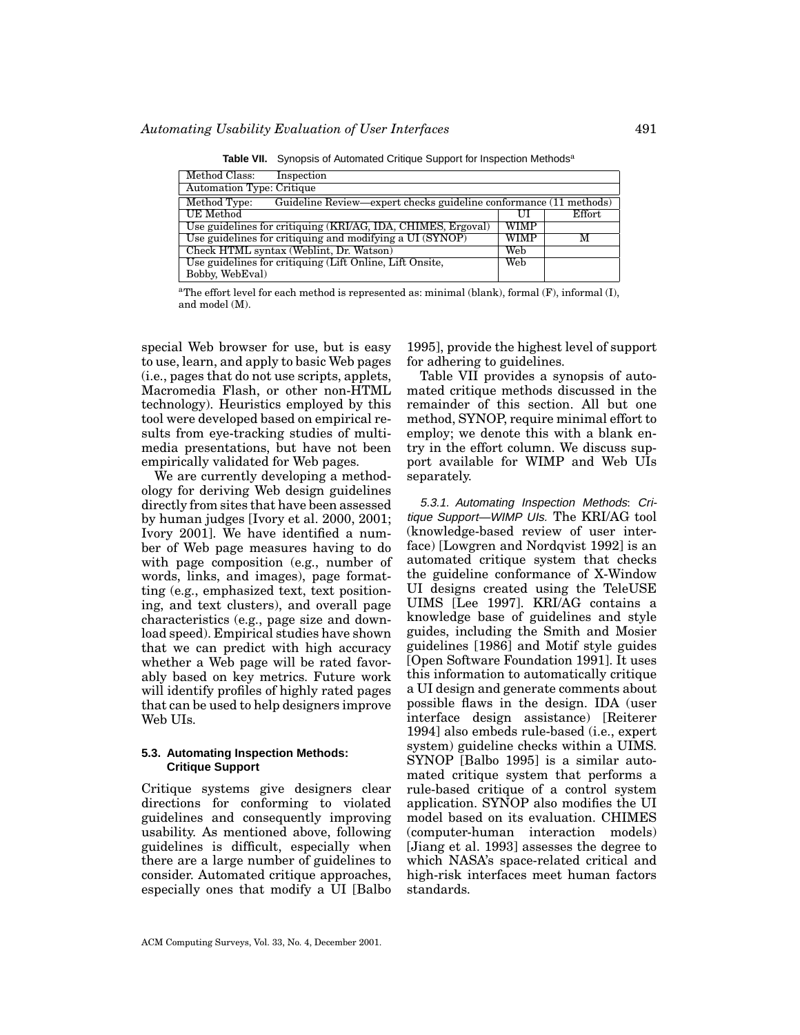**Table VII.** Synopsis of Automated Critique Support for Inspection Methods[a]

| Method Class: Inspection | | |
|---|---|---|
| Automation Type: Critique | | |
| Method Type: Guideline Review—expert checks guideline conformance (11 methods) | | |
| UE Method | UI | Effort |
| Use guidelines for critiquing (KRI/AG, IDA, CHIMES, Ergoval) | WIMP | |
| Use guidelines for critiquing and modifying a UI (SYNOP) | WIMP | M |
| Check HTML syntax (Weblint, Dr. Watson) | Web | |
| Use guidelines for critiquing (Lift Online, Lift Onsite, Bobby, WebEval) | Web | |

[a]The effort level for each method is represented as: minimal (blank), formal (F), informal (I), and model (M).

special Web browser for use, but is easy to use, learn, and apply to basic Web pages (i.e., pages that do not use scripts, applets, Macromedia Flash, or other non-HTML technology). Heuristics employed by this tool were developed based on empirical results from eye-tracking studies of multimedia presentations, but have not been empirically validated for Web pages.

We are currently developing a methodology for deriving Web design guidelines directly from sites that have been assessed by human judges [Ivory et al. 2000, 2001; Ivory 2001]. We have identified a number of Web page measures having to do with page composition (e.g., number of words, links, and images), page formatting (e.g., emphasized text, text positioning, and text clusters), and overall page characteristics (e.g., page size and download speed). Empirical studies have shown that we can predict with high accuracy whether a Web page will be rated favorably based on key metrics. Future work will identify profiles of highly rated pages that can be used to help designers improve Web UIs.

### 5.3. Automating Inspection Methods: Critique Support

Critique systems give designers clear directions for conforming to violated guidelines and consequently improving usability. As mentioned above, following guidelines is difficult, especially when there are a large number of guidelines to consider. Automated critique approaches, especially ones that modify a UI [Balbo 1995], provide the highest level of support for adhering to guidelines.

Table VII provides a synopsis of automated critique methods discussed in the remainder of this section. All but one method, SYNOP, require minimal effort to employ; we denote this with a blank entry in the effort column. We discuss support available for WIMP and Web UIs separately.

*5.3.1. Automating Inspection Methods: Critique Support—WIMP UIs.* The KRI/AG tool (knowledge-based review of user interface) [Lowgren and Nordqvist 1992] is an automated critique system that checks the guideline conformance of X-Window UI designs created using the TeleUSE UIMS [Lee 1997]. KRI/AG contains a knowledge base of guidelines and style guides, including the Smith and Mosier guidelines [1986] and Motif style guides [Open Software Foundation 1991]. It uses this information to automatically critique a UI design and generate comments about possible flaws in the design. IDA (user interface design assistance) [Reiterer 1994] also embeds rule-based (i.e., expert system) guideline checks within a UIMS. SYNOP [Balbo 1995] is a similar automated critique system that performs a rule-based critique of a control system application. SYNOP also modifies the UI model based on its evaluation. CHIMES (computer-human interaction models) [Jiang et al. 1993] assesses the degree to which NASA's space-related critical and high-risk interfaces meet human factors standards.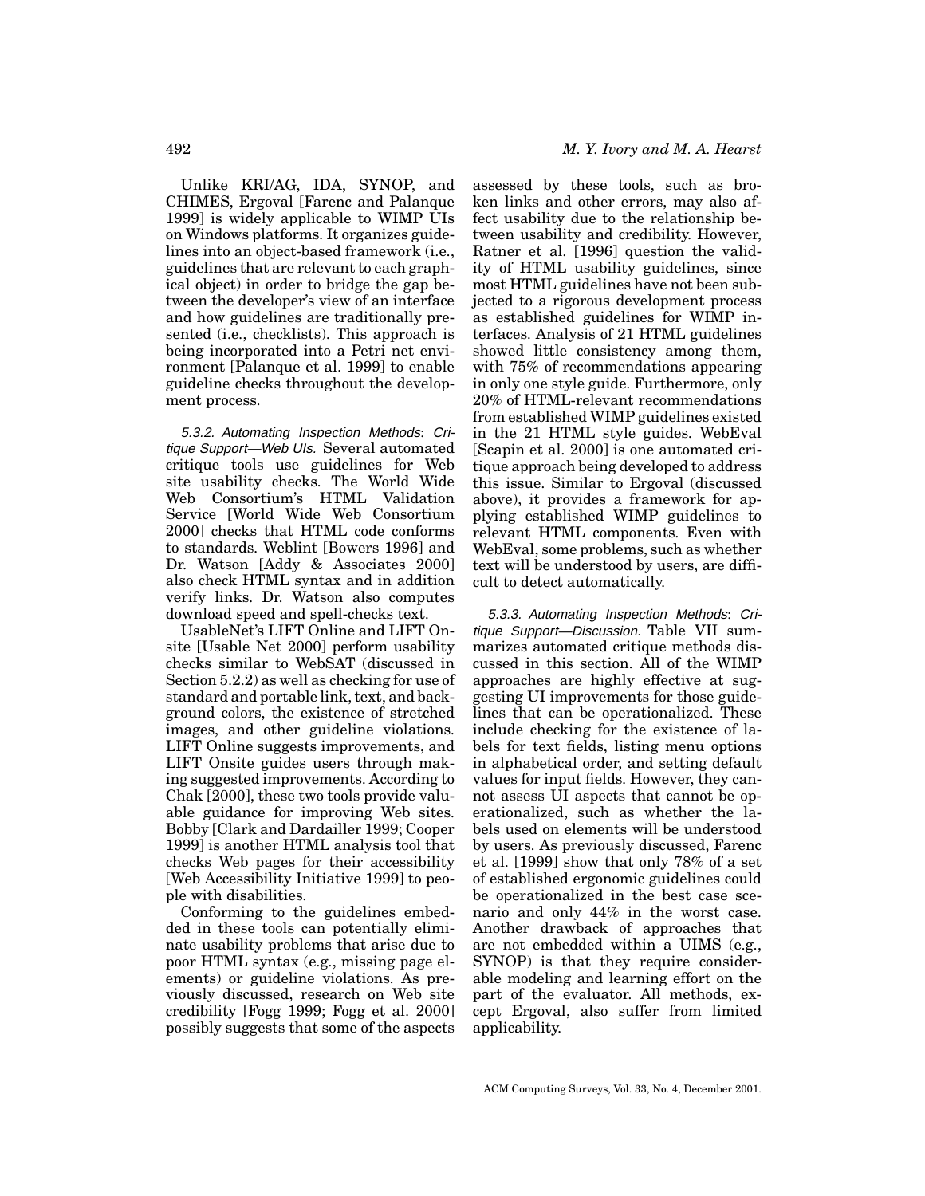Unlike KRI/AG, IDA, SYNOP, and CHIMES, Ergoval [Farenc and Palanque 1999] is widely applicable to WIMP UIs on Windows platforms. It organizes guidelines into an object-based framework (i.e., guidelines that are relevant to each graphical object) in order to bridge the gap between the developer's view of an interface and how guidelines are traditionally presented (i.e., checklists). This approach is being incorporated into a Petri net environment [Palanque et al. 1999] to enable guideline checks throughout the development process.

*5.3.2. Automating Inspection Methods: Critique Support—Web UIs.* Several automated critique tools use guidelines for Web site usability checks. The World Wide Web Consortium's HTML Validation Service [World Wide Web Consortium 2000] checks that HTML code conforms to standards. Weblint [Bowers 1996] and Dr. Watson [Addy & Associates 2000] also check HTML syntax and in addition verify links. Dr. Watson also computes download speed and spell-checks text.

UsableNet's LIFT Online and LIFT Onsite [Usable Net 2000] perform usability checks similar to WebSAT (discussed in Section 5.2.2) as well as checking for use of standard and portable link, text, and background colors, the existence of stretched images, and other guideline violations. LIFT Online suggests improvements, and LIFT Onsite guides users through making suggested improvements. According to Chak [2000], these two tools provide valuable guidance for improving Web sites. Bobby [Clark and Dardailler 1999; Cooper 1999] is another HTML analysis tool that checks Web pages for their accessibility [Web Accessibility Initiative 1999] to people with disabilities.

Conforming to the guidelines embedded in these tools can potentially eliminate usability problems that arise due to poor HTML syntax (e.g., missing page elements) or guideline violations. As previously discussed, research on Web site credibility [Fogg 1999; Fogg et al. 2000] possibly suggests that some of the aspects assessed by these tools, such as broken links and other errors, may also affect usability due to the relationship between usability and credibility. However, Ratner et al. [1996] question the validity of HTML usability guidelines, since most HTML guidelines have not been subjected to a rigorous development process as established guidelines for WIMP interfaces. Analysis of 21 HTML guidelines showed little consistency among them, with 75% of recommendations appearing in only one style guide. Furthermore, only 20% of HTML-relevant recommendations from established WIMP guidelines existed in the 21 HTML style guides. WebEval [Scapin et al. 2000] is one automated critique approach being developed to address this issue. Similar to Ergoval (discussed above), it provides a framework for applying established WIMP guidelines to relevant HTML components. Even with WebEval, some problems, such as whether text will be understood by users, are difficult to detect automatically.

*5.3.3. Automating Inspection Methods: Critique Support—Discussion.* Table VII summarizes automated critique methods discussed in this section. All of the WIMP approaches are highly effective at suggesting UI improvements for those guidelines that can be operationalized. These include checking for the existence of labels for text fields, listing menu options in alphabetical order, and setting default values for input fields. However, they cannot assess UI aspects that cannot be operationalized, such as whether the labels used on elements will be understood by users. As previously discussed, Farenc et al. [1999] show that only 78% of a set of established ergonomic guidelines could be operationalized in the best case scenario and only 44% in the worst case. Another drawback of approaches that are not embedded within a UIMS (e.g., SYNOP) is that they require considerable modeling and learning effort on the part of the evaluator. All methods, except Ergoval, also suffer from limited applicability.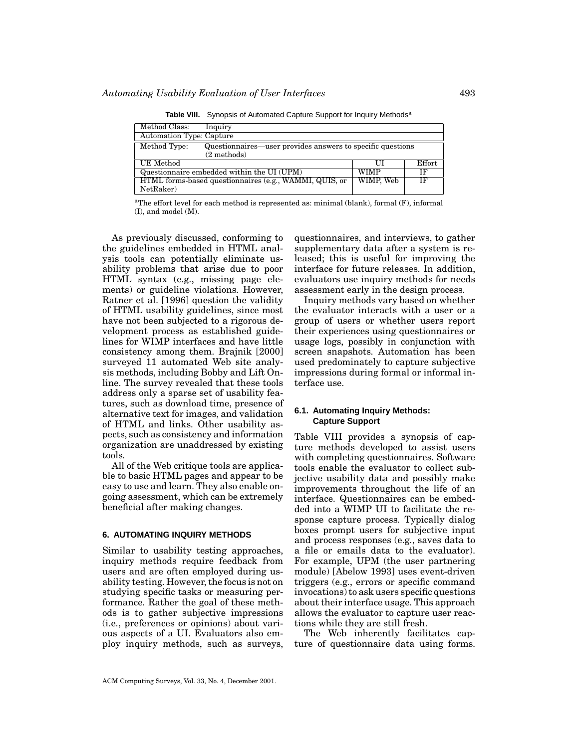**Table VIII.** Synopsis of Automated Capture Support for Inquiry Methods[a]

| | | |
|---|---|---|
| Method Class: Inquiry | | |
| Automation Type: Capture | | |
| Method Type: Questionnaires—user provides answers to specific questions (2 methods) | | |
| UE Method | UI | Effort |
| Questionnaire embedded within the UI (UPM) | WIMP | IF |
| HTML forms-based questionnaires (e.g., WAMMI, QUIS, or NetRaker) | WIMP, Web | IF |

[a]The effort level for each method is represented as: minimal (blank), formal (F), informal (I), and model (M).

As previously discussed, conforming to the guidelines embedded in HTML analysis tools can potentially eliminate usability problems that arise due to poor HTML syntax (e.g., missing page elements) or guideline violations. However, Ratner et al. [1996] question the validity of HTML usability guidelines, since most have not been subjected to a rigorous development process as established guidelines for WIMP interfaces and have little consistency among them. Brajnik [2000] surveyed 11 automated Web site analysis methods, including Bobby and Lift Online. The survey revealed that these tools address only a sparse set of usability features, such as download time, presence of alternative text for images, and validation of HTML and links. Other usability aspects, such as consistency and information organization are unaddressed by existing tools.

All of the Web critique tools are applicable to basic HTML pages and appear to be easy to use and learn. They also enable ongoing assessment, which can be extremely beneficial after making changes.

## 6. AUTOMATING INQUIRY METHODS

Similar to usability testing approaches, inquiry methods require feedback from users and are often employed during usability testing. However, the focus is not on studying specific tasks or measuring performance. Rather the goal of these methods is to gather subjective impressions (i.e., preferences or opinions) about various aspects of a UI. Evaluators also employ inquiry methods, such as surveys, questionnaires, and interviews, to gather supplementary data after a system is released; this is useful for improving the interface for future releases. In addition, evaluators use inquiry methods for needs assessment early in the design process.

Inquiry methods vary based on whether the evaluator interacts with a user or a group of users or whether users report their experiences using questionnaires or usage logs, possibly in conjunction with screen snapshots. Automation has been used predominately to capture subjective impressions during formal or informal interface use.

### 6.1. Automating Inquiry Methods: Capture Support

Table VIII provides a synopsis of capture methods developed to assist users with completing questionnaires. Software tools enable the evaluator to collect subjective usability data and possibly make improvements throughout the life of an interface. Questionnaires can be embedded into a WIMP UI to facilitate the response capture process. Typically dialog boxes prompt users for subjective input and process responses (e.g., saves data to a file or emails data to the evaluator). For example, UPM (the user partnering module) [Abelow 1993] uses event-driven triggers (e.g., errors or specific command invocations) to ask users specific questions about their interface usage. This approach allows the evaluator to capture user reactions while they are still fresh.

The Web inherently facilitates capture of questionnaire data using forms.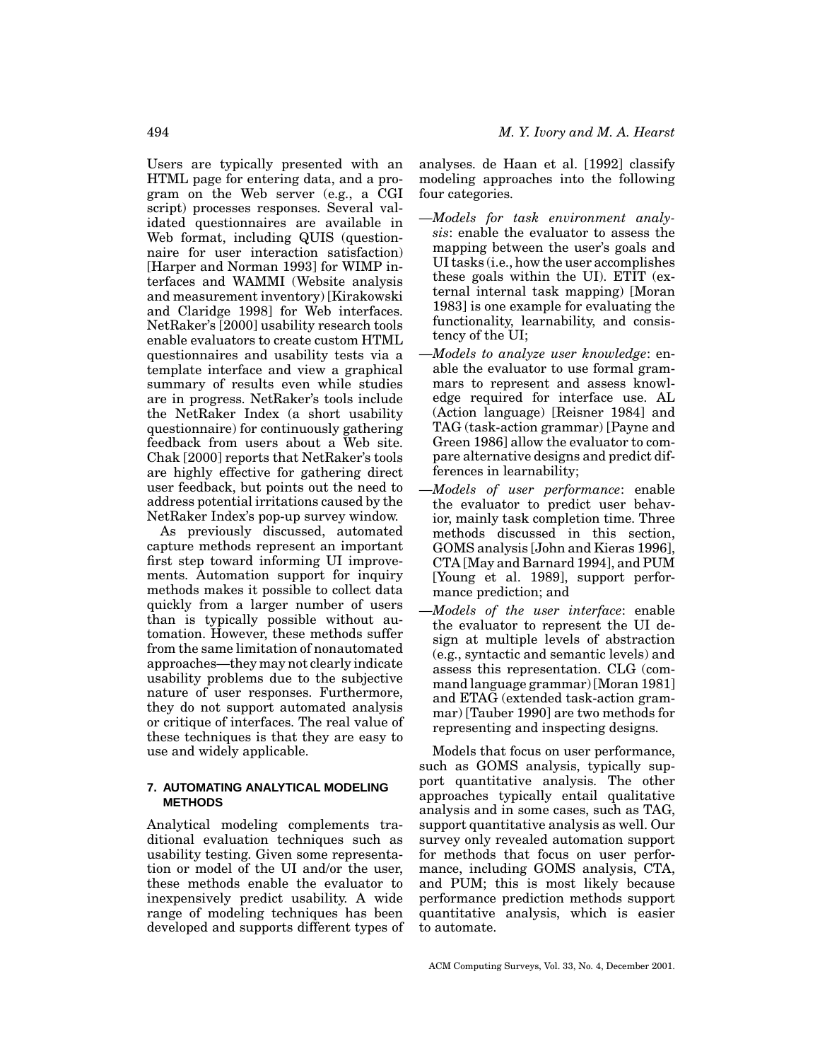Users are typically presented with an HTML page for entering data, and a program on the Web server (e.g., a CGI script) processes responses. Several validated questionnaires are available in Web format, including QUIS (questionnaire for user interaction satisfaction) [Harper and Norman 1993] for WIMP interfaces and WAMMI (Website analysis and measurement inventory) [Kirakowski and Claridge 1998] for Web interfaces. NetRaker's [2000] usability research tools enable evaluators to create custom HTML questionnaires and usability tests via a template interface and view a graphical summary of results even while studies are in progress. NetRaker's tools include the NetRaker Index (a short usability questionnaire) for continuously gathering feedback from users about a Web site. Chak [2000] reports that NetRaker's tools are highly effective for gathering direct user feedback, but points out the need to address potential irritations caused by the NetRaker Index's pop-up survey window.

As previously discussed, automated capture methods represent an important first step toward informing UI improvements. Automation support for inquiry methods makes it possible to collect data quickly from a larger number of users than is typically possible without automation. However, these methods suffer from the same limitation of nonautomated approaches—they may not clearly indicate usability problems due to the subjective nature of user responses. Furthermore, they do not support automated analysis or critique of interfaces. The real value of these techniques is that they are easy to use and widely applicable.

## 7. AUTOMATING ANALYTICAL MODELING METHODS

Analytical modeling complements traditional evaluation techniques such as usability testing. Given some representation or model of the UI and/or the user, these methods enable the evaluator to inexpensively predict usability. A wide range of modeling techniques has been developed and supports different types of analyses. de Haan et al. [1992] classify modeling approaches into the following four categories.

—*Models for task environment analysis*: enable the evaluator to assess the mapping between the user's goals and UI tasks (i.e., how the user accomplishes these goals within the UI). ETIT (external internal task mapping) [Moran 1983] is one example for evaluating the functionality, learnability, and consistency of the UI;

—*Models to analyze user knowledge*: enable the evaluator to use formal grammars to represent and assess knowledge required for interface use. AL (Action language) [Reisner 1984] and TAG (task-action grammar) [Payne and Green 1986] allow the evaluator to compare alternative designs and predict differences in learnability;

—*Models of user performance*: enable the evaluator to predict user behavior, mainly task completion time. Three methods discussed in this section, GOMS analysis [John and Kieras 1996], CTA [May and Barnard 1994], and PUM [Young et al. 1989], support performance prediction; and

—*Models of the user interface*: enable the evaluator to represent the UI design at multiple levels of abstraction (e.g., syntactic and semantic levels) and assess this representation. CLG (command language grammar) [Moran 1981] and ETAG (extended task-action grammar) [Tauber 1990] are two methods for representing and inspecting designs.

Models that focus on user performance, such as GOMS analysis, typically support quantitative analysis. The other approaches typically entail qualitative analysis and in some cases, such as TAG, support quantitative analysis as well. Our survey only revealed automation support for methods that focus on user performance, including GOMS analysis, CTA, and PUM; this is most likely because performance prediction methods support quantitative analysis, which is easier to automate.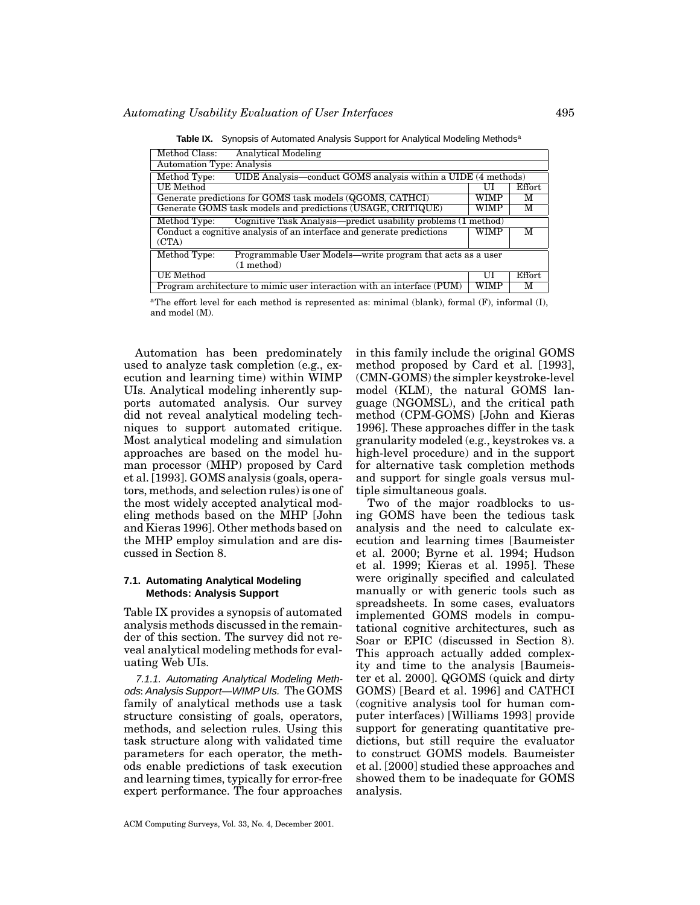**Table IX.** Synopsis of Automated Analysis Support for Analytical Modeling Methods[a]

| Method Class: Analytical Modeling | | |
|---|---|---|
| Automation Type: Analysis | | |
| Method Type: UIDE Analysis—conduct GOMS analysis within a UIDE (4 methods) | | |
| UE Method | UI | Effort |
| Generate predictions for GOMS task models (QGOMS, CATHCI) | WIMP | M |
| Generate GOMS task models and predictions (USAGE, CRITIQUE) | WIMP | M |
| Method Type: Cognitive Task Analysis—predict usability problems (1 method) | | |
| Conduct a cognitive analysis of an interface and generate predictions (CTA) | WIMP | M |
| Method Type: Programmable User Models—write program that acts as a user (1 method) | | |
| UE Method | UI | Effort |
| Program architecture to mimic user interaction with an interface (PUM) | WIMP | M |

[a]The effort level for each method is represented as: minimal (blank), formal (F), informal (I), and model (M).

Automation has been predominately used to analyze task completion (e.g., execution and learning time) within WIMP UIs. Analytical modeling inherently supports automated analysis. Our survey did not reveal analytical modeling techniques to support automated critique. Most analytical modeling and simulation approaches are based on the model human processor (MHP) proposed by Card et al. [1993]. GOMS analysis (goals, operators, methods, and selection rules) is one of the most widely accepted analytical modeling methods based on the MHP [John and Kieras 1996]. Other methods based on the MHP employ simulation and are discussed in Section 8.

### 7.1. Automating Analytical Modeling Methods: Analysis Support

Table IX provides a synopsis of automated analysis methods discussed in the remainder of this section. The survey did not reveal analytical modeling methods for evaluating Web UIs.

*7.1.1. Automating Analytical Modeling Methods: Analysis Support—WIMP UIs.* The GOMS family of analytical methods use a task structure consisting of goals, operators, methods, and selection rules. Using this task structure along with validated time parameters for each operator, the methods enable predictions of task execution and learning times, typically for error-free expert performance. The four approaches in this family include the original GOMS method proposed by Card et al. [1993], (CMN-GOMS) the simpler keystroke-level model (KLM), the natural GOMS language (NGOMSL), and the critical path method (CPM-GOMS) [John and Kieras 1996]. These approaches differ in the task granularity modeled (e.g., keystrokes vs. a high-level procedure) and in the support for alternative task completion methods and support for single goals versus multiple simultaneous goals.

Two of the major roadblocks to using GOMS have been the tedious task analysis and the need to calculate execution and learning times [Baumeister et al. 2000; Byrne et al. 1994; Hudson et al. 1999; Kieras et al. 1995]. These were originally specified and calculated manually or with generic tools such as spreadsheets. In some cases, evaluators implemented GOMS models in computational cognitive architectures, such as Soar or EPIC (discussed in Section 8). This approach actually added complexity and time to the analysis [Baumeister et al. 2000]. QGOMS (quick and dirty GOMS) [Beard et al. 1996] and CATHCI (cognitive analysis tool for human computer interfaces) [Williams 1993] provide support for generating quantitative predictions, but still require the evaluator to construct GOMS models. Baumeister et al. [2000] studied these approaches and showed them to be inadequate for GOMS analysis.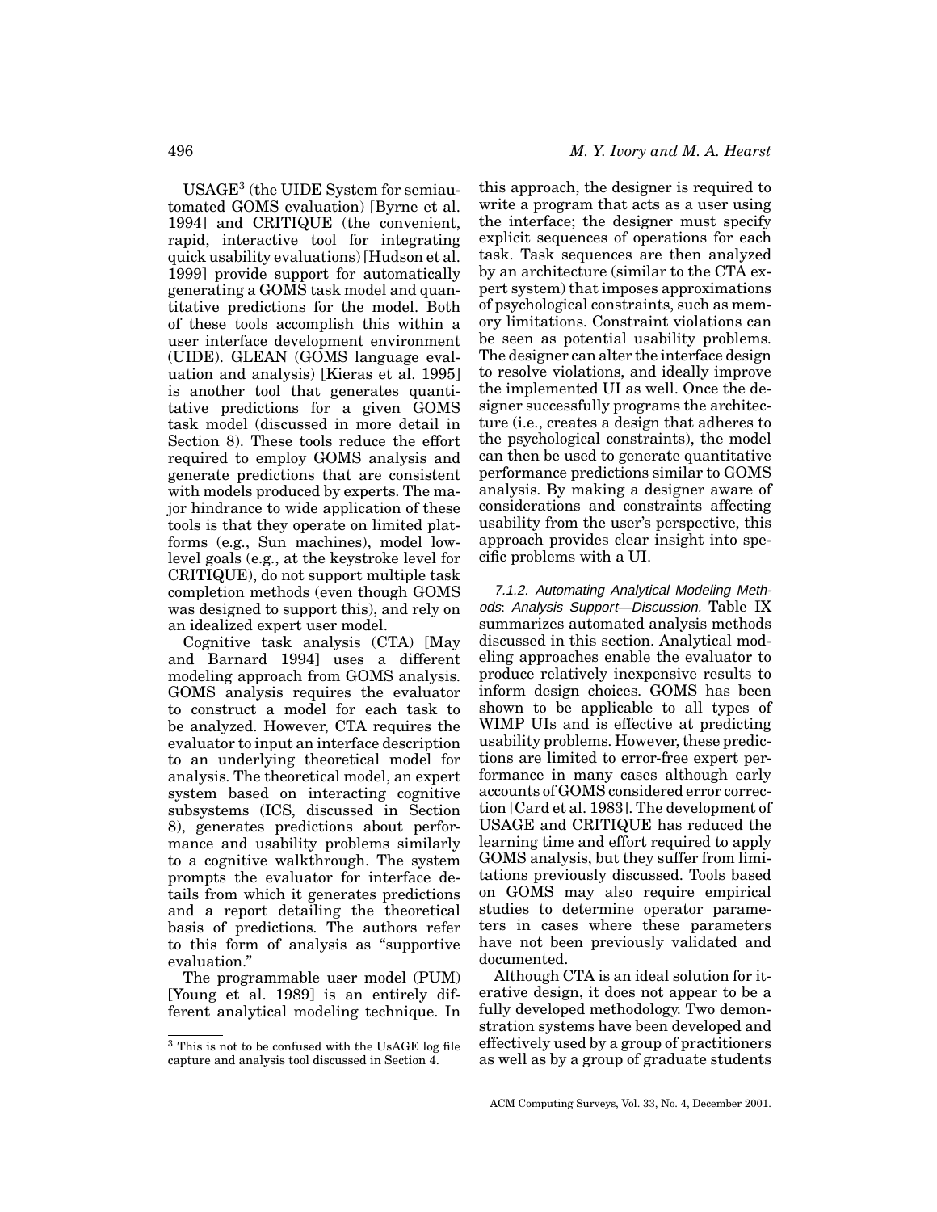USAGE[3] (the UIDE System for semiautomated GOMS evaluation) [Byrne et al. 1994] and CRITIQUE (the convenient, rapid, interactive tool for integrating quick usability evaluations) [Hudson et al. 1999] provide support for automatically generating a GOMS task model and quantitative predictions for the model. Both of these tools accomplish this within a user interface development environment (UIDE). GLEAN (GOMS language evaluation and analysis) [Kieras et al. 1995] is another tool that generates quantitative predictions for a given GOMS task model (discussed in more detail in Section 8). These tools reduce the effort required to employ GOMS analysis and generate predictions that are consistent with models produced by experts. The major hindrance to wide application of these tools is that they operate on limited platforms (e.g., Sun machines), model low-level goals (e.g., at the keystroke level for CRITIQUE), do not support multiple task completion methods (even though GOMS was designed to support this), and rely on an idealized expert user model.

Cognitive task analysis (CTA) [May and Barnard 1994] uses a different modeling approach from GOMS analysis. GOMS analysis requires the evaluator to construct a model for each task to be analyzed. However, CTA requires the evaluator to input an interface description to an underlying theoretical model for analysis. The theoretical model, an expert system based on interacting cognitive subsystems (ICS, discussed in Section 8), generates predictions about performance and usability problems similarly to a cognitive walkthrough. The system prompts the evaluator for interface details from which it generates predictions and a report detailing the theoretical basis of predictions. The authors refer to this form of analysis as "supportive evaluation."

The programmable user model (PUM) [Young et al. 1989] is an entirely different analytical modeling technique. In this approach, the designer is required to write a program that acts as a user using the interface; the designer must specify explicit sequences of operations for each task. Task sequences are then analyzed by an architecture (similar to the CTA expert system) that imposes approximations of psychological constraints, such as memory limitations. Constraint violations can be seen as potential usability problems. The designer can alter the interface design to resolve violations, and ideally improve the implemented UI as well. Once the designer successfully programs the architecture (i.e., creates a design that adheres to the psychological constraints), the model can then be used to generate quantitative performance predictions similar to GOMS analysis. By making a designer aware of considerations and constraints affecting usability from the user's perspective, this approach provides clear insight into specific problems with a UI.

*7.1.2. Automating Analytical Modeling Methods: Analysis Support—Discussion.* Table IX summarizes automated analysis methods discussed in this section. Analytical modeling approaches enable the evaluator to produce relatively inexpensive results to inform design choices. GOMS has been shown to be applicable to all types of WIMP UIs and is effective at predicting usability problems. However, these predictions are limited to error-free expert performance in many cases although early accounts of GOMS considered error correction [Card et al. 1983]. The development of USAGE and CRITIQUE has reduced the learning time and effort required to apply GOMS analysis, but they suffer from limitations previously discussed. Tools based on GOMS may also require empirical studies to determine operator parameters in cases where these parameters have not been previously validated and documented.

Although CTA is an ideal solution for iterative design, it does not appear to be a fully developed methodology. Two demonstration systems have been developed and effectively used by a group of practitioners as well as by a group of graduate students

[3] This is not to be confused with the UsAGE log file capture and analysis tool discussed in Section 4.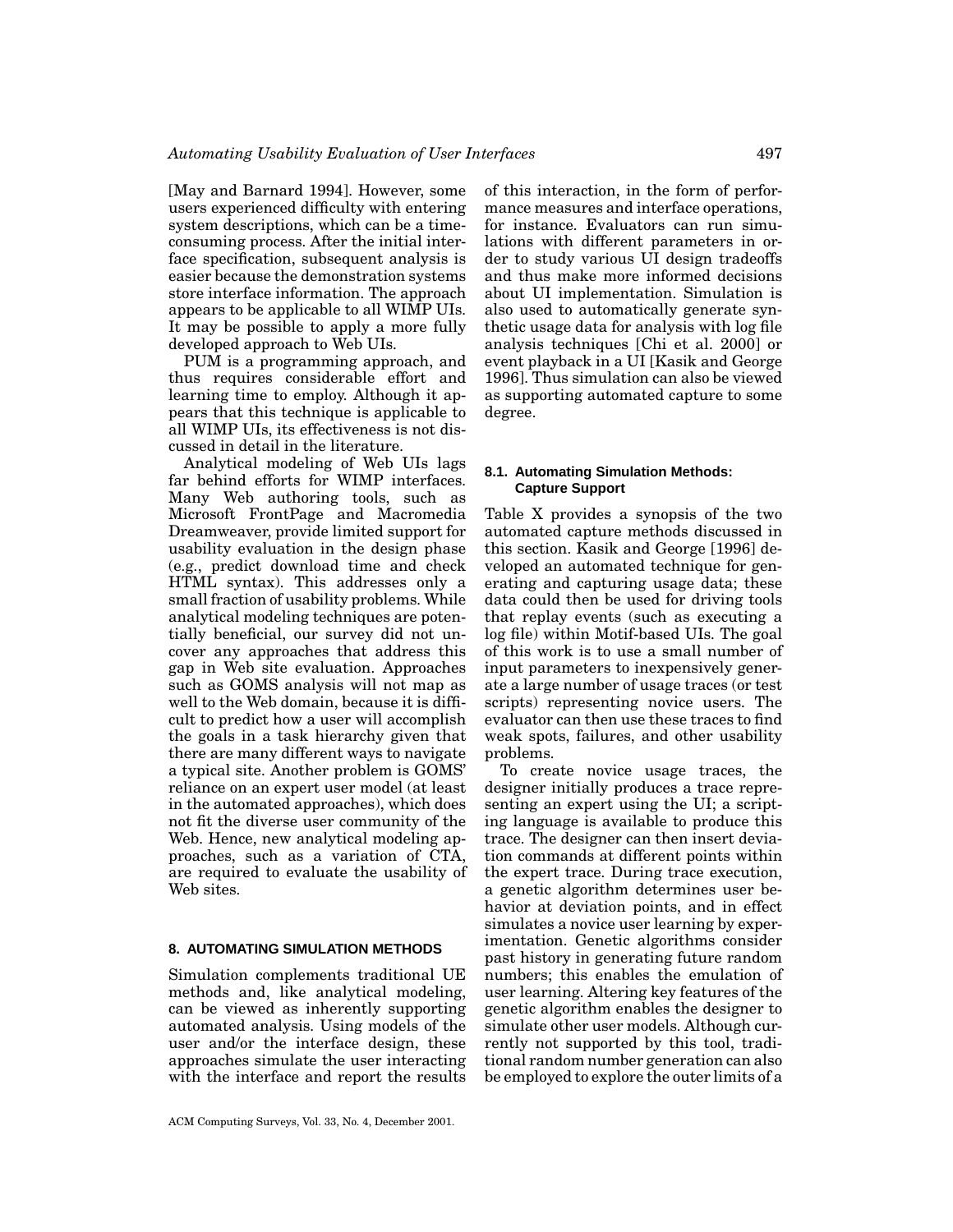[May and Barnard 1994]. However, some users experienced difficulty with entering system descriptions, which can be a time-consuming process. After the initial interface specification, subsequent analysis is easier because the demonstration systems store interface information. The approach appears to be applicable to all WIMP UIs. It may be possible to apply a more fully developed approach to Web UIs.

PUM is a programming approach, and thus requires considerable effort and learning time to employ. Although it appears that this technique is applicable to all WIMP UIs, its effectiveness is not discussed in detail in the literature.

Analytical modeling of Web UIs lags far behind efforts for WIMP interfaces. Many Web authoring tools, such as Microsoft FrontPage and Macromedia Dreamweaver, provide limited support for usability evaluation in the design phase (e.g., predict download time and check HTML syntax). This addresses only a small fraction of usability problems. While analytical modeling techniques are potentially beneficial, our survey did not uncover any approaches that address this gap in Web site evaluation. Approaches such as GOMS analysis will not map as well to the Web domain, because it is difficult to predict how a user will accomplish the goals in a task hierarchy given that there are many different ways to navigate a typical site. Another problem is GOMS' reliance on an expert user model (at least in the automated approaches), which does not fit the diverse user community of the Web. Hence, new analytical modeling approaches, such as a variation of CTA, are required to evaluate the usability of Web sites.

## 8. AUTOMATING SIMULATION METHODS

Simulation complements traditional UE methods and, like analytical modeling, can be viewed as inherently supporting automated analysis. Using models of the user and/or the interface design, these approaches simulate the user interacting with the interface and report the results of this interaction, in the form of performance measures and interface operations, for instance. Evaluators can run simulations with different parameters in order to study various UI design tradeoffs and thus make more informed decisions about UI implementation. Simulation is also used to automatically generate synthetic usage data for analysis with log file analysis techniques [Chi et al. 2000] or event playback in a UI [Kasik and George 1996]. Thus simulation can also be viewed as supporting automated capture to some degree.

### 8.1. Automating Simulation Methods: Capture Support

Table X provides a synopsis of the two automated capture methods discussed in this section. Kasik and George [1996] developed an automated technique for generating and capturing usage data; these data could then be used for driving tools that replay events (such as executing a log file) within Motif-based UIs. The goal of this work is to use a small number of input parameters to inexpensively generate a large number of usage traces (or test scripts) representing novice users. The evaluator can then use these traces to find weak spots, failures, and other usability problems.

To create novice usage traces, the designer initially produces a trace representing an expert using the UI; a scripting language is available to produce this trace. The designer can then insert deviation commands at different points within the expert trace. During trace execution, a genetic algorithm determines user behavior at deviation points, and in effect simulates a novice user learning by experimentation. Genetic algorithms consider past history in generating future random numbers; this enables the emulation of user learning. Altering key features of the genetic algorithm enables the designer to simulate other user models. Although currently not supported by this tool, traditional random number generation can also be employed to explore the outer limits of a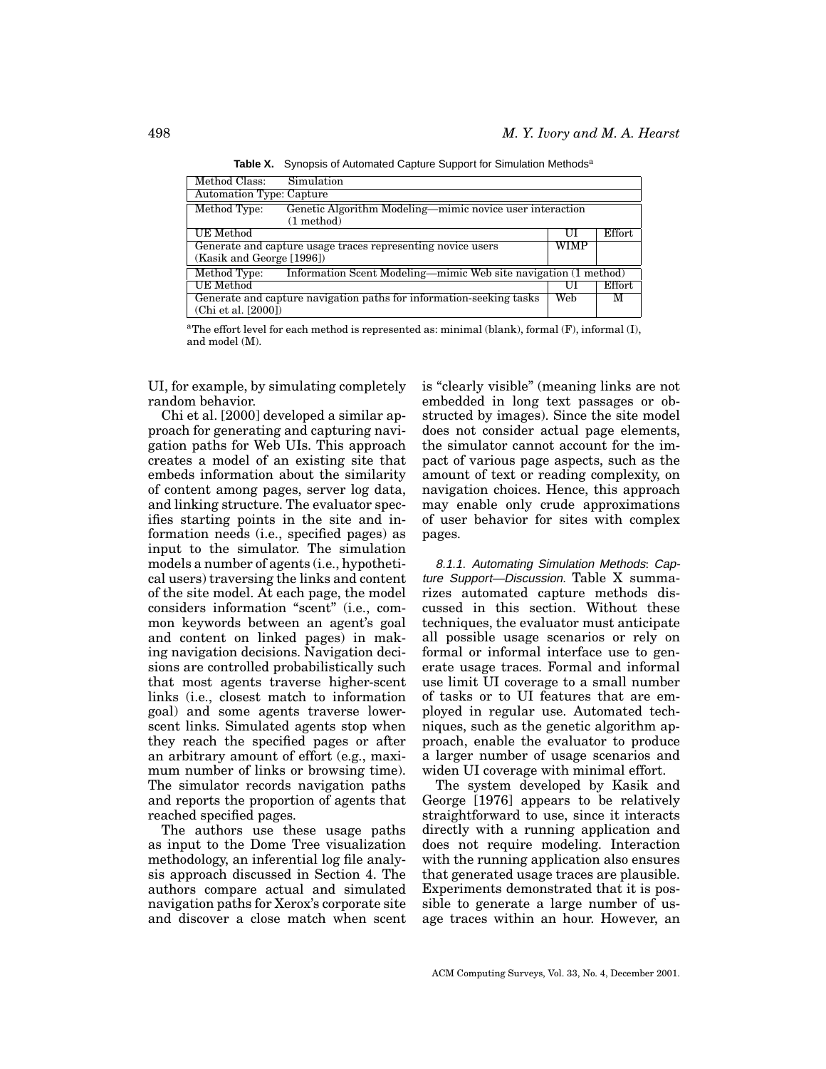**Table X.** Synopsis of Automated Capture Support for Simulation Methods[a]

| Method Class: Simulation | | |
|---|---|---|
| Automation Type: Capture | | |
| Method Type: Genetic Algorithm Modeling—mimic novice user interaction (1 method) | | |
| UE Method | UI | Effort |
| Generate and capture usage traces representing novice users (Kasik and George [1996]) | WIMP | |
| Method Type: Information Scent Modeling—mimic Web site navigation (1 method) | | |
| UE Method | UI | Effort |
| Generate and capture navigation paths for information-seeking tasks (Chi et al. [2000]) | Web | M |

[a]The effort level for each method is represented as: minimal (blank), formal (F), informal (I), and model (M).

UI, for example, by simulating completely random behavior.

Chi et al. [2000] developed a similar approach for generating and capturing navigation paths for Web UIs. This approach creates a model of an existing site that embeds information about the similarity of content among pages, server log data, and linking structure. The evaluator specifies starting points in the site and information needs (i.e., specified pages) as input to the simulator. The simulation models a number of agents (i.e., hypothetical users) traversing the links and content of the site model. At each page, the model considers information "scent" (i.e., common keywords between an agent's goal and content on linked pages) in making navigation decisions. Navigation decisions are controlled probabilistically such that most agents traverse higher-scent links (i.e., closest match to information goal) and some agents traverse lower-scent links. Simulated agents stop when they reach the specified pages or after an arbitrary amount of effort (e.g., maximum number of links or browsing time). The simulator records navigation paths and reports the proportion of agents that reached specified pages.

The authors use these usage paths as input to the Dome Tree visualization methodology, an inferential log file analysis approach discussed in Section 4. The authors compare actual and simulated navigation paths for Xerox's corporate site and discover a close match when scent is "clearly visible" (meaning links are not embedded in long text passages or obstructed by images). Since the site model does not consider actual page elements, the simulator cannot account for the impact of various page aspects, such as the amount of text or reading complexity, on navigation choices. Hence, this approach may enable only crude approximations of user behavior for sites with complex pages.

*8.1.1. Automating Simulation Methods: Capture Support—Discussion.* Table X summarizes automated capture methods discussed in this section. Without these techniques, the evaluator must anticipate all possible usage scenarios or rely on formal or informal interface use to generate usage traces. Formal and informal use limit UI coverage to a small number of tasks or to UI features that are employed in regular use. Automated techniques, such as the genetic algorithm approach, enable the evaluator to produce a larger number of usage scenarios and widen UI coverage with minimal effort.

The system developed by Kasik and George [1976] appears to be relatively straightforward to use, since it interacts directly with a running application and does not require modeling. Interaction with the running application also ensures that generated usage traces are plausible. Experiments demonstrated that it is possible to generate a large number of usage traces within an hour. However, an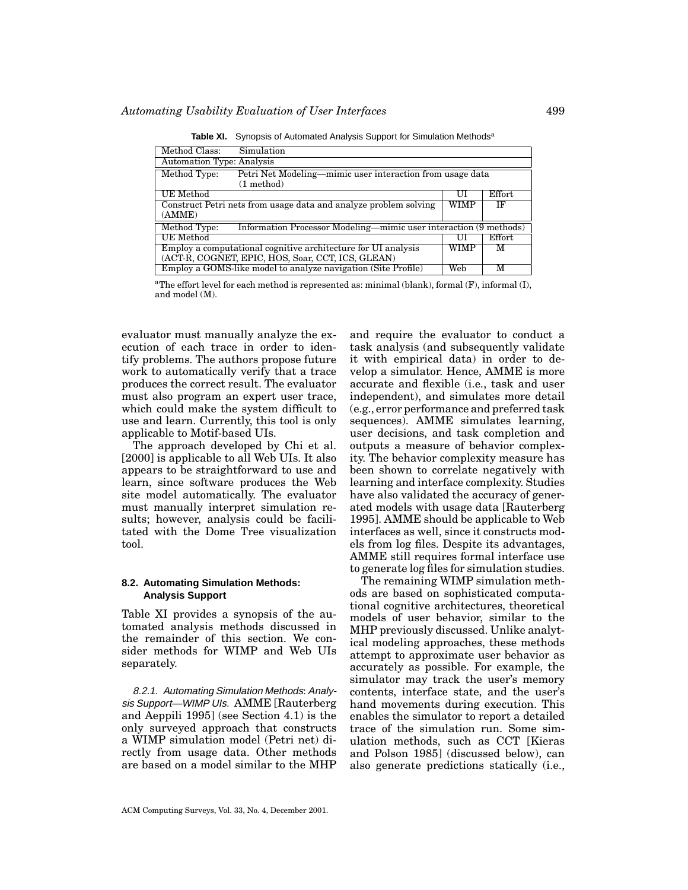**Table XI.** Synopsis of Automated Analysis Support for Simulation Methods[a]

| Method Class: Simulation | | |
|---|---|---|
| Automation Type: Analysis | | |
| Method Type: Petri Net Modeling—mimic user interaction from usage data (1 method) | | |
| UE Method | UI | Effort |
| Construct Petri nets from usage data and analyze problem solving (AMME) | WIMP | IF |
| Method Type: Information Processor Modeling—mimic user interaction (9 methods) | | |
| UE Method | UI | Effort |
| Employ a computational cognitive architecture for UI analysis (ACT-R, COGNET, EPIC, HOS, Soar, CCT, ICS, GLEAN) | WIMP | M |
| Employ a GOMS-like model to analyze navigation (Site Profile) | Web | M |

[a]The effort level for each method is represented as: minimal (blank), formal (F), informal (I), and model (M).

evaluator must manually analyze the execution of each trace in order to identify problems. The authors propose future work to automatically verify that a trace produces the correct result. The evaluator must also program an expert user trace, which could make the system difficult to use and learn. Currently, this tool is only applicable to Motif-based UIs.

The approach developed by Chi et al. [2000] is applicable to all Web UIs. It also appears to be straightforward to use and learn, since software produces the Web site model automatically. The evaluator must manually interpret simulation results; however, analysis could be facilitated with the Dome Tree visualization tool.

### 8.2. Automating Simulation Methods: Analysis Support

Table XI provides a synopsis of the automated analysis methods discussed in the remainder of this section. We consider methods for WIMP and Web UIs separately.

*8.2.1. Automating Simulation Methods: Analysis Support—WIMP UIs.* AMME [Rauterberg and Aeppili 1995] (see Section 4.1) is the only surveyed approach that constructs a WIMP simulation model (Petri net) directly from usage data. Other methods are based on a model similar to the MHP and require the evaluator to conduct a task analysis (and subsequently validate it with empirical data) in order to develop a simulator. Hence, AMME is more accurate and flexible (i.e., task and user independent), and simulates more detail (e.g., error performance and preferred task sequences). AMME simulates learning, user decisions, and task completion and outputs a measure of behavior complexity. The behavior complexity measure has been shown to correlate negatively with learning and interface complexity. Studies have also validated the accuracy of generated models with usage data [Rauterberg 1995]. AMME should be applicable to Web interfaces as well, since it constructs models from log files. Despite its advantages, AMME still requires formal interface use to generate log files for simulation studies.

The remaining WIMP simulation methods are based on sophisticated computational cognitive architectures, theoretical models of user behavior, similar to the MHP previously discussed. Unlike analytical modeling approaches, these methods attempt to approximate user behavior as accurately as possible. For example, the simulator may track the user's memory contents, interface state, and the user's hand movements during execution. This enables the simulator to report a detailed trace of the simulation run. Some simulation methods, such as CCT [Kieras and Polson 1985] (discussed below), can also generate predictions statically (i.e.,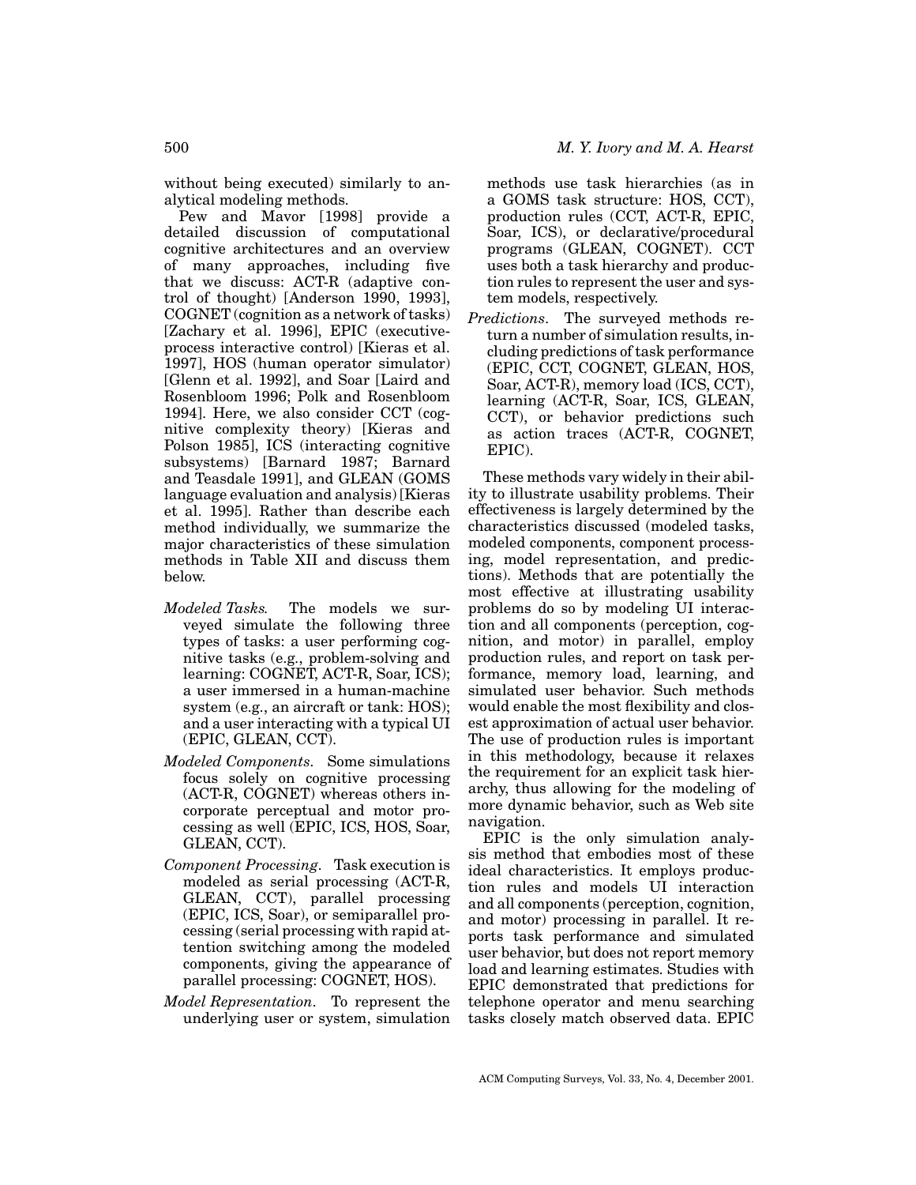without being executed) similarly to analytical modeling methods.

Pew and Mavor [1998] provide a detailed discussion of computational cognitive architectures and an overview of many approaches, including five that we discuss: ACT-R (adaptive control of thought) [Anderson 1990, 1993], COGNET (cognition as a network of tasks) [Zachary et al. 1996], EPIC (executive-process interactive control) [Kieras et al. 1997], HOS (human operator simulator) [Glenn et al. 1992], and Soar [Laird and Rosenbloom 1996; Polk and Rosenbloom 1994]. Here, we also consider CCT (cognitive complexity theory) [Kieras and Polson 1985], ICS (interacting cognitive subsystems) [Barnard 1987; Barnard and Teasdale 1991], and GLEAN (GOMS language evaluation and analysis) [Kieras et al. 1995]. Rather than describe each method individually, we summarize the major characteristics of these simulation methods in Table XII and discuss them below.

- *Modeled Tasks.* The models we surveyed simulate the following three types of tasks: a user performing cognitive tasks (e.g., problem-solving and learning: COGNET, ACT-R, Soar, ICS); a user immersed in a human-machine system (e.g., an aircraft or tank: HOS); and a user interacting with a typical UI (EPIC, GLEAN, CCT).
- *Modeled Components.* Some simulations focus solely on cognitive processing (ACT-R, COGNET) whereas others incorporate perceptual and motor processing as well (EPIC, ICS, HOS, Soar, GLEAN, CCT).
- *Component Processing.* Task execution is modeled as serial processing (ACT-R, GLEAN, CCT), parallel processing (EPIC, ICS, Soar), or semiparallel processing (serial processing with rapid attention switching among the modeled components, giving the appearance of parallel processing: COGNET, HOS).
- *Model Representation.* To represent the underlying user or system, simulation methods use task hierarchies (as in a GOMS task structure: HOS, CCT), production rules (CCT, ACT-R, EPIC, Soar, ICS), or declarative/procedural programs (GLEAN, COGNET). CCT uses both a task hierarchy and production rules to represent the user and system models, respectively.
- *Predictions.* The surveyed methods return a number of simulation results, including predictions of task performance (EPIC, CCT, COGNET, GLEAN, HOS, Soar, ACT-R), memory load (ICS, CCT), learning (ACT-R, Soar, ICS, GLEAN, CCT), or behavior predictions such as action traces (ACT-R, COGNET, EPIC).

These methods vary widely in their ability to illustrate usability problems. Their effectiveness is largely determined by the characteristics discussed (modeled tasks, modeled components, component processing, model representation, and predictions). Methods that are potentially the most effective at illustrating usability problems do so by modeling UI interaction and all components (perception, cognition, and motor) in parallel, employ production rules, and report on task performance, memory load, learning, and simulated user behavior. Such methods would enable the most flexibility and closest approximation of actual user behavior. The use of production rules is important in this methodology, because it relaxes the requirement for an explicit task hierarchy, thus allowing for the modeling of more dynamic behavior, such as Web site navigation.

EPIC is the only simulation analysis method that embodies most of these ideal characteristics. It employs production rules and models UI interaction and all components (perception, cognition, and motor) processing in parallel. It reports task performance and simulated user behavior, but does not report memory load and learning estimates. Studies with EPIC demonstrated that predictions for telephone operator and menu searching tasks closely match observed data. EPIC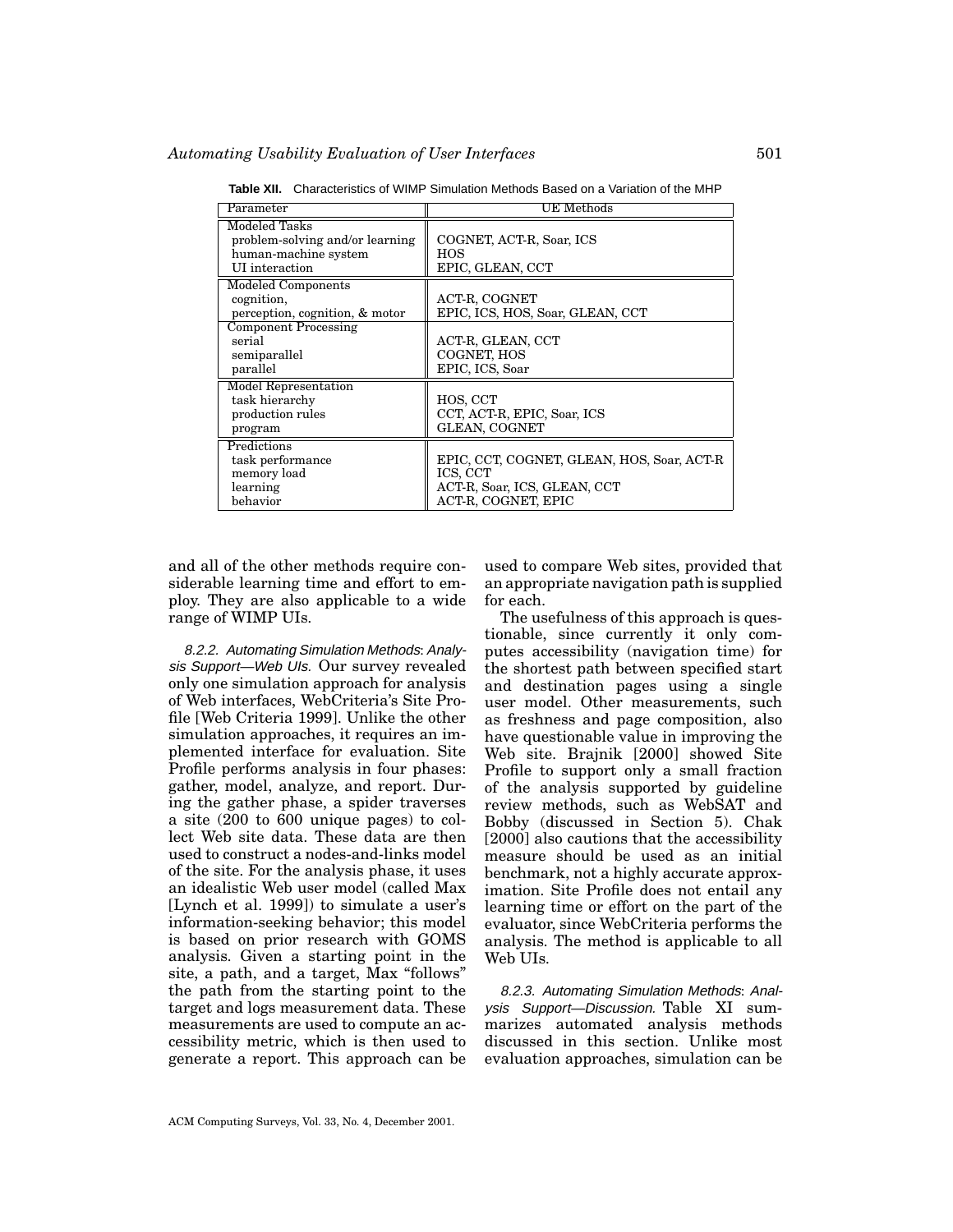**Table XII.** Characteristics of WIMP Simulation Methods Based on a Variation of the MHP

| Parameter | UE Methods |
|---|---|
| **Modeled Tasks** | |
| problem-solving and/or learning | COGNET, ACT-R, Soar, ICS |
| human-machine system | HOS |
| UI interaction | EPIC, GLEAN, CCT |
| **Modeled Components** | |
| cognition, | ACT-R, COGNET |
| perception, cognition, & motor | EPIC, ICS, HOS, Soar, GLEAN, CCT |
| **Component Processing** | |
| serial | ACT-R, GLEAN, CCT |
| semiparallel | COGNET, HOS |
| parallel | EPIC, ICS, Soar |
| **Model Representation** | |
| task hierarchy | HOS, CCT |
| production rules | CCT, ACT-R, EPIC, Soar, ICS |
| program | GLEAN, COGNET |
| **Predictions** | |
| task performance | EPIC, CCT, COGNET, GLEAN, HOS, Soar, ACT-R |
| memory load | ICS, CCT |
| learning | ACT-R, Soar, ICS, GLEAN, CCT |
| behavior | ACT-R, COGNET, EPIC |

and all of the other methods require considerable learning time and effort to employ. They are also applicable to a wide range of WIMP UIs.

*8.2.2. Automating Simulation Methods: Analysis Support—Web UIs.* Our survey revealed only one simulation approach for analysis of Web interfaces, WebCriteria's Site Profile [Web Criteria 1999]. Unlike the other simulation approaches, it requires an implemented interface for evaluation. Site Profile performs analysis in four phases: gather, model, analyze, and report. During the gather phase, a spider traverses a site (200 to 600 unique pages) to collect Web site data. These data are then used to construct a nodes-and-links model of the site. For the analysis phase, it uses an idealistic Web user model (called Max [Lynch et al. 1999]) to simulate a user's information-seeking behavior; this model is based on prior research with GOMS analysis. Given a starting point in the site, a path, and a target, Max "follows" the path from the starting point to the target and logs measurement data. These measurements are used to compute an accessibility metric, which is then used to generate a report. This approach can be used to compare Web sites, provided that an appropriate navigation path is supplied for each.

The usefulness of this approach is questionable, since currently it only computes accessibility (navigation time) for the shortest path between specified start and destination pages using a single user model. Other measurements, such as freshness and page composition, also have questionable value in improving the Web site. Brajnik [2000] showed Site Profile to support only a small fraction of the analysis supported by guideline review methods, such as WebSAT and Bobby (discussed in Section 5). Chak [2000] also cautions that the accessibility measure should be used as an initial benchmark, not a highly accurate approximation. Site Profile does not entail any learning time or effort on the part of the evaluator, since WebCriteria performs the analysis. The method is applicable to all Web UIs.

*8.2.3. Automating Simulation Methods: Analysis Support—Discussion.* Table XI summarizes automated analysis methods discussed in this section. Unlike most evaluation approaches, simulation can be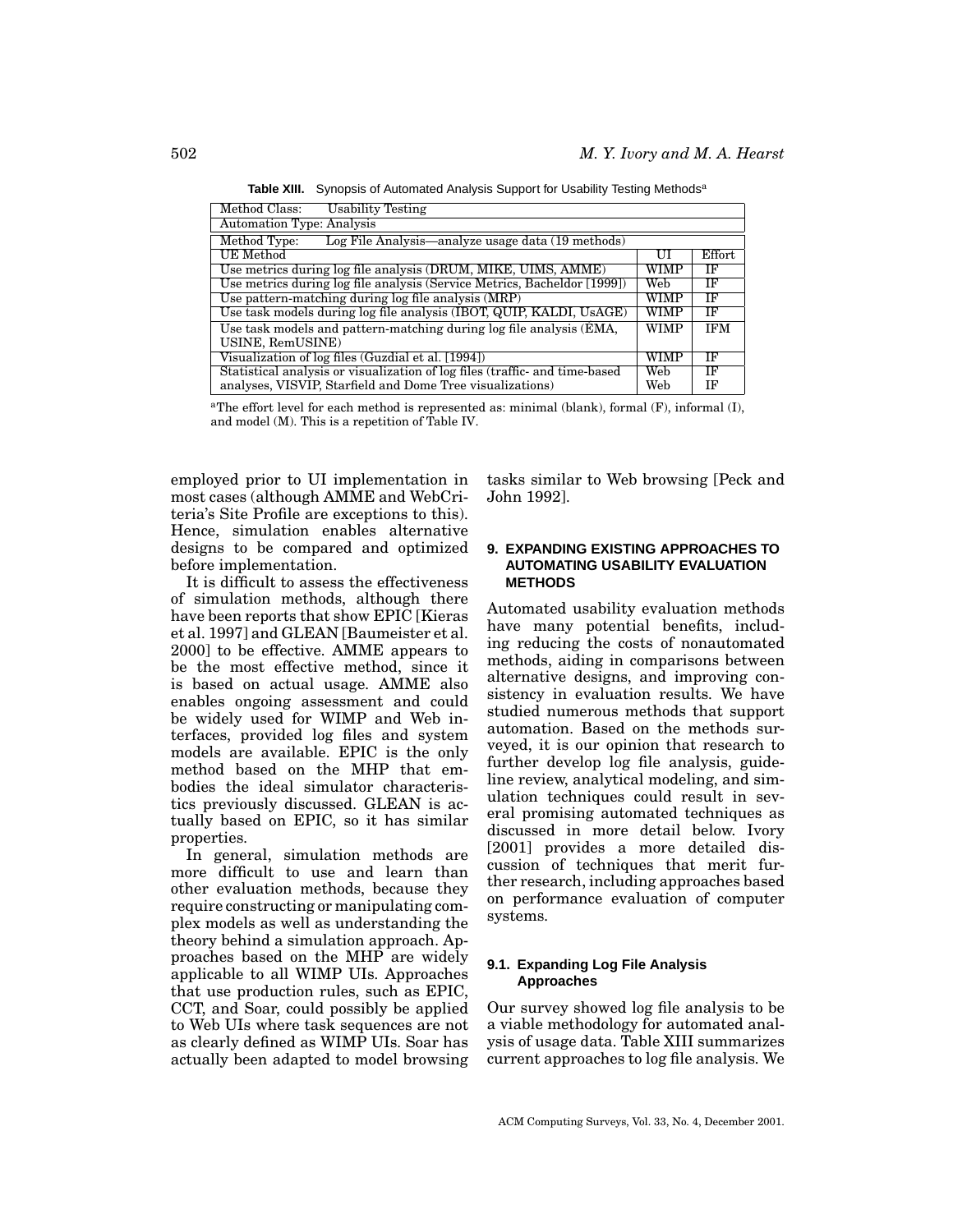**Table XIII.** Synopsis of Automated Analysis Support for Usability Testing Methods[a]

| Method Class: Usability Testing | | |
|---|---|---|
| Automation Type: Analysis | | |
| Method Type: Log File Analysis—analyze usage data (19 methods) | | |
| UE Method | UI | Effort |
| Use metrics during log file analysis (DRUM, MIKE, UIMS, AMME) | WIMP | IF |
| Use metrics during log file analysis (Service Metrics, Bacheldor [1999]) | Web | IF |
| Use pattern-matching during log file analysis (MRP) | WIMP | IF |
| Use task models during log file analysis (IBOT, QUIP, KALDI, UsAGE) | WIMP | IF |
| Use task models and pattern-matching during log file analysis (ÉMA, USINE, RemUSINE) | WIMP | IFM |
| Visualization of log files (Guzdial et al. [1994]) | WIMP | IF |
| Statistical analysis or visualization of log files (traffic- and time-based analyses, VISVIP, Starfield and Dome Tree visualizations) | Web<br>Web | IF<br>IF |

[a]The effort level for each method is represented as: minimal (blank), formal (F), informal (I), and model (M). This is a repetition of Table IV.

employed prior to UI implementation in most cases (although AMME and WebCriteria's Site Profile are exceptions to this). Hence, simulation enables alternative designs to be compared and optimized before implementation.

It is difficult to assess the effectiveness of simulation methods, although there have been reports that show EPIC [Kieras et al. 1997] and GLEAN [Baumeister et al. 2000] to be effective. AMME appears to be the most effective method, since it is based on actual usage. AMME also enables ongoing assessment and could be widely used for WIMP and Web interfaces, provided log files and system models are available. EPIC is the only method based on the MHP that embodies the ideal simulator characteristics previously discussed. GLEAN is actually based on EPIC, so it has similar properties.

In general, simulation methods are more difficult to use and learn than other evaluation methods, because they require constructing or manipulating complex models as well as understanding the theory behind a simulation approach. Approaches based on the MHP are widely applicable to all WIMP UIs. Approaches that use production rules, such as EPIC, CCT, and Soar, could possibly be applied to Web UIs where task sequences are not as clearly defined as WIMP UIs. Soar has actually been adapted to model browsing tasks similar to Web browsing [Peck and John 1992].

## 9. EXPANDING EXISTING APPROACHES TO AUTOMATING USABILITY EVALUATION METHODS

Automated usability evaluation methods have many potential benefits, including reducing the costs of nonautomated methods, aiding in comparisons between alternative designs, and improving consistency in evaluation results. We have studied numerous methods that support automation. Based on the methods surveyed, it is our opinion that research to further develop log file analysis, guideline review, analytical modeling, and simulation techniques could result in several promising automated techniques as discussed in more detail below. Ivory [2001] provides a more detailed discussion of techniques that merit further research, including approaches based on performance evaluation of computer systems.

### 9.1. Expanding Log File Analysis Approaches

Our survey showed log file analysis to be a viable methodology for automated analysis of usage data. Table XIII summarizes current approaches to log file analysis. We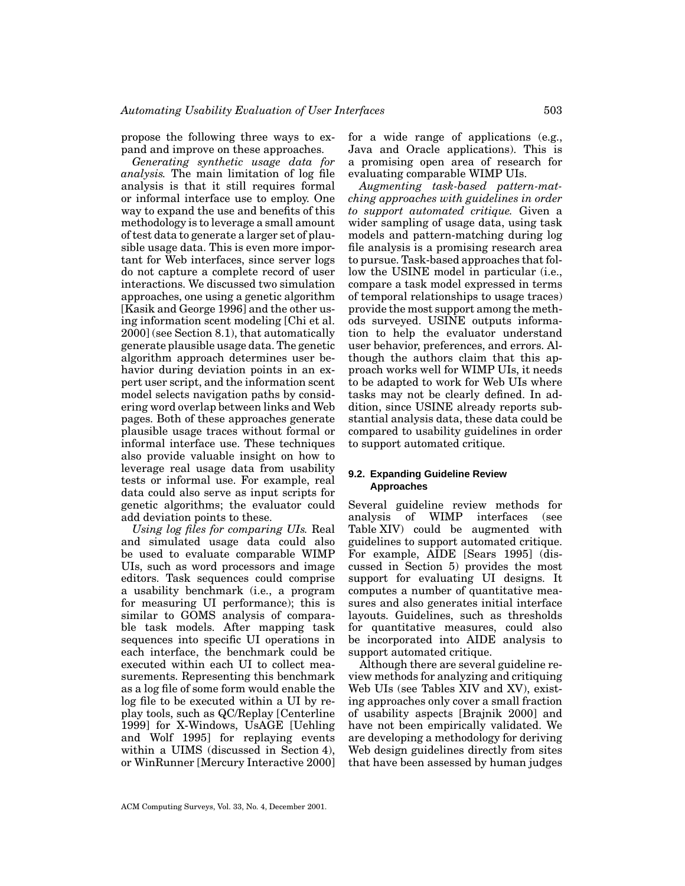propose the following three ways to expand and improve on these approaches.

*Generating synthetic usage data for analysis.* The main limitation of log file analysis is that it still requires formal or informal interface use to employ. One way to expand the use and benefits of this methodology is to leverage a small amount of test data to generate a larger set of plausible usage data. This is even more important for Web interfaces, since server logs do not capture a complete record of user interactions. We discussed two simulation approaches, one using a genetic algorithm [Kasik and George 1996] and the other using information scent modeling [Chi et al. 2000] (see Section 8.1), that automatically generate plausible usage data. The genetic algorithm approach determines user behavior during deviation points in an expert user script, and the information scent model selects navigation paths by considering word overlap between links and Web pages. Both of these approaches generate plausible usage traces without formal or informal interface use. These techniques also provide valuable insight on how to leverage real usage data from usability tests or informal use. For example, real data could also serve as input scripts for genetic algorithms; the evaluator could add deviation points to these.

*Using log files for comparing UIs.* Real and simulated usage data could also be used to evaluate comparable WIMP UIs, such as word processors and image editors. Task sequences could comprise a usability benchmark (i.e., a program for measuring UI performance); this is similar to GOMS analysis of comparable task models. After mapping task sequences into specific UI operations in each interface, the benchmark could be executed within each UI to collect measurements. Representing this benchmark as a log file of some form would enable the log file to be executed within a UI by replay tools, such as QC/Replay [Centerline 1999] for X-Windows, UsAGE [Uehling and Wolf 1995] for replaying events within a UIMS (discussed in Section 4), or WinRunner [Mercury Interactive 2000] for a wide range of applications (e.g., Java and Oracle applications). This is a promising open area of research for evaluating comparable WIMP UIs.

*Augmenting task-based pattern-matching approaches with guidelines in order to support automated critique.* Given a wider sampling of usage data, using task models and pattern-matching during log file analysis is a promising research area to pursue. Task-based approaches that follow the USINE model in particular (i.e., compare a task model expressed in terms of temporal relationships to usage traces) provide the most support among the methods surveyed. USINE outputs information to help the evaluator understand user behavior, preferences, and errors. Although the authors claim that this approach works well for WIMP UIs, it needs to be adapted to work for Web UIs where tasks may not be clearly defined. In addition, since USINE already reports substantial analysis data, these data could be compared to usability guidelines in order to support automated critique.

### 9.2. Expanding Guideline Review Approaches

Several guideline review methods for analysis of WIMP interfaces (see Table XIV) could be augmented with guidelines to support automated critique. For example, AIDE [Sears 1995] (discussed in Section 5) provides the most support for evaluating UI designs. It computes a number of quantitative measures and also generates initial interface layouts. Guidelines, such as thresholds for quantitative measures, could also be incorporated into AIDE analysis to support automated critique.

Although there are several guideline review methods for analyzing and critiquing Web UIs (see Tables XIV and XV), existing approaches only cover a small fraction of usability aspects [Brajnik 2000] and have not been empirically validated. We are developing a methodology for deriving Web design guidelines directly from sites that have been assessed by human judges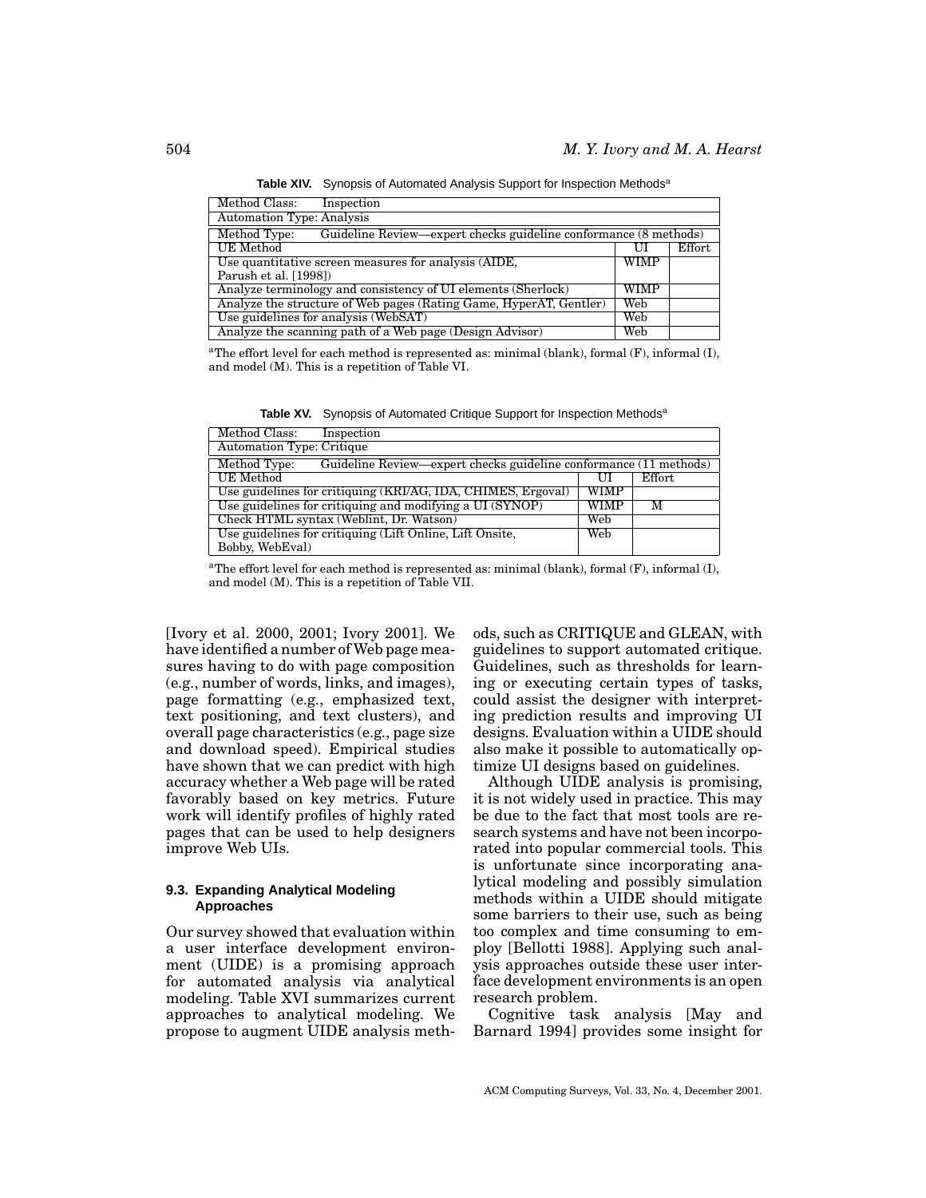**Table XIV.** Synopsis of Automated Analysis Support for Inspection Methods[a]

| | | |
|---|---|---|
| Method Class: Inspection | | |
| Automation Type: Analysis | | |
| Method Type: Guideline Review—expert checks guideline conformance (8 methods) | | |
| UE Method | UI | Effort |
| Use quantitative screen measures for analysis (AIDE, Parush et al. [1998]) | WIMP | |
| Analyze terminology and consistency of UI elements (Sherlock) | WIMP | |
| Analyze the structure of Web pages (Rating Game, HyperAT, Gentler) | Web | |
| Use guidelines for analysis (WebSAT) | Web | |
| Analyze the scanning path of a Web page (Design Advisor) | Web | |

[a]The effort level for each method is represented as: minimal (blank), formal (F), informal (I), and model (M). This is a repetition of Table VI.

**Table XV.** Synopsis of Automated Critique Support for Inspection Methods[a]

| | | |
|---|---|---|
| Method Class: Inspection | | |
| Automation Type: Critique | | |
| Method Type: Guideline Review—expert checks guideline conformance (11 methods) | | |
| UE Method | UI | Effort |
| Use guidelines for critiquing (KRI/AG, IDA, CHIMES, Ergoval) | WIMP | |
| Use guidelines for critiquing and modifying a UI (SYNOP) | WIMP | M |
| Check HTML syntax (Weblint, Dr. Watson) | Web | |
| Use guidelines for critiquing (Lift Online, Lift Onsite, Bobby, WebEval) | Web | |

[a]The effort level for each method is represented as: minimal (blank), formal (F), informal (I), and model (M). This is a repetition of Table VII.

[Ivory et al. 2000, 2001; Ivory 2001]. We have identified a number of Web page measures having to do with page composition (e.g., number of words, links, and images), page formatting (e.g., emphasized text, text positioning, and text clusters), and overall page characteristics (e.g., page size and download speed). Empirical studies have shown that we can predict with high accuracy whether a Web page will be rated favorably based on key metrics. Future work will identify profiles of highly rated pages that can be used to help designers improve Web UIs.

### 9.3. Expanding Analytical Modeling Approaches

Our survey showed that evaluation within a user interface development environment (UIDE) is a promising approach for automated analysis via analytical modeling. Table XVI summarizes current approaches to analytical modeling. We propose to augment UIDE analysis methods, such as CRITIQUE and GLEAN, with guidelines to support automated critique. Guidelines, such as thresholds for learning or executing certain types of tasks, could assist the designer with interpreting prediction results and improving UI designs. Evaluation within a UIDE should also make it possible to automatically optimize UI designs based on guidelines.

Although UIDE analysis is promising, it is not widely used in practice. This may be due to the fact that most tools are research systems and have not been incorporated into popular commercial tools. This is unfortunate since incorporating analytical modeling and possibly simulation methods within a UIDE should mitigate some barriers to their use, such as being too complex and time consuming to employ [Bellotti 1988]. Applying such analysis approaches outside these user interface development environments is an open research problem.

Cognitive task analysis [May and Barnard 1994] provides some insight for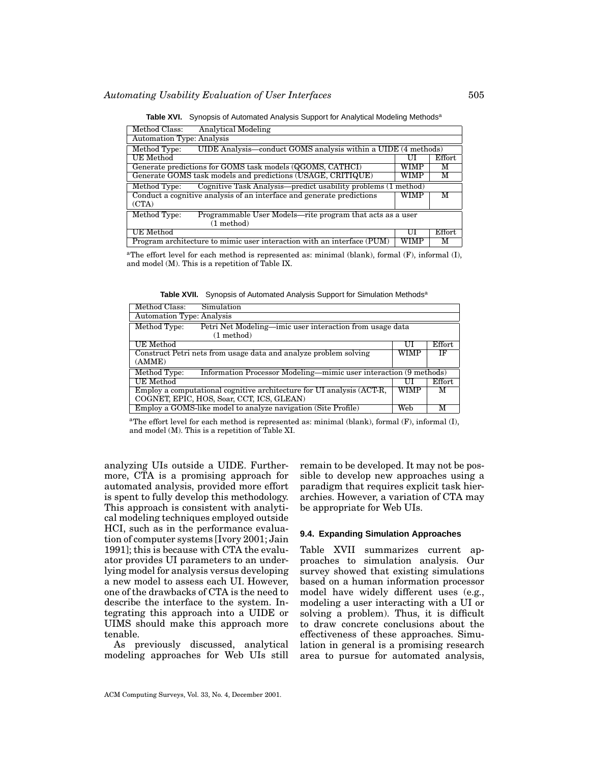**Table XVI.** Synopsis of Automated Analysis Support for Analytical Modeling Methods[a]

| Method Class: Analytical Modeling | | |
|---|---|---|
| Automation Type: Analysis | | |
| Method Type: UIDE Analysis—conduct GOMS analysis within a UIDE (4 methods) | | |
| UE Method | UI | Effort |
| Generate predictions for GOMS task models (QGOMS, CATHCI) | WIMP | M |
| Generate GOMS task models and predictions (USAGE, CRITIQUE) | WIMP | M |
| Method Type: Cognitive Task Analysis—predict usability problems (1 method) | | |
| Conduct a cognitive analysis of an interface and generate predictions (CTA) | WIMP | M |
| Method Type: Programmable User Models—rite program that acts as a user (1 method) | | |
| UE Method | UI | Effort |
| Program architecture to mimic user interaction with an interface (PUM) | WIMP | M |

[a]The effort level for each method is represented as: minimal (blank), formal (F), informal (I), and model (M). This is a repetition of Table IX.

**Table XVII.** Synopsis of Automated Analysis Support for Simulation Methods[a]

| Method Class: Simulation | | |
|---|---|---|
| Automation Type: Analysis | | |
| Method Type: Petri Net Modeling—imic user interaction from usage data (1 method) | | |
| UE Method | UI | Effort |
| Construct Petri nets from usage data and analyze problem solving (AMME) | WIMP | IF |
| Method Type: Information Processor Modeling—mimic user interaction (9 methods) | | |
| UE Method | UI | Effort |
| Employ a computational cognitive architecture for UI analysis (ACT-R, COGNET, EPIC, HOS, Soar, CCT, ICS, GLEAN) | WIMP | M |
| Employ a GOMS-like model to analyze navigation (Site Profile) | Web | M |

[a]The effort level for each method is represented as: minimal (blank), formal (F), informal (I), and model (M). This is a repetition of Table XI.

analyzing UIs outside a UIDE. Furthermore, CTA is a promising approach for automated analysis, provided more effort is spent to fully develop this methodology. This approach is consistent with analytical modeling techniques employed outside HCI, such as in the performance evaluation of computer systems [Ivory 2001; Jain 1991]; this is because with CTA the evaluator provides UI parameters to an underlying model for analysis versus developing a new model to assess each UI. However, one of the drawbacks of CTA is the need to describe the interface to the system. Integrating this approach into a UIDE or UIMS should make this approach more tenable.

As previously discussed, analytical modeling approaches for Web UIs still remain to be developed. It may not be possible to develop new approaches using a paradigm that requires explicit task hierarchies. However, a variation of CTA may be appropriate for Web UIs.

### 9.4. Expanding Simulation Approaches

Table XVII summarizes current approaches to simulation analysis. Our survey showed that existing simulations based on a human information processor model have widely different uses (e.g., modeling a user interacting with a UI or solving a problem). Thus, it is difficult to draw concrete conclusions about the effectiveness of these approaches. Simulation in general is a promising research area to pursue for automated analysis,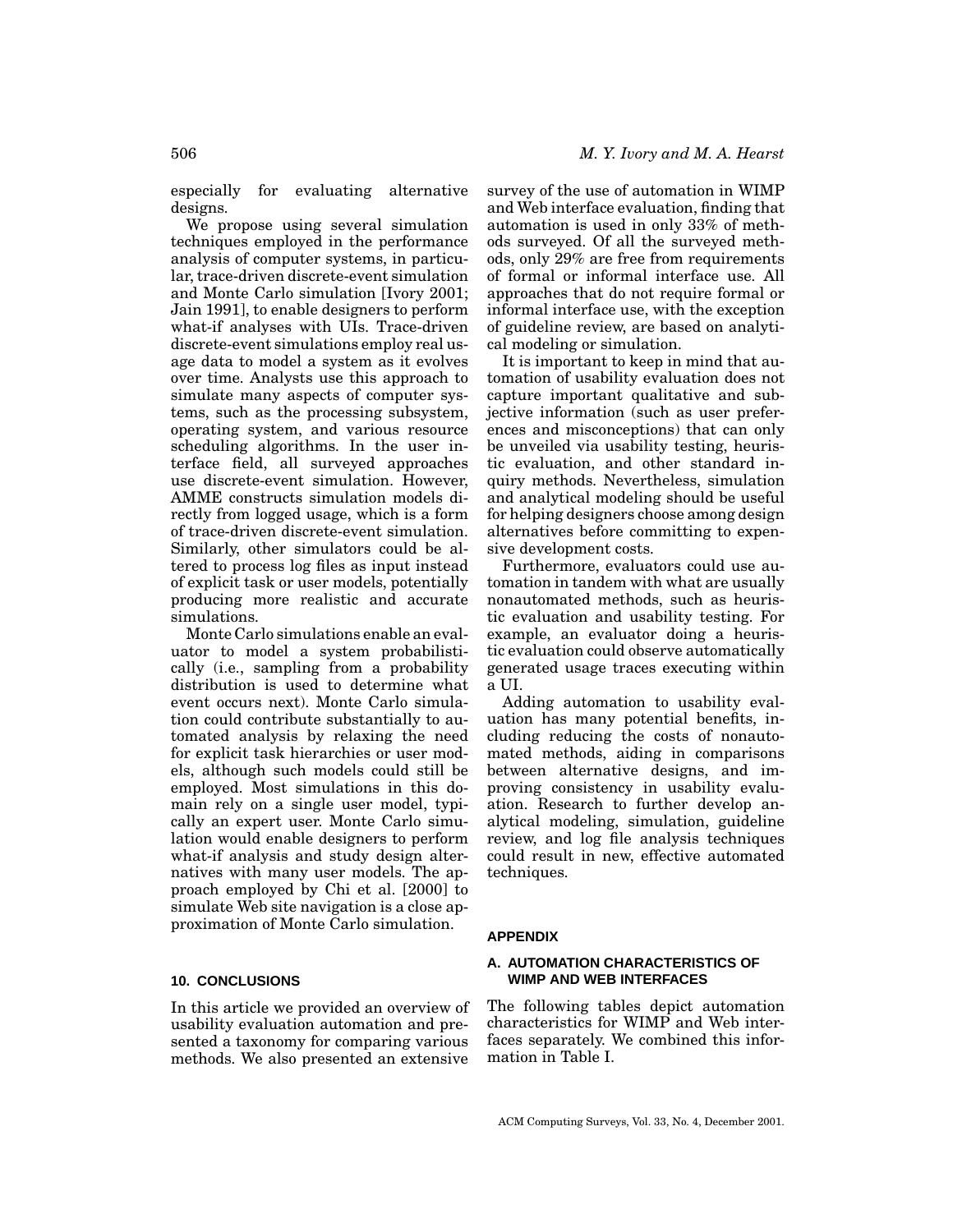especially for evaluating alternative designs.

We propose using several simulation techniques employed in the performance analysis of computer systems, in particular, trace-driven discrete-event simulation and Monte Carlo simulation [Ivory 2001; Jain 1991], to enable designers to perform what-if analyses with UIs. Trace-driven discrete-event simulations employ real usage data to model a system as it evolves over time. Analysts use this approach to simulate many aspects of computer systems, such as the processing subsystem, operating system, and various resource scheduling algorithms. In the user interface field, all surveyed approaches use discrete-event simulation. However, AMME constructs simulation models directly from logged usage, which is a form of trace-driven discrete-event simulation. Similarly, other simulators could be altered to process log files as input instead of explicit task or user models, potentially producing more realistic and accurate simulations.

Monte Carlo simulations enable an evaluator to model a system probabilistically (i.e., sampling from a probability distribution is used to determine what event occurs next). Monte Carlo simulation could contribute substantially to automated analysis by relaxing the need for explicit task hierarchies or user models, although such models could still be employed. Most simulations in this domain rely on a single user model, typically an expert user. Monte Carlo simulation would enable designers to perform what-if analysis and study design alternatives with many user models. The approach employed by Chi et al. [2000] to simulate Web site navigation is a close approximation of Monte Carlo simulation.

## 10. CONCLUSIONS

In this article we provided an overview of usability evaluation automation and presented a taxonomy for comparing various methods. We also presented an extensive survey of the use of automation in WIMP and Web interface evaluation, finding that automation is used in only 33% of methods surveyed. Of all the surveyed methods, only 29% are free from requirements of formal or informal interface use. All approaches that do not require formal or informal interface use, with the exception of guideline review, are based on analytical modeling or simulation.

It is important to keep in mind that automation of usability evaluation does not capture important qualitative and subjective information (such as user preferences and misconceptions) that can only be unveiled via usability testing, heuristic evaluation, and other standard inquiry methods. Nevertheless, simulation and analytical modeling should be useful for helping designers choose among design alternatives before committing to expensive development costs.

Furthermore, evaluators could use automation in tandem with what are usually nonautomated methods, such as heuristic evaluation and usability testing. For example, an evaluator doing a heuristic evaluation could observe automatically generated usage traces executing within a UI.

Adding automation to usability evaluation has many potential benefits, including reducing the costs of nonautomated methods, aiding in comparisons between alternative designs, and improving consistency in usability evaluation. Research to further develop analytical modeling, simulation, guideline review, and log file analysis techniques could result in new, effective automated techniques.

## APPENDIX

### A. AUTOMATION CHARACTERISTICS OF WIMP AND WEB INTERFACES

The following tables depict automation characteristics for WIMP and Web interfaces separately. We combined this information in Table I.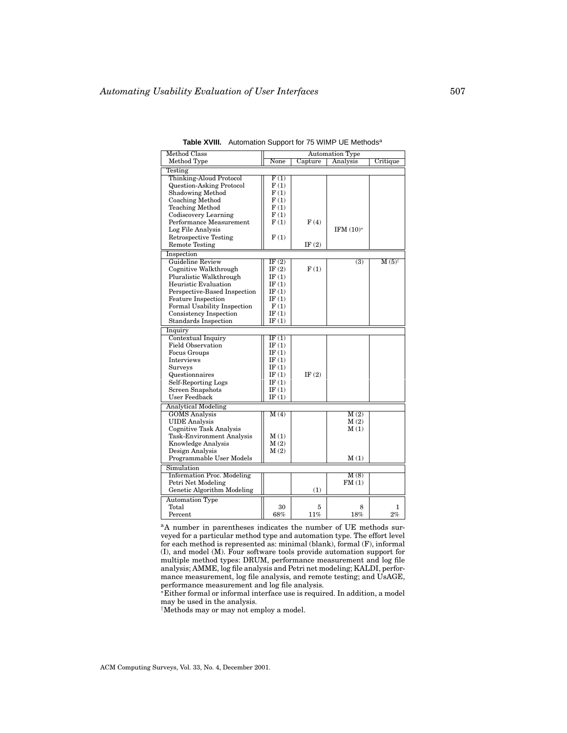**Table XVIII.** Automation Support for 75 WIMP UE Methods[a]

| Method Class | Automation Type | | | |
|---|---|---|---|---|
| Method Type | None | Capture | Analysis | Critique |
| **Testing** | | | | |
| Thinking-Aloud Protocol | F (1) | | | |
| Question-Asking Protocol | F (1) | | | |
| Shadowing Method | F (1) | | | |
| Coaching Method | F (1) | | | |
| Teaching Method | F (1) | | | |
| Codiscovery Learning | F (1) | | | |
| Performance Measurement | F (1) | F (4) | | |
| Log File Analysis | | | IFM (10)* | |
| Retrospective Testing | F (1) | | | |
| Remote Testing | | IF (2) | | |
| **Inspection** | | | | |
| Guideline Review | IF (2) | | (3) | M (5)† |
| Cognitive Walkthrough | IF (2) | F (1) | | |
| Pluralistic Walkthrough | IF (1) | | | |
| Heuristic Evaluation | IF (1) | | | |
| Perspective-Based Inspection | IF (1) | | | |
| Feature Inspection | IF (1) | | | |
| Formal Usability Inspection | F (1) | | | |
| Consistency Inspection | IF (1) | | | |
| Standards Inspection | IF (1) | | | |
| **Inquiry** | | | | |
| Contextual Inquiry | IF (1) | | | |
| Field Observation | IF (1) | | | |
| Focus Groups | IF (1) | | | |
| Interviews | IF (1) | | | |
| Surveys | IF (1) | | | |
| Questionnaires | IF (1) | IF (2) | | |
| Self-Reporting Logs | IF (1) | | | |
| Screen Snapshots | IF (1) | | | |
| User Feedback | IF (1) | | | |
| **Analytical Modeling** | | | | |
| GOMS Analysis | M (4) | | M (2) | |
| UIDE Analysis | | | M (2) | |
| Cognitive Task Analysis | | | M (1) | |
| Task-Environment Analysis | M (1) | | | |
| Knowledge Analysis | M (2) | | | |
| Design Analysis | M (2) | | | |
| Programmable User Models | | | M (1) | |
| **Simulation** | | | | |
| Information Proc. Modeling | | | M (8) | |
| Petri Net Modeling | | | FM (1) | |
| Genetic Algorithm Modeling | | (1) | | |
| **Automation Type** | | | | |
| Total | 30 | 5 | 8 | 1 |
| Percent | 68% | 11% | 18% | 2% |

[a]A number in parentheses indicates the number of UE methods surveyed for a particular method type and automation type. The effort level for each method is represented as: minimal (blank), formal (F), informal (I), and model (M). Four software tools provide automation support for multiple method types: DRUM, performance measurement and log file analysis; AMME, log file analysis and Petri net modeling; KALDI, performance measurement, log file analysis, and remote testing; and UsAGE, performance measurement and log file analysis.

*Either formal or informal interface use is required. In addition, a model may be used in the analysis.

†Methods may or may not employ a model.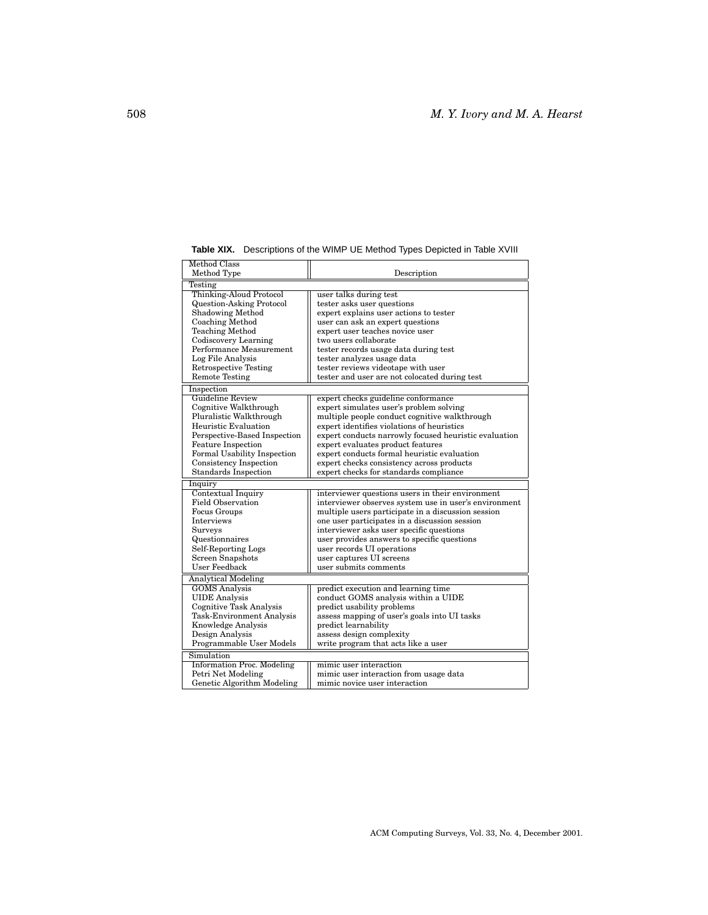**Table XIX.** Descriptions of the WIMP UE Method Types Depicted in Table XVIII

| Method Class<br>Method Type | Description |
|---|---|
| **Testing** | |
| Thinking-Aloud Protocol | user talks during test |
| Question-Asking Protocol | tester asks user questions |
| Shadowing Method | expert explains user actions to tester |
| Coaching Method | user can ask an expert questions |
| Teaching Method | expert user teaches novice user |
| Codiscovery Learning | two users collaborate |
| Performance Measurement | tester records usage data during test |
| Log File Analysis | tester analyzes usage data |
| Retrospective Testing | tester reviews videotape with user |
| Remote Testing | tester and user are not colocated during test |
| **Inspection** | |
| Guideline Review | expert checks guideline conformance |
| Cognitive Walkthrough | expert simulates user's problem solving |
| Pluralistic Walkthrough | multiple people conduct cognitive walkthrough |
| Heuristic Evaluation | expert identifies violations of heuristics |
| Perspective-Based Inspection | expert conducts narrowly focused heuristic evaluation |
| Feature Inspection | expert evaluates product features |
| Formal Usability Inspection | expert conducts formal heuristic evaluation |
| Consistency Inspection | expert checks consistency across products |
| Standards Inspection | expert checks for standards compliance |
| **Inquiry** | |
| Contextual Inquiry | interviewer questions users in their environment |
| Field Observation | interviewer observes system use in user's environment |
| Focus Groups | multiple users participate in a discussion session |
| Interviews | one user participates in a discussion session |
| Surveys | interviewer asks user specific questions |
| Questionnaires | user provides answers to specific questions |
| Self-Reporting Logs | user records UI operations |
| Screen Snapshots | user captures UI screens |
| User Feedback | user submits comments |
| **Analytical Modeling** | |
| GOMS Analysis | predict execution and learning time |
| UIDE Analysis | conduct GOMS analysis within a UIDE |
| Cognitive Task Analysis | predict usability problems |
| Task-Environment Analysis | assess mapping of user's goals into UI tasks |
| Knowledge Analysis | predict learnability |
| Design Analysis | assess design complexity |
| Programmable User Models | write program that acts like a user |
| **Simulation** | |
| Information Proc. Modeling | mimic user interaction |
| Petri Net Modeling | mimic user interaction from usage data |
| Genetic Algorithm Modeling | mimic novice user interaction |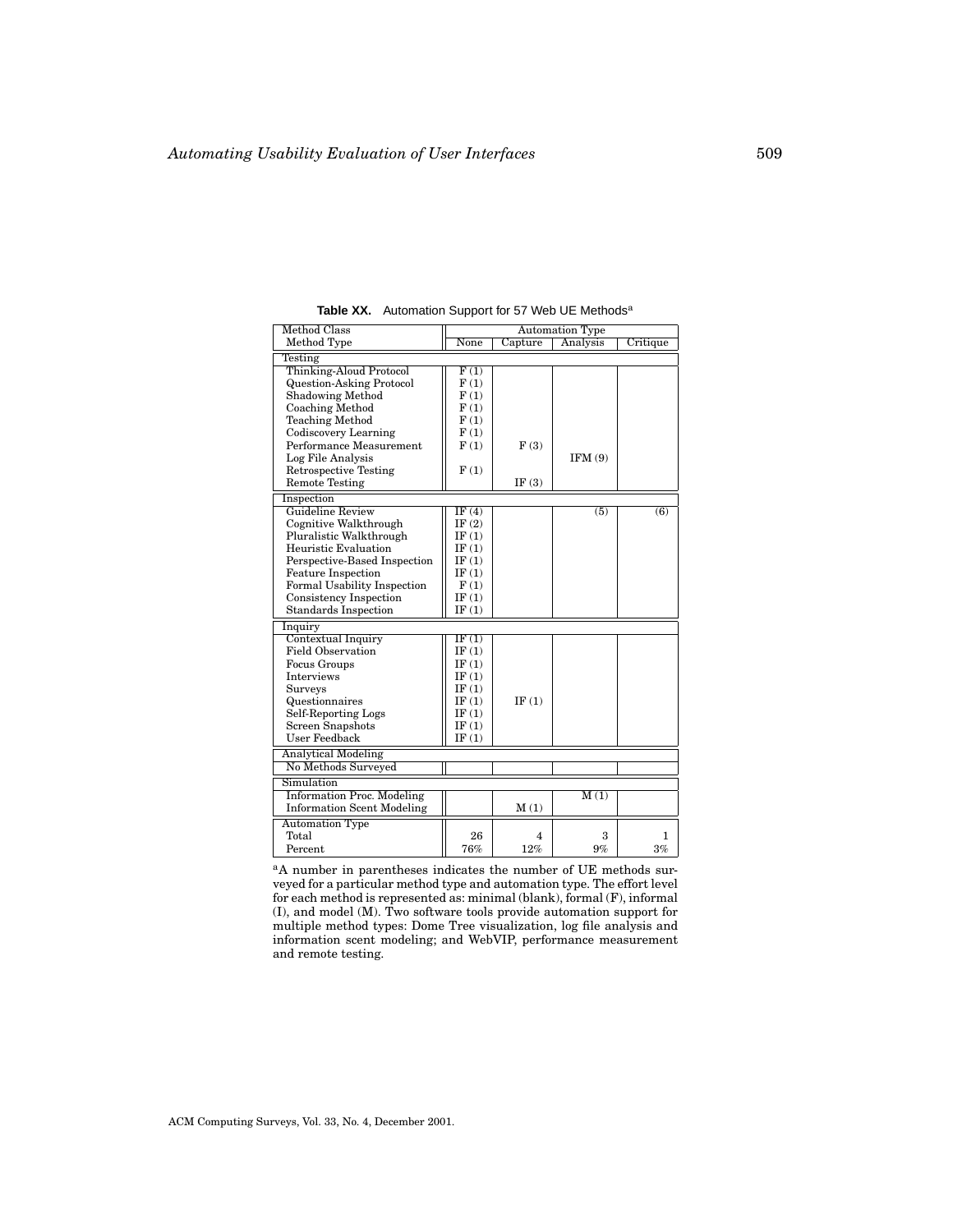**Table XX.** Automation Support for 57 Web UE Methods[a]

| Method Class<br>Method Type | Automation Type<br>None | <br>Capture | <br>Analysis | <br>Critique |
|---|---|---|---|---|
| **Testing** | | | | |
| Thinking-Aloud Protocol | F (1) | | | |
| Question-Asking Protocol | F (1) | | | |
| Shadowing Method | F (1) | | | |
| Coaching Method | F (1) | | | |
| Teaching Method | F (1) | | | |
| Codiscovery Learning | F (1) | | | |
| Performance Measurement | F (1) | F (3) | | |
| Log File Analysis | | | IFM (9) | |
| Retrospective Testing | F (1) | | | |
| Remote Testing | | IF (3) | | |
| **Inspection** | | | | |
| Guideline Review | IF (4) | | (5) | (6) |
| Cognitive Walkthrough | IF (2) | | | |
| Pluralistic Walkthrough | IF (1) | | | |
| Heuristic Evaluation | IF (1) | | | |
| Perspective-Based Inspection | IF (1) | | | |
| Feature Inspection | IF (1) | | | |
| Formal Usability Inspection | F (1) | | | |
| Consistency Inspection | IF (1) | | | |
| Standards Inspection | IF (1) | | | |
| **Inquiry** | | | | |
| Contextual Inquiry | IF (1) | | | |
| Field Observation | IF (1) | | | |
| Focus Groups | IF (1) | | | |
| Interviews | IF (1) | | | |
| Surveys | IF (1) | | | |
| Questionnaires | IF (1) | IF (1) | | |
| Self-Reporting Logs | IF (1) | | | |
| Screen Snapshots | IF (1) | | | |
| User Feedback | IF (1) | | | |
| **Analytical Modeling** | | | | |
| No Methods Surveyed | | | | |
| **Simulation** | | | | |
| Information Proc. Modeling | | | M (1) | |
| Information Scent Modeling | | M (1) | | |
| **Automation Type** | | | | |
| Total | 26 | 4 | 3 | 1 |
| Percent | 76% | 12% | 9% | 3% |

[a]A number in parentheses indicates the number of UE methods surveyed for a particular method type and automation type. The effort level for each method is represented as: minimal (blank), formal (F), informal (I), and model (M). Two software tools provide automation support for multiple method types: Dome Tree visualization, log file analysis and information scent modeling; and WebVIP, performance measurement and remote testing.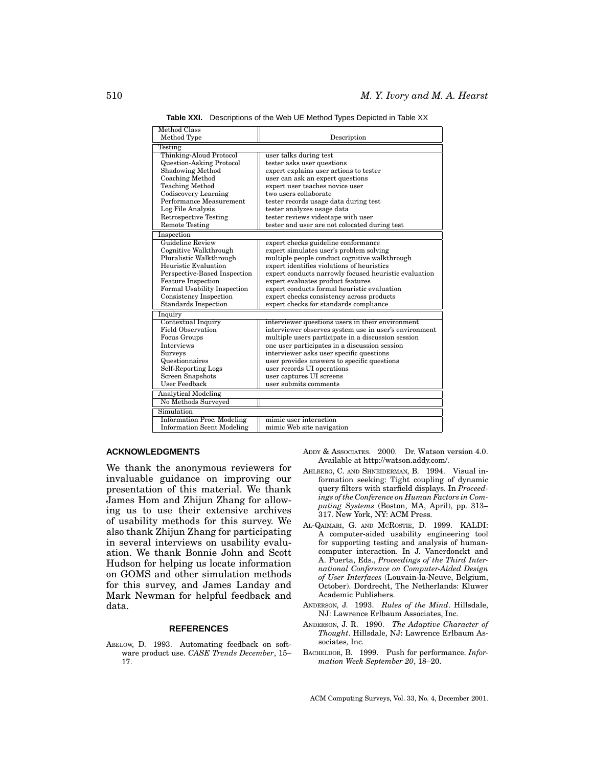**Table XXI.** Descriptions of the Web UE Method Types Depicted in Table XX

| Method Class / Method Type | Description |
|---|---|
| **Testing** | |
| Thinking-Aloud Protocol | user talks during test |
| Question-Asking Protocol | tester asks user questions |
| Shadowing Method | expert explains user actions to tester |
| Coaching Method | user can ask an expert questions |
| Teaching Method | expert user teaches novice user |
| Codiscovery Learning | two users collaborate |
| Performance Measurement | tester records usage data during test |
| Log File Analysis | tester analyzes usage data |
| Retrospective Testing | tester reviews videotape with user |
| Remote Testing | tester and user are not colocated during test |
| **Inspection** | |
| Guideline Review | expert checks guideline conformance |
| Cognitive Walkthrough | expert simulates user's problem solving |
| Pluralistic Walkthrough | multiple people conduct cognitive walkthrough |
| Heuristic Evaluation | expert identifies violations of heuristics |
| Perspective-Based Inspection | expert conducts narrowly focused heuristic evaluation |
| Feature Inspection | expert evaluates product features |
| Formal Usability Inspection | expert conducts formal heuristic evaluation |
| Consistency Inspection | expert checks consistency across products |
| Standards Inspection | expert checks for standards compliance |
| **Inquiry** | |
| Contextual Inquiry | interviewer questions users in their environment |
| Field Observation | interviewer observes system use in user's environment |
| Focus Groups | multiple users participate in a discussion session |
| Interviews | one user participates in a discussion session |
| Surveys | interviewer asks user specific questions |
| Questionnaires | user provides answers to specific questions |
| Self-Reporting Logs | user records UI operations |
| Screen Snapshots | user captures UI screens |
| User Feedback | user submits comments |
| **Analytical Modeling** | |
| No Methods Surveyed | |
| **Simulation** | |
| Information Proc. Modeling | mimic user interaction |
| Information Scent Modeling | mimic Web site navigation |

## ACKNOWLEDGMENTS

We thank the anonymous reviewers for invaluable guidance on improving our presentation of this material. We thank James Hom and Zhijun Zhang for allowing us to use their extensive archives of usability methods for this survey. We also thank Zhijun Zhang for participating in several interviews on usability evaluation. We thank Bonnie John and Scott Hudson for helping us locate information on GOMS and other simulation methods for this survey, and James Landay and Mark Newman for helpful feedback and data.

## REFERENCES

ABELOW, D. 1993. Automating feedback on software product use. *CASE Trends December*, 15–17.

ADDY & ASSOCIATES. 2000. Dr. Watson version 4.0. Available at http://watson.addy.com/.

AHLBERG, C. AND SHNEIDERMAN, B. 1994. Visual information seeking: Tight coupling of dynamic query filters with starfield displays. In *Proceedings of the Conference on Human Factors in Computing Systems* (Boston, MA, April), pp. 313–317. New York, NY: ACM Press.

AL-QAIMARI, G. AND MCROSTIE, D. 1999. KALDI: A computer-aided usability engineering tool for supporting testing and analysis of human-computer interaction. In J. Vanerdonckt and A. Puerta, Eds., *Proceedings of the Third International Conference on Computer-Aided Design of User Interfaces* (Louvain-la-Neuve, Belgium, October). Dordrecht, The Netherlands: Kluwer Academic Publishers.

ANDERSON, J. 1993. *Rules of the Mind*. Hillsdale, NJ: Lawrence Erlbaum Associates, Inc.

ANDERSON, J. R. 1990. *The Adaptive Character of Thought*. Hillsdale, NJ: Lawrence Erlbaum Associates, Inc.

BACHELDOR, B. 1999. Push for performance. *Information Week September 20*, 18–20.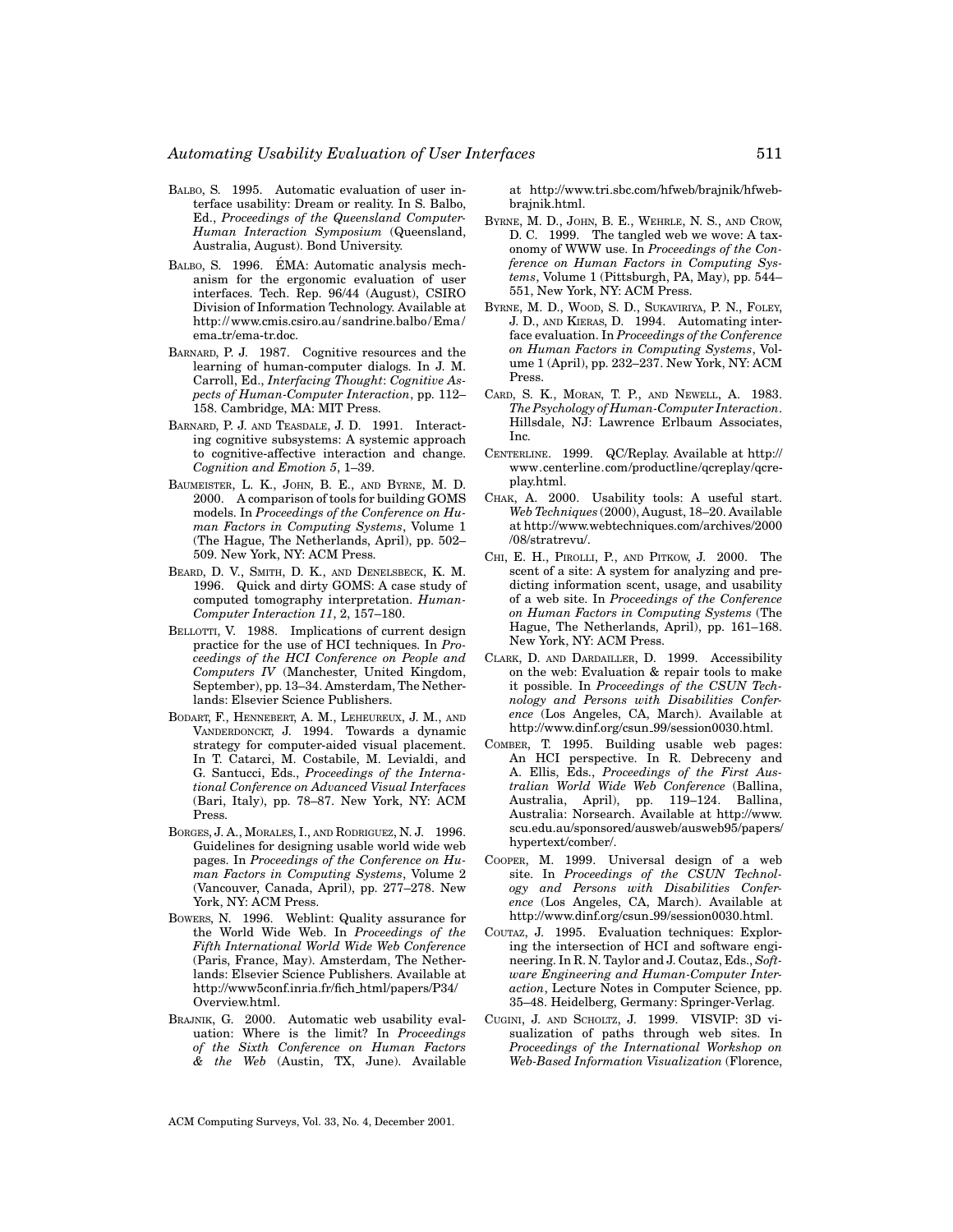BALBO, S. 1995. Automatic evaluation of user interface usability: Dream or reality. In S. Balbo, Ed., *Proceedings of the Queensland Computer-Human Interaction Symposium* (Queensland, Australia, August). Bond University.

BALBO, S. 1996. ÉMA: Automatic analysis mechanism for the ergonomic evaluation of user interfaces. Tech. Rep. 96/44 (August), CSIRO Division of Information Technology. Available at http://www.cmis.csiro.au/sandrine.balbo/Ema/ema_tr/ema-tr.doc.

BARNARD, P. J. 1987. Cognitive resources and the learning of human-computer dialogs. In J. M. Carroll, Ed., *Interfacing Thought: Cognitive Aspects of Human-Computer Interaction*, pp. 112–158. Cambridge, MA: MIT Press.

BARNARD, P. J. AND TEASDALE, J. D. 1991. Interacting cognitive subsystems: A systemic approach to cognitive-affective interaction and change. *Cognition and Emotion 5*, 1–39.

BAUMEISTER, L. K., JOHN, B. E., AND BYRNE, M. D. 2000. A comparison of tools for building GOMS models. In *Proceedings of the Conference on Human Factors in Computing Systems*, Volume 1 (The Hague, The Netherlands, April), pp. 502–509. New York, NY: ACM Press.

BEARD, D. V., SMITH, D. K., AND DENELSBECK, K. M. 1996. Quick and dirty GOMS: A case study of computed tomography interpretation. *Human-Computer Interaction 11*, 2, 157–180.

BELLOTTI, V. 1988. Implications of current design practice for the use of HCI techniques. In *Proceedings of the HCI Conference on People and Computers IV* (Manchester, United Kingdom, September), pp. 13–34. Amsterdam, The Netherlands: Elsevier Science Publishers.

BODART, F., HENNEBERT, A. M., LEHEUREUX, J. M., AND VANDERDONCKT, J. 1994. Towards a dynamic strategy for computer-aided visual placement. In T. Catarci, M. Costabile, M. Levialdi, and G. Santucci, Eds., *Proceedings of the International Conference on Advanced Visual Interfaces* (Bari, Italy), pp. 78–87. New York, NY: ACM Press.

BORGES, J. A., MORALES, I., AND RODRIGUEZ, N. J. 1996. Guidelines for designing usable world wide web pages. In *Proceedings of the Conference on Human Factors in Computing Systems*, Volume 2 (Vancouver, Canada, April), pp. 277–278. New York, NY: ACM Press.

BOWERS, N. 1996. Weblint: Quality assurance for the World Wide Web. In *Proceedings of the Fifth International World Wide Web Conference* (Paris, France, May). Amsterdam, The Netherlands: Elsevier Science Publishers. Available at http://www5conf.inria.fr/fich_html/papers/P34/Overview.html.

BRAJNIK, G. 2000. Automatic web usability evaluation: Where is the limit? In *Proceedings of the Sixth Conference on Human Factors & the Web* (Austin, TX, June). Available at http://www.tri.sbc.com/hfweb/brajnik/hfweb-brajnik.html.

BYRNE, M. D., JOHN, B. E., WEHRLE, N. S., AND CROW, D. C. 1999. The tangled web we wove: A taxonomy of WWW use. In *Proceedings of the Conference on Human Factors in Computing Systems*, Volume 1 (Pittsburgh, PA, May), pp. 544–551, New York, NY: ACM Press.

BYRNE, M. D., WOOD, S. D., SUKAVIRIYA, P. N., FOLEY, J. D., AND KIERAS, D. 1994. Automating interface evaluation. In *Proceedings of the Conference on Human Factors in Computing Systems*, Volume 1 (April), pp. 232–237. New York, NY: ACM Press.

CARD, S. K., MORAN, T. P., AND NEWELL, A. 1983. *The Psychology of Human-Computer Interaction*. Hillsdale, NJ: Lawrence Erlbaum Associates, Inc.

CENTERLINE. 1999. QC/Replay. Available at http://www.centerline.com/productline/qcreplay/qcreplay.html.

CHAK, A. 2000. Usability tools: A useful start. *Web Techniques* (2000), August, 18–20. Available at http://www.webtechniques.com/archives/2000/08/stratrevu/.

CHI, E. H., PIROLLI, P., AND PITKOW, J. 2000. The scent of a site: A system for analyzing and predicting information scent, usage, and usability of a web site. In *Proceedings of the Conference on Human Factors in Computing Systems* (The Hague, The Netherlands, April), pp. 161–168. New York, NY: ACM Press.

CLARK, D. AND DARDAILLER, D. 1999. Accessibility on the web: Evaluation & repair tools to make it possible. In *Proceedings of the CSUN Technology and Persons with Disabilities Conference* (Los Angeles, CA, March). Available at http://www.dinf.org/csun_99/session0030.html.

COMBER, T. 1995. Building usable web pages: An HCI perspective. In R. Debreceny and A. Ellis, Eds., *Proceedings of the First Australian World Wide Web Conference* (Ballina, Australia, April), pp. 119–124. Ballina, Australia: Norsearch. Available at http://www.scu.edu.au/sponsored/ausweb/ausweb95/papers/hypertext/comber/.

COOPER, M. 1999. Universal design of a web site. In *Proceedings of the CSUN Technology and Persons with Disabilities Conference* (Los Angeles, CA, March). Available at http://www.dinf.org/csun_99/session0030.html.

COUTAZ, J. 1995. Evaluation techniques: Exploring the intersection of HCI and software engineering. In R. N. Taylor and J. Coutaz, Eds., *Software Engineering and Human-Computer Interaction*, Lecture Notes in Computer Science, pp. 35–48. Heidelberg, Germany: Springer-Verlag.

CUGINI, J. AND SCHOLTZ, J. 1999. VISVIP: 3D visualization of paths through web sites. In *Proceedings of the International Workshop on Web-Based Information Visualization* (Florence,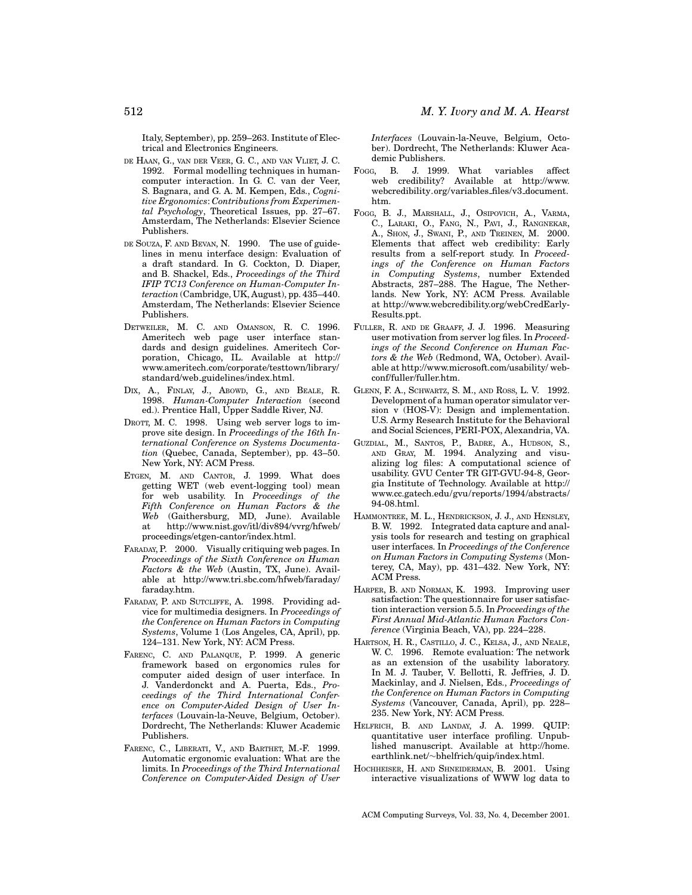Italy, September), pp. 259–263. Institute of Electrical and Electronics Engineers.

DE HAAN, G., VAN DER VEER, G. C., AND VAN VLIET, J. C. 1992. Formal modelling techniques in human-computer interaction. In G. C. van der Veer, S. Bagnara, and G. A. M. Kempen, Eds., *Cognitive Ergonomics*: *Contributions from Experimental Psychology*, Theoretical Issues, pp. 27–67. Amsterdam, The Netherlands: Elsevier Science Publishers.

DE SOUZA, F. AND BEVAN, N. 1990. The use of guidelines in menu interface design: Evaluation of a draft standard. In G. Cockton, D. Diaper, and B. Shackel, Eds., *Proceedings of the Third IFIP TC13 Conference on Human-Computer Interaction* (Cambridge, UK, August), pp. 435–440. Amsterdam, The Netherlands: Elsevier Science Publishers.

DETWEILER, M. C. AND OMANSON, R. C. 1996. Ameritech web page user interface standards and design guidelines. Ameritech Corporation, Chicago, IL. Available at http://www.ameritech.com/corporate/testtown/library/standard/web_guidelines/index.html.

DIX, A., FINLAY, J., ABOWD, G., AND BEALE, R. 1998. *Human-Computer Interaction* (second ed.). Prentice Hall, Upper Saddle River, NJ.

DROTT, M. C. 1998. Using web server logs to improve site design. In *Proceedings of the 16th International Conference on Systems Documentation* (Quebec, Canada, September), pp. 43–50. New York, NY: ACM Press.

ETGEN, M. AND CANTOR, J. 1999. What does getting WET (web event-logging tool) mean for web usability. In *Proceedings of the Fifth Conference on Human Factors & the Web* (Gaithersburg, MD, June). Available at http://www.nist.gov/itl/div894/vvrg/hfweb/proceedings/etgen-cantor/index.html.

FARADAY, P. 2000. Visually critiquing web pages. In *Proceedings of the Sixth Conference on Human Factors & the Web* (Austin, TX, June). Available at http://www.tri.sbc.com/hfweb/faraday/faraday.htm.

FARADAY, P. AND SUTCLIFFE, A. 1998. Providing advice for multimedia designers. In *Proceedings of the Conference on Human Factors in Computing Systems*, Volume 1 (Los Angeles, CA, April), pp. 124–131. New York, NY: ACM Press.

FARENC, C. AND PALANQUE, P. 1999. A generic framework based on ergonomics rules for computer aided design of user interface. In J. Vanderdonckt and A. Puerta, Eds., *Proceedings of the Third International Conference on Computer-Aided Design of User Interfaces* (Louvain-la-Neuve, Belgium, October). Dordrecht, The Netherlands: Kluwer Academic Publishers.

FARENC, C., LIBERATI, V., AND BARTHET, M.-F. 1999. Automatic ergonomic evaluation: What are the limits. In *Proceedings of the Third International Conference on Computer-Aided Design of User Interfaces* (Louvain-la-Neuve, Belgium, October). Dordrecht, The Netherlands: Kluwer Academic Publishers.

FOGG, B. J. 1999. What variables affect web credibility? Available at http://www.webcredibility.org/variables_files/v3_document.htm.

FOGG, B. J., MARSHALL, J., OSIPOVICH, A., VARMA, C., LARAKI, O., FANG, N., PAVI, J., RANGNEKAR, A., SHON, J., SWANI, P., AND TREINEN, M. 2000. Elements that affect web credibility: Early results from a self-report study. In *Proceedings of the Conference on Human Factors in Computing Systems*, number Extended Abstracts, 287–288. The Hague, The Netherlands. New York, NY: ACM Press. Available at http://www.webcredibility.org/webCredEarly-Results.ppt.

FULLER, R. AND DE GRAAFF, J. J. 1996. Measuring user motivation from server log files. In *Proceedings of the Second Conference on Human Factors & the Web* (Redmond, WA, October). Available at http://www.microsoft.com/usability/webconf/fuller/fuller.htm.

GLENN, F. A., SCHWARTZ, S. M., AND ROSS, L. V. 1992. Development of a human operator simulator version v (HOS-V): Design and implementation. U.S. Army Research Institute for the Behavioral and Social Sciences, PERI-POX, Alexandria, VA.

GUZDIAL, M., SANTOS, P., BADRE, A., HUDSON, S., AND GRAY, M. 1994. Analyzing and visualizing log files: A computational science of usability. GVU Center TR GIT-GVU-94-8, Georgia Institute of Technology. Available at http://www.cc.gatech.edu/gvu/reports/1994/abstracts/94-08.html.

HAMMONTREE, M. L., HENDRICKSON, J. J., AND HENSLEY, B. W. 1992. Integrated data capture and analysis tools for research and testing on graphical user interfaces. In *Proceedings of the Conference on Human Factors in Computing Systems* (Monterey, CA, May), pp. 431–432. New York, NY: ACM Press.

HARPER, B. AND NORMAN, K. 1993. Improving user satisfaction: The questionnaire for user satisfaction interaction version 5.5. In *Proceedings of the First Annual Mid-Atlantic Human Factors Conference* (Virginia Beach, VA), pp. 224–228.

HARTSON, H. R., CASTILLO, J. C., KELSA, J., AND NEALE, W. C. 1996. Remote evaluation: The network as an extension of the usability laboratory. In M. J. Tauber, V. Bellotti, R. Jeffries, J. D. Mackinlay, and J. Nielsen, Eds., *Proceedings of the Conference on Human Factors in Computing Systems* (Vancouver, Canada, April), pp. 228–235. New York, NY: ACM Press.

HELFRICH, B. AND LANDAY, J. A. 1999. QUIP: quantitative user interface profiling. Unpublished manuscript. Available at http://home.earthlink.net/~bhelfrich/quip/index.html.

HOCHHEISER, H. AND SHNEIDERMAN, B. 2001. Using interactive visualizations of WWW log data to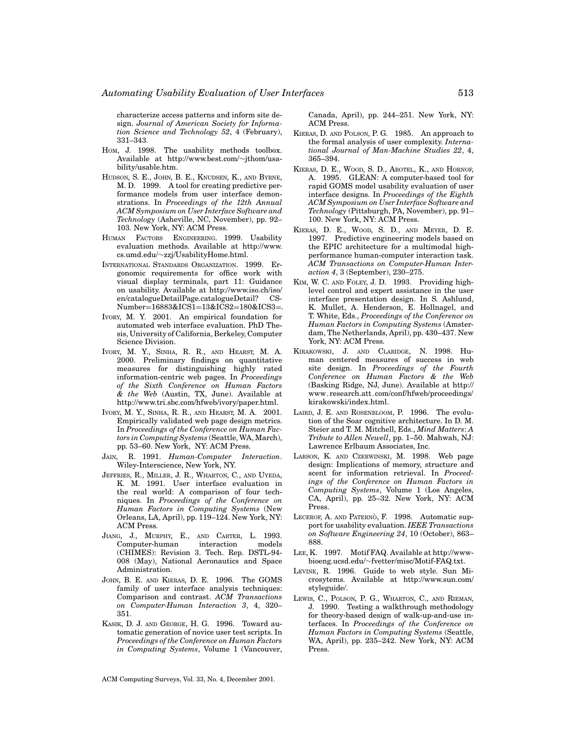characterize access patterns and inform site design. *Journal of American Society for Information Science and Technology 52*, 4 (February), 331–343.

HOM, J. 1998. The usability methods toolbox. Available at http://www.best.com/~jthom/usability/usable.htm.

HUDSON, S. E., JOHN, B. E., KNUDSEN, K., AND BYRNE, M. D. 1999. A tool for creating predictive performance models from user interface demonstrations. In *Proceedings of the 12th Annual ACM Symposium on User Interface Software and Technology* (Asheville, NC, November), pp. 92–103. New York, NY: ACM Press.

HUMAN FACTORS ENGINEERING. 1999. Usability evaluation methods. Available at http://www.cs.umd.edu/~zzj/UsabilityHome.html.

INTERNATIONAL STANDARDS ORGANIZATION. 1999. Ergonomic requirements for office work with visual display terminals, part 11: Guidance on usability. Available at http://www.iso.ch/iso/en/catalogueDetailPage.catalogueDetail? CSNumber=16883&ICS1=13&ICS2=180&ICS3=.

IVORY, M. Y. 2001. An empirical foundation for automated web interface evaluation. PhD Thesis, University of California, Berkeley, Computer Science Division.

IVORY, M. Y., SINHA, R. R., AND HEARST, M. A. 2000. Preliminary findings on quantitative measures for distinguishing highly rated information-centric web pages. In *Proceedings of the Sixth Conference on Human Factors & the Web* (Austin, TX, June). Available at http://www.tri.sbc.com/hfweb/ivory/paper.html.

IVORY, M. Y., SINHA, R. R., AND HEARST, M. A. 2001. Empirically validated web page design metrics. In *Proceedings of the Conference on Human Factors in Computing Systems* (Seattle, WA, March), pp. 53–60. New York, NY: ACM Press.

JAIN, R. 1991. *Human-Computer Interaction*. Wiley-Interscience, New York, NY.

JEFFRIES, R., MILLER, J. R., WHARTON, C., AND UYEDA, K. M. 1991. User interface evaluation in the real world: A comparison of four techniques. In *Proceedings of the Conference on Human Factors in Computing Systems* (New Orleans, LA, April), pp. 119–124. New York, NY: ACM Press.

JIANG, J., MURPHY, E., AND CARTER, L. 1993. Computer-human interaction models (CHIMES): Revision 3. Tech. Rep. DSTL-94-008 (May), National Aeronautics and Space Administration.

JOHN, B. E. AND KIERAS, D. E. 1996. The GOMS family of user interface analysis techniques: Comparison and contrast. *ACM Transactions on Computer-Human Interaction 3*, 4, 320–351.

KASIK, D. J. AND GEORGE, H. G. 1996. Toward automatic generation of novice user test scripts. In *Proceedings of the Conference on Human Factors in Computing Systems*, Volume 1 (Vancouver, Canada, April), pp. 244–251. New York, NY: ACM Press.

KIERAS, D. AND POLSON, P. G. 1985. An approach to the formal analysis of user complexity. *International Journal of Man-Machine Studies 22*, 4, 365–394.

KIERAS, D. E., WOOD, S. D., ABOTEL, K., AND HORNOF, A. 1995. GLEAN: A computer-based tool for rapid GOMS model usability evaluation of user interface designs. In *Proceedings of the Eighth ACM Symposium on User Interface Software and Technology* (Pittsburgh, PA, November), pp. 91–100. New York, NY: ACM Press.

KIERAS, D. E., WOOD, S. D., AND MEYER, D. E. 1997. Predictive engineering models based on the EPIC architecture for a multimodal high-performance human-computer interaction task. *ACM Transactions on Computer-Human Interaction 4*, 3 (September), 230–275.

KIM, W. C. AND FOLEY, J. D. 1993. Providing high-level control and expert assistance in the user interface presentation design. In S. Ashlund, K. Mullet, A. Henderson, E. Hollnagel, and T. White, Eds., *Proceedings of the Conference on Human Factors in Computing Systems* (Amsterdam, The Netherlands, April), pp. 430–437. New York, NY: ACM Press.

KIRAKOWSKI, J. AND CLARIDGE, N. 1998. Human centered measures of success in web site design. In *Proceedings of the Fourth Conference on Human Factors & the Web* (Basking Ridge, NJ, June). Available at http://www.research.att.com/conf/hfweb/proceedings/kirakowski/index.html.

LAIRD, J. E. AND ROSENBLOOM, P. 1996. The evolution of the Soar cognitive architecture. In D. M. Steier and T. M. Mitchell, Eds., *Mind Matters: A Tribute to Allen Newell*, pp. 1–50. Mahwah, NJ: Lawrence Erlbaum Associates, Inc.

LARSON, K. AND CZERWINSKI, M. 1998. Web page design: Implications of memory, structure and scent for information retrieval. In *Proceedings of the Conference on Human Factors in Computing Systems*, Volume 1 (Los Angeles, CA, April), pp. 25–32. New York, NY: ACM Press.

LECEROF, A. AND PATERNÒ, F. 1998. Automatic support for usability evaluation. *IEEE Transactions on Software Engineering 24*, 10 (October), 863–888.

LEE, K. 1997. Motif FAQ. Available at http://www-bioeng.ucsd.edu/~fvetter/misc/Motif-FAQ.txt.

LEVINE, R. 1996. Guide to web style. Sun Microsytems. Available at http://www.sun.com/styleguide/.

LEWIS, C., POLSON, P. G., WHARTON, C., AND RIEMAN, J. 1990. Testing a walkthrough methodology for theory-based design of walk-up-and-use interfaces. In *Proceedings of the Conference on Human Factors in Computing Systems* (Seattle, WA, April), pp. 235–242. New York, NY: ACM Press.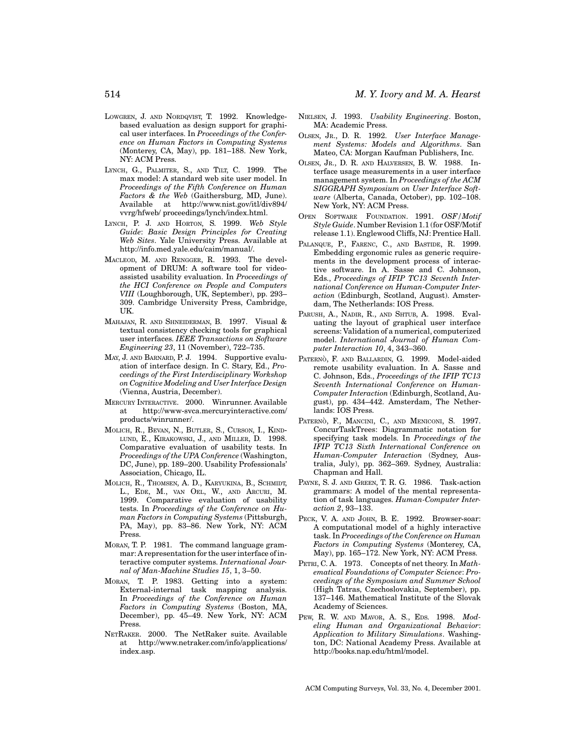LOWGREN, J. AND NORDQVIST, T. 1992. Knowledge-based evaluation as design support for graphical user interfaces. In *Proceedings of the Conference on Human Factors in Computing Systems* (Monterey, CA, May), pp. 181–188. New York, NY: ACM Press.

LYNCH, G., PALMITER, S., AND TILT, C. 1999. The max model: A standard web site user model. In *Proceedings of the Fifth Conference on Human Factors & the Web* (Gaithersburg, MD, June). Available at http://www.nist.gov/itl/div894/vvrg/hfweb/ proceedings/lynch/index.html.

LYNCH, P. J. AND HORTON, S. 1999. *Web Style Guide*: *Basic Design Principles for Creating Web Sites*. Yale University Press. Available at http://info.med.yale.edu/caim/manual/.

MACLEOD, M. AND RENGGER, R. 1993. The development of DRUM: A software tool for video-assisted usability evaluation. In *Proceedings of the HCI Conference on People and Computers VIII* (Loughborough, UK, September), pp. 293–309. Cambridge University Press, Cambridge, UK.

MAHAJAN, R. AND SHNEIDERMAN, B. 1997. Visual & textual consistency checking tools for graphical user interfaces. *IEEE Transactions on Software Engineering 23*, 11 (November), 722–735.

MAY, J. AND BARNARD, P. J. 1994. Supportive evaluation of interface design. In C. Stary, Ed., *Proceedings of the First Interdisciplinary Workshop on Cognitive Modeling and User Interface Design* (Vienna, Austria, December).

MERCURY INTERACTIVE. 2000. Winrunner. Available at http://www-svca.mercuryinteractive.com/products/winrunner/.

MOLICH, R., BEVAN, N., BUTLER, S., CURSON, I., KINDLUND, E., KIRAKOWSKI, J., AND MILLER, D. 1998. Comparative evaluation of usability tests. In *Proceedings of the UPA Conference* (Washington, DC, June), pp. 189–200. Usability Professionals' Association, Chicago, IL.

MOLICH, R., THOMSEN, A. D., KARYUKINA, B., SCHMIDT, L., EDE, M., VAN OEL, W., AND ARCURI, M. 1999. Comparative evaluation of usability tests. In *Proceedings of the Conference on Human Factors in Computing Systems* (Pittsburgh, PA, May), pp. 83–86. New York, NY: ACM Press.

MORAN, T. P. 1981. The command language grammar: A representation for the user interface of interactive computer systems. *International Journal of Man-Machine Studies 15*, 1, 3–50.

MORAN, T. P. 1983. Getting into a system: External-internal task mapping analysis. In *Proceedings of the Conference on Human Factors in Computing Systems* (Boston, MA, December), pp. 45–49. New York, NY: ACM Press.

NETRAKER. 2000. The NetRaker suite. Available at http://www.netraker.com/info/applications/index.asp.

NIELSEN, J. 1993. *Usability Engineering*. Boston, MA: Academic Press.

OLSEN, JR., D. R. 1992. *User Interface Management Systems: Models and Algorithms*. San Mateo, CA: Morgan Kaufman Publishers, Inc.

OLSEN, JR., D. R. AND HALVERSEN, B. W. 1988. Interface usage measurements in a user interface management system. In *Proceedings of the ACM SIGGRAPH Symposium on User Interface Software* (Alberta, Canada, October), pp. 102–108. New York, NY: ACM Press.

OPEN SOFTWARE FOUNDATION. 1991. *OSF/Motif Style Guide*. Number Revision 1.1 (for OSF/Motif release 1.1). Englewood Cliffs, NJ: Prentice Hall.

PALANQUE, P., FARENC, C., AND BASTIDE, R. 1999. Embedding ergonomic rules as generic requirements in the development process of interactive software. In A. Sasse and C. Johnson, Eds., *Proceedings of IFIP TC13 Seventh International Conference on Human-Computer Interaction* (Edinburgh, Scotland, August). Amsterdam, The Netherlands: IOS Press.

PARUSH, A., NADIR, R., AND SHTUB, A. 1998. Evaluating the layout of graphical user interface screens: Validation of a numerical, computerized model. *International Journal of Human Computer Interaction 10*, 4, 343–360.

PATERNÒ, F. AND BALLARDIN, G. 1999. Model-aided remote usability evaluation. In A. Sasse and C. Johnson, Eds., *Proceedings of the IFIP TC13 Seventh International Conference on Human-Computer Interaction* (Edinburgh, Scotland, August), pp. 434–442. Amsterdam, The Netherlands: IOS Press.

PATERNÒ, F., MANCINI, C., AND MENICONI, S. 1997. ConcurTaskTrees: Diagrammatic notation for specifying task models. In *Proceedings of the IFIP TC13 Sixth International Conference on Human-Computer Interaction* (Sydney, Australia, July), pp. 362–369. Sydney, Australia: Chapman and Hall.

PAYNE, S. J. AND GREEN, T. R. G. 1986. Task-action grammars: A model of the mental representation of task languages. *Human-Computer Interaction 2*, 93–133.

PECK, V. A. AND JOHN, B. E. 1992. Browser-soar: A computational model of a highly interactive task. In *Proceedings of the Conference on Human Factors in Computing Systems* (Monterey, CA, May), pp. 165–172. New York, NY: ACM Press.

PETRI, C. A. 1973. Concepts of net theory. In *Mathematical Foundations of Computer Science*: *Proceedings of the Symposium and Summer School* (High Tatras, Czechoslovakia, September), pp. 137–146. Mathematical Institute of the Slovak Academy of Sciences.

PEW, R. W. AND MAVOR, A. S., EDS. 1998. *Modeling Human and Organizational Behavior*: *Application to Military Simulations*. Washington, DC: National Academy Press. Available at http://books.nap.edu/html/model.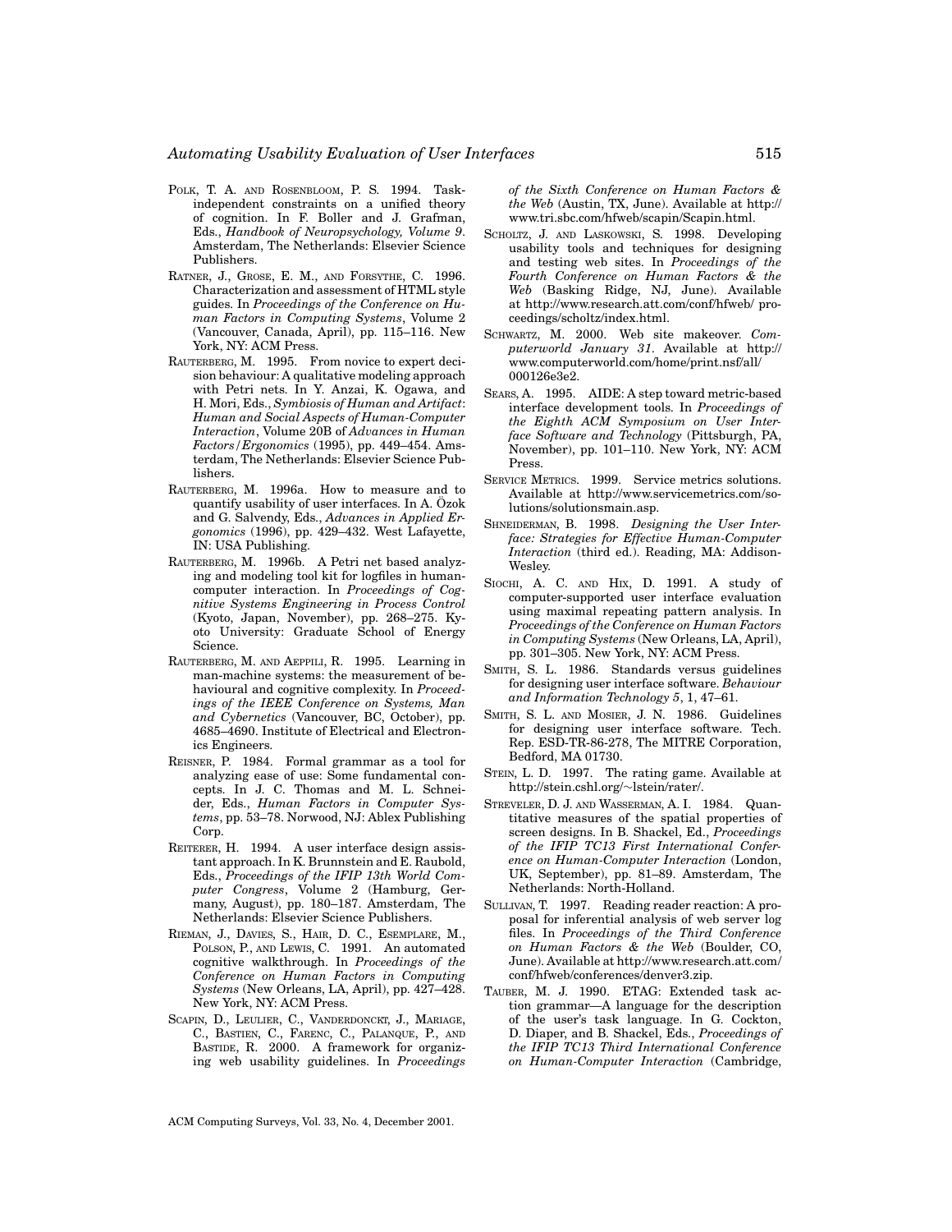POLK, T. A. AND ROSENBLOOM, P. S. 1994. Task-independent constraints on a unified theory of cognition. In F. Boller and J. Grafman, Eds., *Handbook of Neuropsychology, Volume 9*. Amsterdam, The Netherlands: Elsevier Science Publishers.

RATNER, J., GROSE, E. M., AND FORSYTHE, C. 1996. Characterization and assessment of HTML style guides. In *Proceedings of the Conference on Human Factors in Computing Systems*, Volume 2 (Vancouver, Canada, April), pp. 115–116. New York, NY: ACM Press.

RAUTERBERG, M. 1995. From novice to expert decision behaviour: A qualitative modeling approach with Petri nets. In Y. Anzai, K. Ogawa, and H. Mori, Eds., *Symbiosis of Human and Artifact: Human and Social Aspects of Human-Computer Interaction*, Volume 20B of *Advances in Human Factors/Ergonomics* (1995), pp. 449–454. Amsterdam, The Netherlands: Elsevier Science Publishers.

RAUTERBERG, M. 1996a. How to measure and to quantify usability of user interfaces. In A. Özok and G. Salvendy, Eds., *Advances in Applied Ergonomics* (1996), pp. 429–432. West Lafayette, IN: USA Publishing.

RAUTERBERG, M. 1996b. A Petri net based analyzing and modeling tool kit for logfiles in human-computer interaction. In *Proceedings of Cognitive Systems Engineering in Process Control* (Kyoto, Japan, November), pp. 268–275. Kyoto University: Graduate School of Energy Science.

RAUTERBERG, M. AND AEPPILI, R. 1995. Learning in man-machine systems: the measurement of behavioural and cognitive complexity. In *Proceedings of the IEEE Conference on Systems, Man and Cybernetics* (Vancouver, BC, October), pp. 4685–4690. Institute of Electrical and Electronics Engineers.

REISNER, P. 1984. Formal grammar as a tool for analyzing ease of use: Some fundamental concepts. In J. C. Thomas and M. L. Schneider, Eds., *Human Factors in Computer Systems*, pp. 53–78. Norwood, NJ: Ablex Publishing Corp.

REITERER, H. 1994. A user interface design assistant approach. In K. Brunnstein and E. Raubold, Eds., *Proceedings of the IFIP 13th World Computer Congress*, Volume 2 (Hamburg, Germany, August), pp. 180–187. Amsterdam, The Netherlands: Elsevier Science Publishers.

RIEMAN, J., DAVIES, S., HAIR, D. C., ESEMPLARE, M., POLSON, P., AND LEWIS, C. 1991. An automated cognitive walkthrough. In *Proceedings of the Conference on Human Factors in Computing Systems* (New Orleans, LA, April), pp. 427–428. New York, NY: ACM Press.

SCAPIN, D., LEULIER, C., VANDERDONCKT, J., MARIAGE, C., BASTIEN, C., FARENC, C., PALANQUE, P., AND BASTIDE, R. 2000. A framework for organizing web usability guidelines. In *Proceedings of the Sixth Conference on Human Factors & the Web* (Austin, TX, June). Available at http://www.tri.sbc.com/hfweb/scapin/Scapin.html.

SCHOLTZ, J. AND LASKOWSKI, S. 1998. Developing usability tools and techniques for designing and testing web sites. In *Proceedings of the Fourth Conference on Human Factors & the Web* (Basking Ridge, NJ, June). Available at http://www.research.att.com/conf/hfweb/proceedings/scholtz/index.html.

SCHWARTZ, M. 2000. Web site makeover. *Computerworld January 31*. Available at http://www.computerworld.com/home/print.nsf/all/000126e3e2.

SEARS, A. 1995. AIDE: A step toward metric-based interface development tools. In *Proceedings of the Eighth ACM Symposium on User Interface Software and Technology* (Pittsburgh, PA, November), pp. 101–110. New York, NY: ACM Press.

SERVICE METRICS. 1999. Service metrics solutions. Available at http://www.servicemetrics.com/solutions/solutionsmain.asp.

SHNEIDERMAN, B. 1998. *Designing the User Interface: Strategies for Effective Human-Computer Interaction* (third ed.). Reading, MA: Addison-Wesley.

SIOCHI, A. C. AND HIX, D. 1991. A study of computer-supported user interface evaluation using maximal repeating pattern analysis. In *Proceedings of the Conference on Human Factors in Computing Systems* (New Orleans, LA, April), pp. 301–305. New York, NY: ACM Press.

SMITH, S. L. 1986. Standards versus guidelines for designing user interface software. *Behaviour and Information Technology 5*, 1, 47–61.

SMITH, S. L. AND MOSIER, J. N. 1986. Guidelines for designing user interface software. Tech. Rep. ESD-TR-86-278, The MITRE Corporation, Bedford, MA 01730.

STEIN, L. D. 1997. The rating game. Available at http://stein.cshl.org/~lstein/rater/.

STREVELER, D. J. AND WASSERMAN, A. I. 1984. Quantitative measures of the spatial properties of screen designs. In B. Shackel, Ed., *Proceedings of the IFIP TC13 First International Conference on Human-Computer Interaction* (London, UK, September), pp. 81–89. Amsterdam, The Netherlands: North-Holland.

SULLIVAN, T. 1997. Reading reader reaction: A proposal for inferential analysis of web server log files. In *Proceedings of the Third Conference on Human Factors & the Web* (Boulder, CO, June). Available at http://www.research.att.com/conf/hfweb/conferences/denver3.zip.

TAUBER, M. J. 1990. ETAG: Extended task action grammar—A language for the description of the user's task language. In G. Cockton, D. Diaper, and B. Shackel, Eds., *Proceedings of the IFIP TC13 Third International Conference on Human-Computer Interaction* (Cambridge,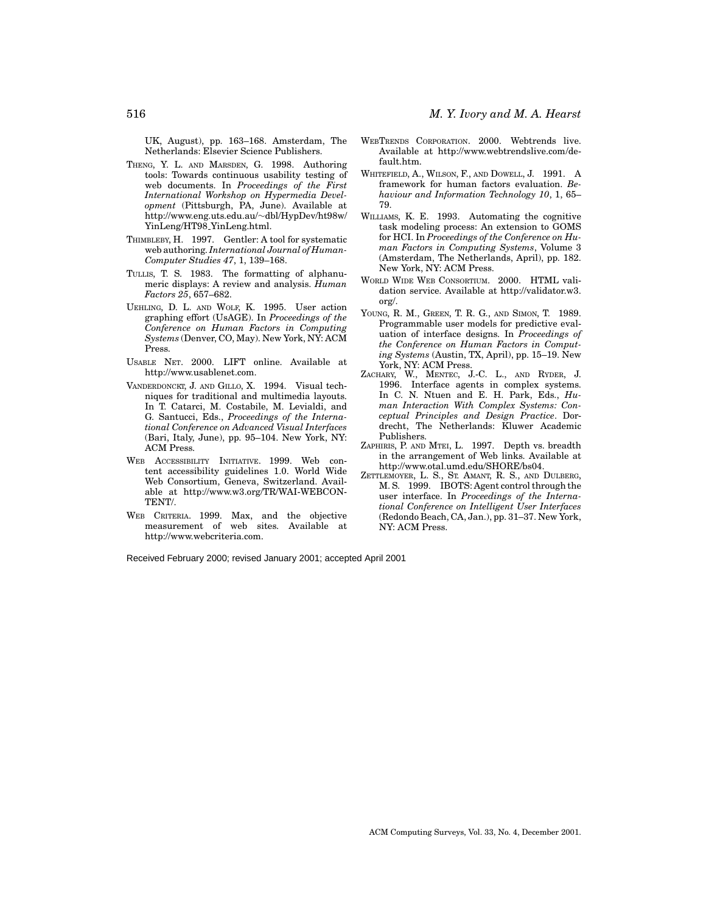UK, August), pp. 163–168. Amsterdam, The Netherlands: Elsevier Science Publishers.

THENG, Y. L. AND MARSDEN, G. 1998. Authoring tools: Towards continuous usability testing of web documents. In *Proceedings of the First International Workshop on Hypermedia Development* (Pittsburgh, PA, June). Available at http://www.eng.uts.edu.au/~dbl/HypDev/ht98w/YinLeng/HT98_YinLeng.html.

THIMBLEBY, H. 1997. Gentler: A tool for systematic web authoring. *International Journal of Human-Computer Studies 47*, 1, 139–168.

TULLIS, T. S. 1983. The formatting of alphanumeric displays: A review and analysis. *Human Factors 25*, 657–682.

UEHLING, D. L. AND WOLF, K. 1995. User action graphing effort (UsAGE). In *Proceedings of the Conference on Human Factors in Computing Systems* (Denver, CO, May). New York, NY: ACM Press.

USABLE NET. 2000. LIFT online. Available at http://www.usablenet.com.

VANDERDONCKT, J. AND GILLO, X. 1994. Visual techniques for traditional and multimedia layouts. In T. Catarci, M. Costabile, M. Levialdi, and G. Santucci, Eds., *Proceedings of the International Conference on Advanced Visual Interfaces* (Bari, Italy, June), pp. 95–104. New York, NY: ACM Press.

WEB ACCESSIBILITY INITIATIVE. 1999. Web content accessibility guidelines 1.0. World Wide Web Consortium, Geneva, Switzerland. Available at http://www.w3.org/TR/WAI-WEBCONTENT/.

WEB CRITERIA. 1999. Max, and the objective measurement of web sites. Available at http://www.webcriteria.com.

WEBTRENDS CORPORATION. 2000. Webtrends live. Available at http://www.webtrendslive.com/default.htm.

WHITEFIELD, A., WILSON, F., AND DOWELL, J. 1991. A framework for human factors evaluation. *Behaviour and Information Technology 10*, 1, 65–79.

WILLIAMS, K. E. 1993. Automating the cognitive task modeling process: An extension to GOMS for HCI. In *Proceedings of the Conference on Human Factors in Computing Systems*, Volume 3 (Amsterdam, The Netherlands, April), pp. 182. New York, NY: ACM Press.

WORLD WIDE WEB CONSORTIUM. 2000. HTML validation service. Available at http://validator.w3.org/.

YOUNG, R. M., GREEN, T. R. G., AND SIMON, T. 1989. Programmable user models for predictive evaluation of interface designs. In *Proceedings of the Conference on Human Factors in Computing Systems* (Austin, TX, April), pp. 15–19. New York, NY: ACM Press.

ZACHARY, W., MENTEC, J.-C. L., AND RYDER, J. 1996. Interface agents in complex systems. In C. N. Ntuen and E. H. Park, Eds., *Human Interaction With Complex Systems: Conceptual Principles and Design Practice*. Dordrecht, The Netherlands: Kluwer Academic Publishers.

ZAPHIRIS, P. AND MTEI, L. 1997. Depth vs. breadth in the arrangement of Web links. Available at http://www.otal.umd.edu/SHORE/bs04.

ZETTLEMOYER, L. S., ST. AMANT, R. S., AND DULBERG, M. S. 1999. IBOTS: Agent control through the user interface. In *Proceedings of the International Conference on Intelligent User Interfaces* (Redondo Beach, CA, Jan.), pp. 31–37. New York, NY: ACM Press.

Received February 2000; revised January 2001; accepted April 2001